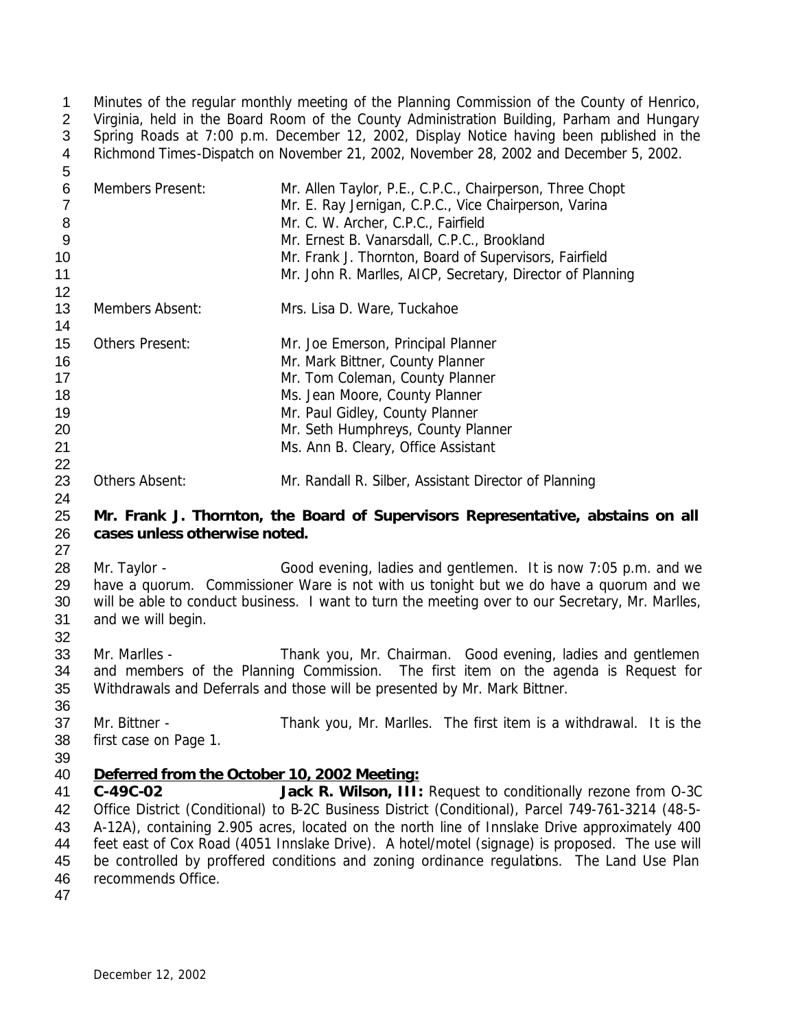Minutes of the regular monthly meeting of the Planning Commission of the County of Henrico, Virginia, held in the Board Room of the County Administration Building, Parham and Hungary Spring Roads at 7:00 p.m. December 12, 2002, Display Notice having been published in the Richmond Times-Dispatch on November 21, 2002, November 28, 2002 and December 5, 2002.

| | |
|---|---|
| Members Present: | Mr. Allen Taylor, P.E., C.P.C., Chairperson, Three Chopt |
| | Mr. E. Ray Jernigan, C.P.C., Vice Chairperson, Varina |
| | Mr. C. W. Archer, C.P.C., Fairfield |
| | Mr. Ernest B. Vanarsdall, C.P.C., Brookland |
| | Mr. Frank J. Thornton, Board of Supervisors, Fairfield |
| | Mr. John R. Marlles, AICP, Secretary, Director of Planning |
| Members Absent: | Mrs. Lisa D. Ware, Tuckahoe |
| Others Present: | Mr. Joe Emerson, Principal Planner |
| | Mr. Mark Bittner, County Planner |
| | Mr. Tom Coleman, County Planner |
| | Ms. Jean Moore, County Planner |
| | Mr. Paul Gidley, County Planner |
| | Mr. Seth Humphreys, County Planner |
| | Ms. Ann B. Cleary, Office Assistant |
| Others Absent: | Mr. Randall R. Silber, Assistant Director of Planning |

**Mr. Frank J. Thornton, the Board of Supervisors Representative, abstains on all cases unless otherwise noted.**

Mr. Taylor - Good evening, ladies and gentlemen. It is now 7:05 p.m. and we have a quorum. Commissioner Ware is not with us tonight but we do have a quorum and we will be able to conduct business. I want to turn the meeting over to our Secretary, Mr. Marlles, and we will begin.

Mr. Marlles - Thank you, Mr. Chairman. Good evening, ladies and gentlemen and members of the Planning Commission. The first item on the agenda is Request for Withdrawals and Deferrals and those will be presented by Mr. Mark Bittner.

Mr. Bittner - Thank you, Mr. Marlles. The first item is a withdrawal. It is the first case on Page 1.

**Deferred from the October 10, 2002 Meeting:**

**C-49C-02 Jack R. Wilson, III:** Request to conditionally rezone from O-3C Office District (Conditional) to B-2C Business District (Conditional), Parcel 749-761-3214 (48-5-A-12A), containing 2.905 acres, located on the north line of Innslake Drive approximately 400 feet east of Cox Road (4051 Innslake Drive). A hotel/motel (signage) is proposed. The use will be controlled by proffered conditions and zoning ordinance regulations. The Land Use Plan recommends Office.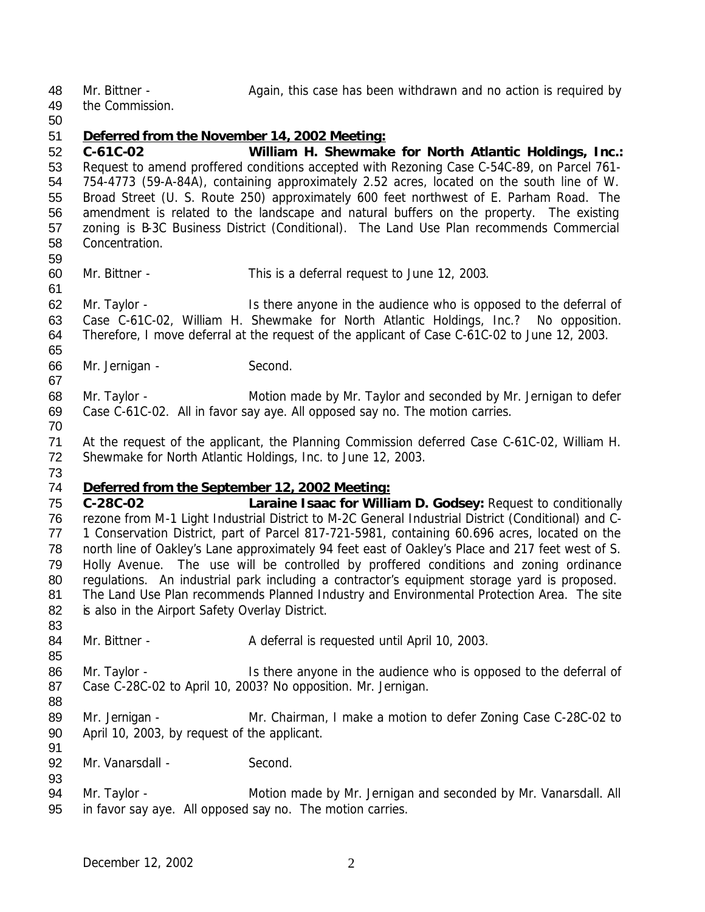Mr. Bittner - Again, this case has been withdrawn and no action is required by the Commission.

**Deferred from the November 14, 2002 Meeting:**

**C-61C-02 William H. Shewmake for North Atlantic Holdings, Inc.:** Request to amend proffered conditions accepted with Rezoning Case C-54C-89, on Parcel 761-754-4773 (59-A-84A), containing approximately 2.52 acres, located on the south line of W. Broad Street (U. S. Route 250) approximately 600 feet northwest of E. Parham Road. The amendment is related to the landscape and natural buffers on the property. The existing zoning is B-3C Business District (Conditional). The Land Use Plan recommends Commercial Concentration.

Mr. Bittner - This is a deferral request to June 12, 2003.

Mr. Taylor - Is there anyone in the audience who is opposed to the deferral of Case C-61C-02, William H. Shewmake for North Atlantic Holdings, Inc.? No opposition. Therefore, I move deferral at the request of the applicant of Case C-61C-02 to June 12, 2003.

Mr. Jernigan - Second.

Mr. Taylor - Motion made by Mr. Taylor and seconded by Mr. Jernigan to defer Case C-61C-02. All in favor say aye. All opposed say no. The motion carries.

At the request of the applicant, the Planning Commission deferred Case C-61C-02, William H. Shewmake for North Atlantic Holdings, Inc. to June 12, 2003.

**Deferred from the September 12, 2002 Meeting:**

**C-28C-02 Laraine Isaac for William D. Godsey:** Request to conditionally rezone from M-1 Light Industrial District to M-2C General Industrial District (Conditional) and C-1 Conservation District, part of Parcel 817-721-5981, containing 60.696 acres, located on the north line of Oakley's Lane approximately 94 feet east of Oakley's Place and 217 feet west of S. Holly Avenue. The use will be controlled by proffered conditions and zoning ordinance regulations. An industrial park including a contractor's equipment storage yard is proposed. The Land Use Plan recommends Planned Industry and Environmental Protection Area. The site is also in the Airport Safety Overlay District.

Mr. Bittner - A deferral is requested until April 10, 2003.

Mr. Taylor - Is there anyone in the audience who is opposed to the deferral of Case C-28C-02 to April 10, 2003? No opposition. Mr. Jernigan.

Mr. Jernigan - Mr. Chairman, I make a motion to defer Zoning Case C-28C-02 to April 10, 2003, by request of the applicant.

Mr. Vanarsdall - Second.

Mr. Taylor - Motion made by Mr. Jernigan and seconded by Mr. Vanarsdall. All in favor say aye. All opposed say no. The motion carries.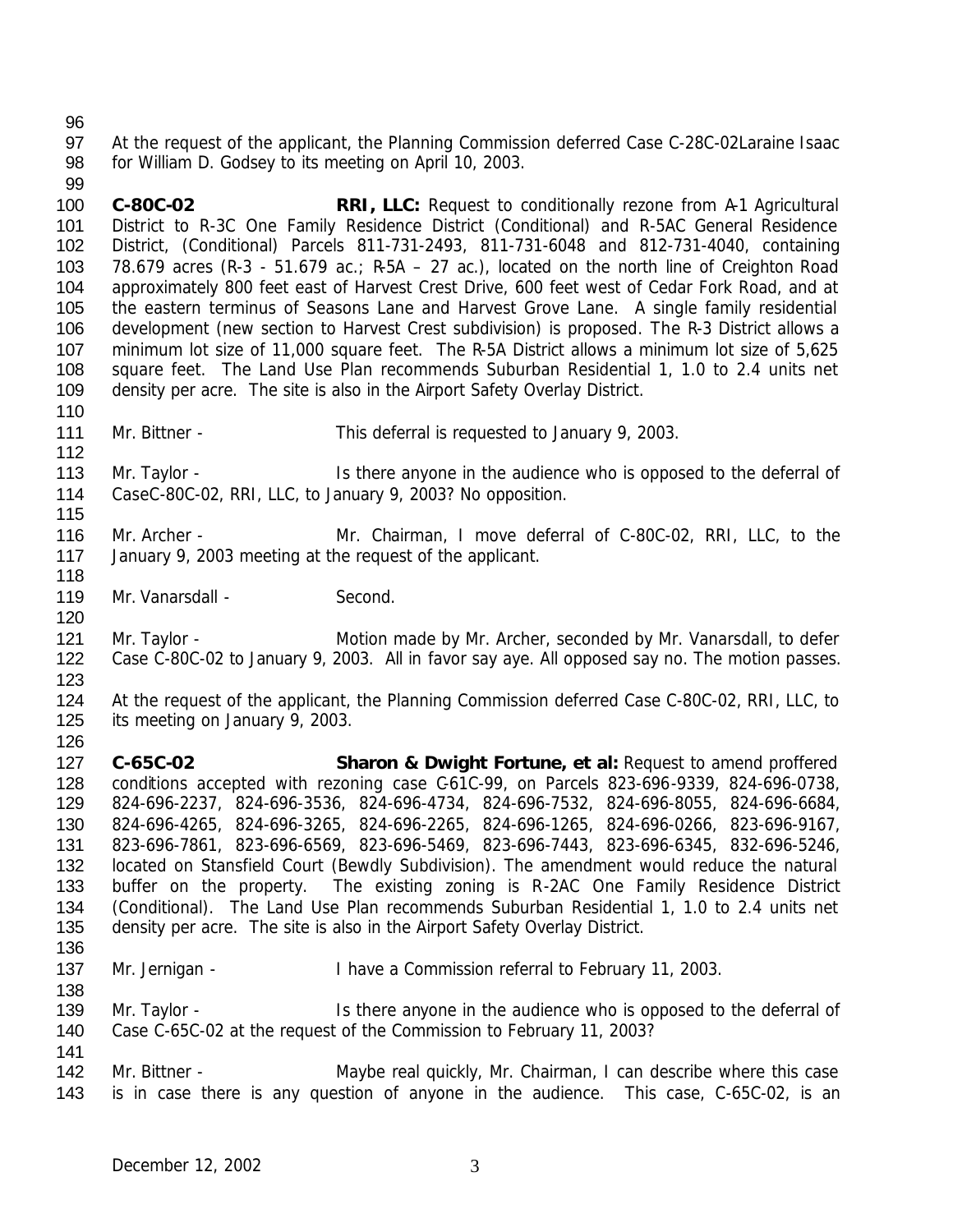At the request of the applicant, the Planning Commission deferred Case C-28C-02Laraine Isaac for William D. Godsey to its meeting on April 10, 2003.

**C-80C-02** **RRI, LLC:** Request to conditionally rezone from A-1 Agricultural District to R-3C One Family Residence District (Conditional) and R-5AC General Residence District, (Conditional) Parcels 811-731-2493, 811-731-6048 and 812-731-4040, containing 78.679 acres (R-3 - 51.679 ac.; R-5A – 27 ac.), located on the north line of Creighton Road approximately 800 feet east of Harvest Crest Drive, 600 feet west of Cedar Fork Road, and at the eastern terminus of Seasons Lane and Harvest Grove Lane. A single family residential development (new section to Harvest Crest subdivision) is proposed. The R-3 District allows a minimum lot size of 11,000 square feet. The R-5A District allows a minimum lot size of 5,625 square feet. The Land Use Plan recommends Suburban Residential 1, 1.0 to 2.4 units net density per acre. The site is also in the Airport Safety Overlay District.

Mr. Bittner - This deferral is requested to January 9, 2003.

Mr. Taylor - Is there anyone in the audience who is opposed to the deferral of CaseC-80C-02, RRI, LLC, to January 9, 2003? No opposition.

Mr. Archer - Mr. Chairman, I move deferral of C-80C-02, RRI, LLC, to the January 9, 2003 meeting at the request of the applicant.

Mr. Vanarsdall - Second.

Mr. Taylor - Motion made by Mr. Archer, seconded by Mr. Vanarsdall, to defer Case C-80C-02 to January 9, 2003. All in favor say aye. All opposed say no. The motion passes.

At the request of the applicant, the Planning Commission deferred Case C-80C-02, RRI, LLC, to its meeting on January 9, 2003.

**C-65C-02** **Sharon & Dwight Fortune, et al:** Request to amend proffered conditions accepted with rezoning case C-61C-99, on Parcels 823-696-9339, 824-696-0738, 824-696-2237, 824-696-3536, 824-696-4734, 824-696-7532, 824-696-8055, 824-696-6684, 824-696-4265, 824-696-3265, 824-696-2265, 824-696-1265, 824-696-0266, 823-696-9167, 823-696-7861, 823-696-6569, 823-696-5469, 823-696-7443, 823-696-6345, 832-696-5246, located on Stansfield Court (Bewdly Subdivision). The amendment would reduce the natural buffer on the property. The existing zoning is R-2AC One Family Residence District (Conditional). The Land Use Plan recommends Suburban Residential 1, 1.0 to 2.4 units net density per acre. The site is also in the Airport Safety Overlay District.

Mr. Jernigan - I have a Commission referral to February 11, 2003.

Mr. Taylor - Is there anyone in the audience who is opposed to the deferral of Case C-65C-02 at the request of the Commission to February 11, 2003?

Mr. Bittner - Maybe real quickly, Mr. Chairman, I can describe where this case is in case there is any question of anyone in the audience. This case, C-65C-02, is an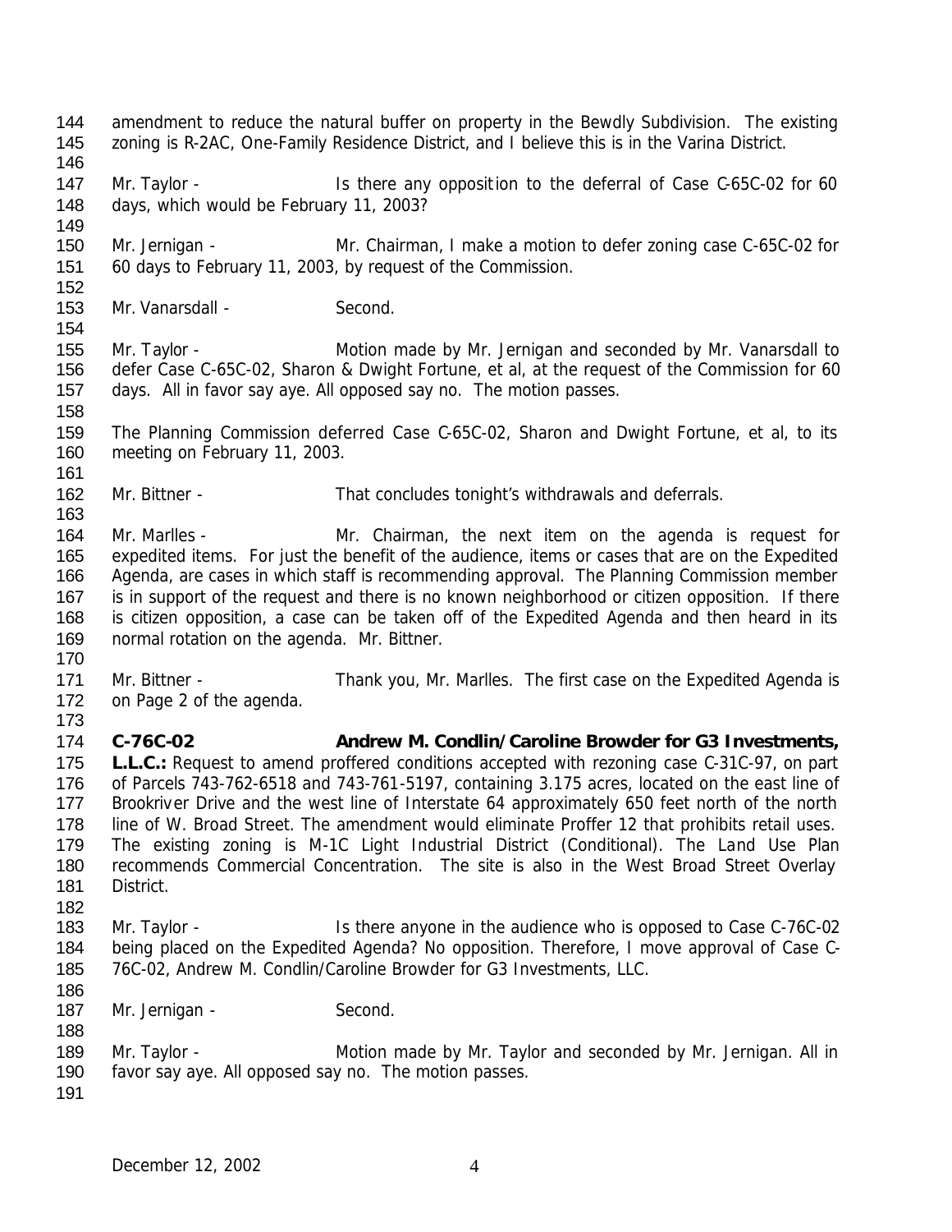amendment to reduce the natural buffer on property in the Bewdly Subdivision. The existing zoning is R-2AC, One-Family Residence District, and I believe this is in the Varina District.

Mr. Taylor - Is there any opposition to the deferral of Case C-65C-02 for 60 days, which would be February 11, 2003?

Mr. Jernigan - Mr. Chairman, I make a motion to defer zoning case C-65C-02 for 60 days to February 11, 2003, by request of the Commission.

Mr. Vanarsdall - Second.

Mr. Taylor - Motion made by Mr. Jernigan and seconded by Mr. Vanarsdall to defer Case C-65C-02, Sharon & Dwight Fortune, et al, at the request of the Commission for 60 days. All in favor say aye. All opposed say no. The motion passes.

The Planning Commission deferred Case C-65C-02, Sharon and Dwight Fortune, et al, to its meeting on February 11, 2003.

Mr. Bittner - That concludes tonight's withdrawals and deferrals.

Mr. Marlles - Mr. Chairman, the next item on the agenda is request for expedited items. For just the benefit of the audience, items or cases that are on the Expedited Agenda, are cases in which staff is recommending approval. The Planning Commission member is in support of the request and there is no known neighborhood or citizen opposition. If there is citizen opposition, a case can be taken off of the Expedited Agenda and then heard in its normal rotation on the agenda. Mr. Bittner.

Mr. Bittner - Thank you, Mr. Marlles. The first case on the Expedited Agenda is on Page 2 of the agenda.

**C-76C-02 Andrew M. Condlin/Caroline Browder for G3 Investments, L.L.C.:** Request to amend proffered conditions accepted with rezoning case C-31C-97, on part of Parcels 743-762-6518 and 743-761-5197, containing 3.175 acres, located on the east line of Brookriver Drive and the west line of Interstate 64 approximately 650 feet north of the north line of W. Broad Street. The amendment would eliminate Proffer 12 that prohibits retail uses. The existing zoning is M-1C Light Industrial District (Conditional). The Land Use Plan recommends Commercial Concentration. The site is also in the West Broad Street Overlay District.

Mr. Taylor - Is there anyone in the audience who is opposed to Case C-76C-02 being placed on the Expedited Agenda? No opposition. Therefore, I move approval of Case C-76C-02, Andrew M. Condlin/Caroline Browder for G3 Investments, LLC.

Mr. Jernigan - Second.

Mr. Taylor - Motion made by Mr. Taylor and seconded by Mr. Jernigan. All in favor say aye. All opposed say no. The motion passes.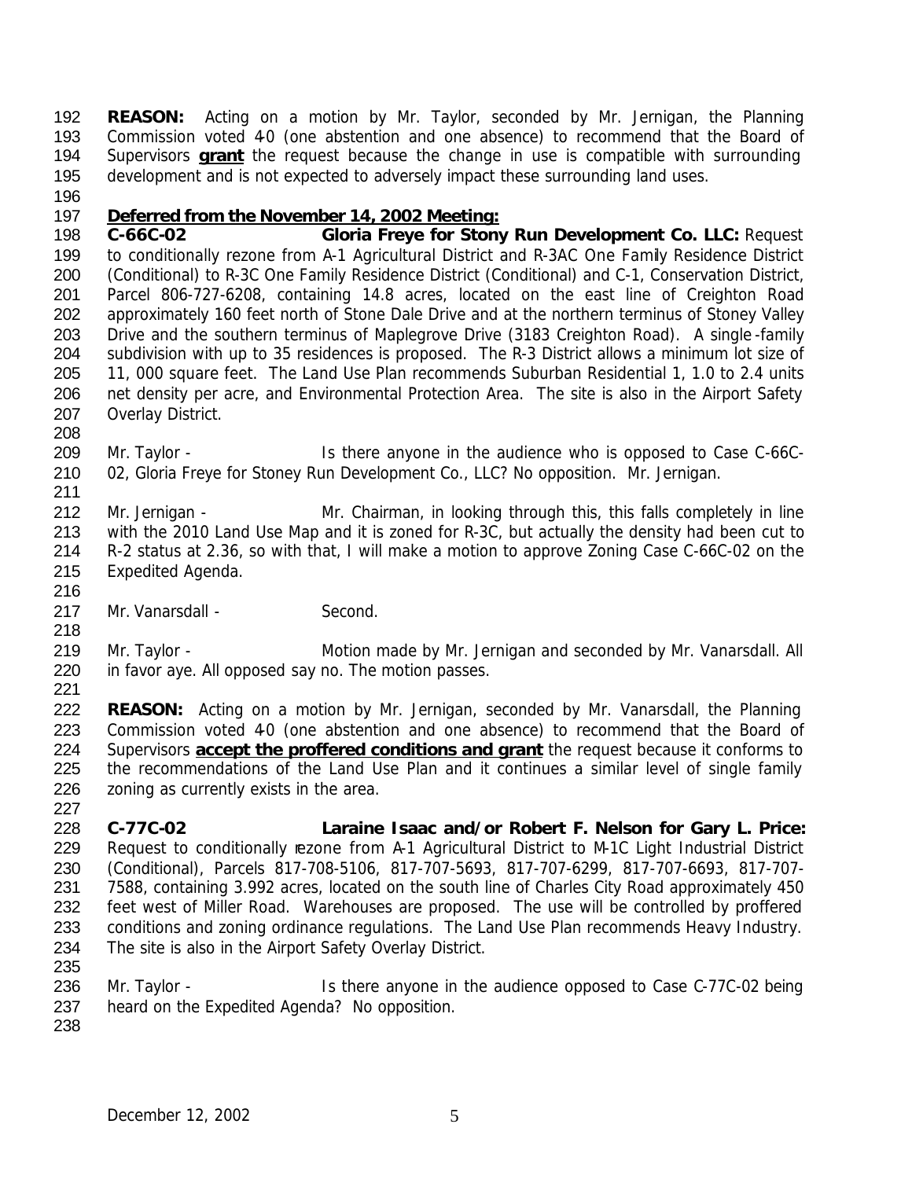**REASON:** Acting on a motion by Mr. Taylor, seconded by Mr. Jernigan, the Planning Commission voted 4-0 (one abstention and one absence) to recommend that the Board of Supervisors **grant** the request because the change in use is compatible with surrounding development and is not expected to adversely impact these surrounding land uses.

**Deferred from the November 14, 2002 Meeting:**

**C-66C-02 Gloria Freye for Stony Run Development Co. LLC:** Request to conditionally rezone from A-1 Agricultural District and R-3AC One Family Residence District (Conditional) to R-3C One Family Residence District (Conditional) and C-1, Conservation District, Parcel 806-727-6208, containing 14.8 acres, located on the east line of Creighton Road approximately 160 feet north of Stone Dale Drive and at the northern terminus of Stoney Valley Drive and the southern terminus of Maplegrove Drive (3183 Creighton Road). A single-family subdivision with up to 35 residences is proposed. The R-3 District allows a minimum lot size of 11, 000 square feet. The Land Use Plan recommends Suburban Residential 1, 1.0 to 2.4 units net density per acre, and Environmental Protection Area. The site is also in the Airport Safety Overlay District.

Mr. Taylor - Is there anyone in the audience who is opposed to Case C-66C-02, Gloria Freye for Stoney Run Development Co., LLC? No opposition. Mr. Jernigan.

Mr. Jernigan - Mr. Chairman, in looking through this, this falls completely in line with the 2010 Land Use Map and it is zoned for R-3C, but actually the density had been cut to R-2 status at 2.36, so with that, I will make a motion to approve Zoning Case C-66C-02 on the Expedited Agenda.

Mr. Vanarsdall - Second.

Mr. Taylor - Motion made by Mr. Jernigan and seconded by Mr. Vanarsdall. All in favor aye. All opposed say no. The motion passes.

**REASON:** Acting on a motion by Mr. Jernigan, seconded by Mr. Vanarsdall, the Planning Commission voted 4-0 (one abstention and one absence) to recommend that the Board of Supervisors **accept the proffered conditions and grant** the request because it conforms to the recommendations of the Land Use Plan and it continues a similar level of single family zoning as currently exists in the area.

**C-77C-02 Laraine Isaac and/or Robert F. Nelson for Gary L. Price:** Request to conditionally rezone from A-1 Agricultural District to M-1C Light Industrial District (Conditional), Parcels 817-708-5106, 817-707-5693, 817-707-6299, 817-707-6693, 817-707-7588, containing 3.992 acres, located on the south line of Charles City Road approximately 450 feet west of Miller Road. Warehouses are proposed. The use will be controlled by proffered conditions and zoning ordinance regulations. The Land Use Plan recommends Heavy Industry. The site is also in the Airport Safety Overlay District.

Mr. Taylor - Is there anyone in the audience opposed to Case C-77C-02 being heard on the Expedited Agenda? No opposition.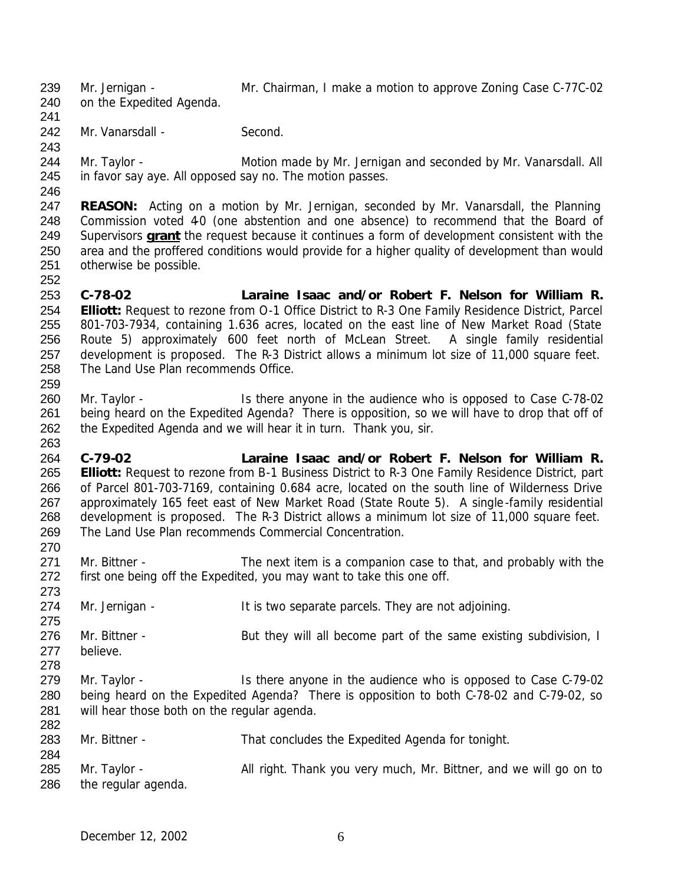Mr. Jernigan - Mr. Chairman, I make a motion to approve Zoning Case C-77C-02 on the Expedited Agenda.

Mr. Vanarsdall - Second.

Mr. Taylor - Motion made by Mr. Jernigan and seconded by Mr. Vanarsdall. All in favor say aye. All opposed say no. The motion passes.

**REASON:** Acting on a motion by Mr. Jernigan, seconded by Mr. Vanarsdall, the Planning Commission voted 4-0 (one abstention and one absence) to recommend that the Board of Supervisors **grant** the request because it continues a form of development consistent with the area and the proffered conditions would provide for a higher quality of development than would otherwise be possible.

**C-78-02 Laraine Isaac and/or Robert F. Nelson for William R. Elliott:** Request to rezone from O-1 Office District to R-3 One Family Residence District, Parcel 801-703-7934, containing 1.636 acres, located on the east line of New Market Road (State Route 5) approximately 600 feet north of McLean Street. A single family residential development is proposed. The R-3 District allows a minimum lot size of 11,000 square feet. The Land Use Plan recommends Office.

Mr. Taylor - Is there anyone in the audience who is opposed to Case C-78-02 being heard on the Expedited Agenda? There is opposition, so we will have to drop that off of the Expedited Agenda and we will hear it in turn. Thank you, sir.

**C-79-02 Laraine Isaac and/or Robert F. Nelson for William R. Elliott:** Request to rezone from B-1 Business District to R-3 One Family Residence District, part of Parcel 801-703-7169, containing 0.684 acre, located on the south line of Wilderness Drive approximately 165 feet east of New Market Road (State Route 5). A single-family residential development is proposed. The R-3 District allows a minimum lot size of 11,000 square feet. The Land Use Plan recommends Commercial Concentration.

Mr. Bittner - The next item is a companion case to that, and probably with the first one being off the Expedited, you may want to take this one off.

Mr. Jernigan - It is two separate parcels. They are not adjoining.

Mr. Bittner - But they will all become part of the same existing subdivision, I believe.

Mr. Taylor - Is there anyone in the audience who is opposed to Case C-79-02 being heard on the Expedited Agenda? There is opposition to both C-78-02 and C-79-02, so will hear those both on the regular agenda.

Mr. Bittner - That concludes the Expedited Agenda for tonight.

Mr. Taylor - All right. Thank you very much, Mr. Bittner, and we will go on to the regular agenda.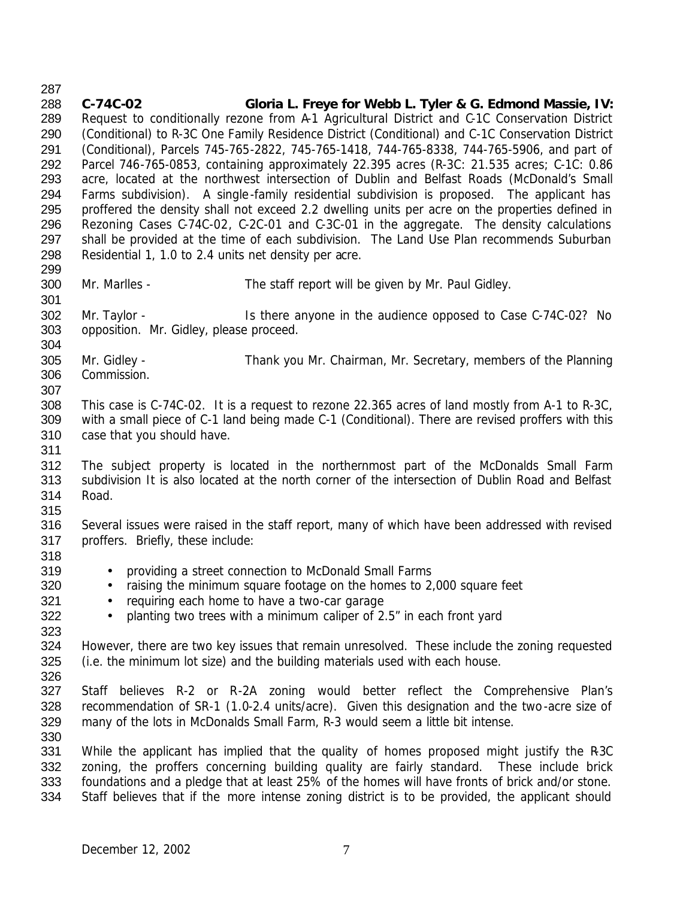**C-74C-02 Gloria L. Freye for Webb L. Tyler & G. Edmond Massie, IV:** Request to conditionally rezone from A-1 Agricultural District and C-1C Conservation District (Conditional) to R-3C One Family Residence District (Conditional) and C-1C Conservation District (Conditional), Parcels 745-765-2822, 745-765-1418, 744-765-8338, 744-765-5906, and part of Parcel 746-765-0853, containing approximately 22.395 acres (R-3C: 21.535 acres; C-1C: 0.86 acre, located at the northwest intersection of Dublin and Belfast Roads (McDonald's Small Farms subdivision). A single-family residential subdivision is proposed. The applicant has proffered the density shall not exceed 2.2 dwelling units per acre on the properties defined in Rezoning Cases C-74C-02, C-2C-01 and C-3C-01 in the aggregate. The density calculations shall be provided at the time of each subdivision. The Land Use Plan recommends Suburban Residential 1, 1.0 to 2.4 units net density per acre.

Mr. Marlles - The staff report will be given by Mr. Paul Gidley.

Mr. Taylor - Is there anyone in the audience opposed to Case C-74C-02? No opposition. Mr. Gidley, please proceed.

Mr. Gidley - Thank you Mr. Chairman, Mr. Secretary, members of the Planning Commission.

This case is C-74C-02. It is a request to rezone 22.365 acres of land mostly from A-1 to R-3C, with a small piece of C-1 land being made C-1 (Conditional). There are revised proffers with this case that you should have.

The subject property is located in the northernmost part of the McDonalds Small Farm subdivision It is also located at the north corner of the intersection of Dublin Road and Belfast Road.

Several issues were raised in the staff report, many of which have been addressed with revised proffers. Briefly, these include:

- providing a street connection to McDonald Small Farms
- raising the minimum square footage on the homes to 2,000 square feet
- requiring each home to have a two-car garage
- planting two trees with a minimum caliper of 2.5" in each front yard

However, there are two key issues that remain unresolved. These include the zoning requested (i.e. the minimum lot size) and the building materials used with each house.

Staff believes R-2 or R-2A zoning would better reflect the Comprehensive Plan's recommendation of SR-1 (1.0-2.4 units/acre). Given this designation and the two-acre size of many of the lots in McDonalds Small Farm, R-3 would seem a little bit intense.

While the applicant has implied that the quality of homes proposed might justify the R-3C zoning, the proffers concerning building quality are fairly standard. These include brick foundations and a pledge that at least 25% of the homes will have fronts of brick and/or stone. Staff believes that if the more intense zoning district is to be provided, the applicant should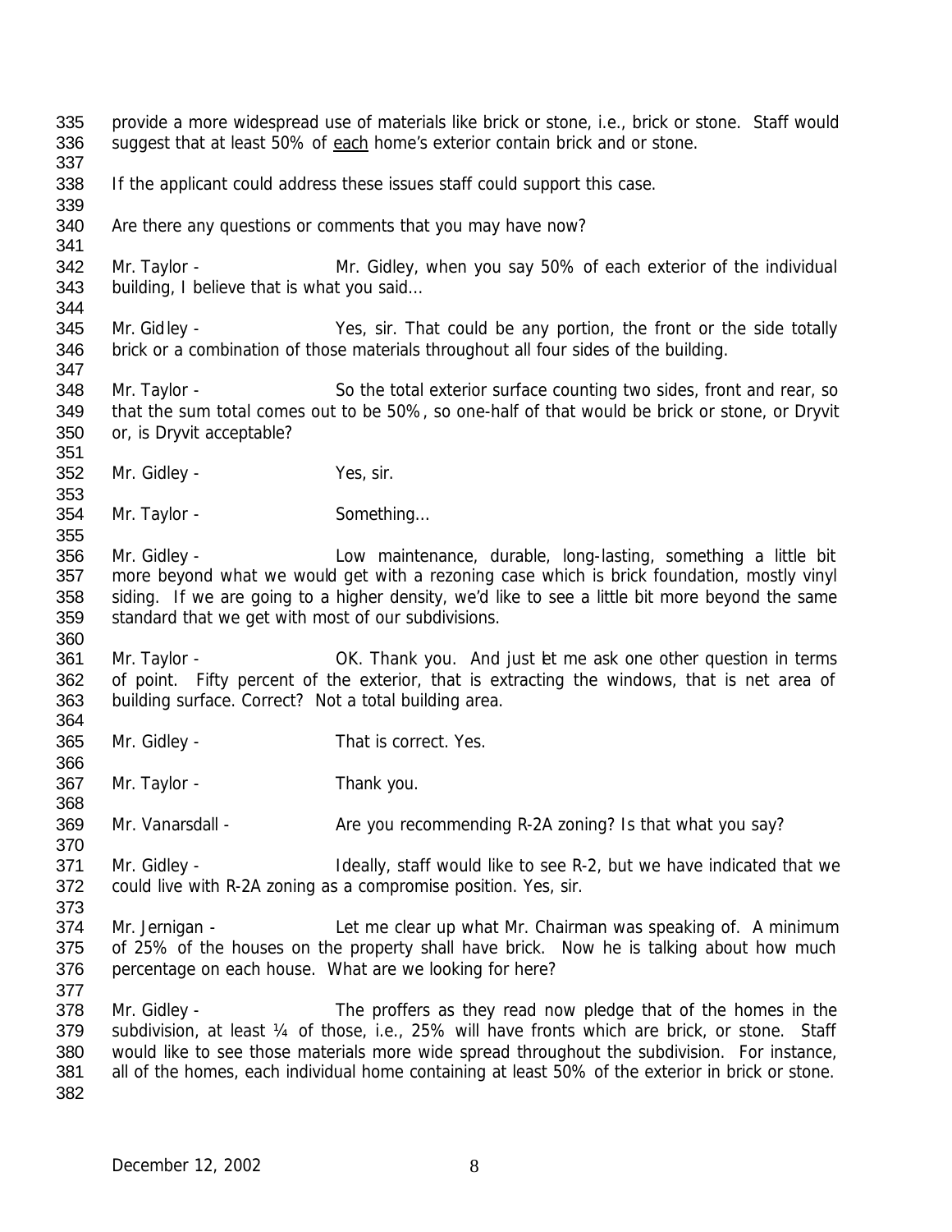provide a more widespread use of materials like brick or stone, i.e., brick or stone. Staff would suggest that at least 50% of each home's exterior contain brick and or stone.

If the applicant could address these issues staff could support this case.

Are there any questions or comments that you may have now?

Mr. Taylor - Mr. Gidley, when you say 50% of each exterior of the individual building, I believe that is what you said...

Mr. Gidley - Yes, sir. That could be any portion, the front or the side totally brick or a combination of those materials throughout all four sides of the building.

Mr. Taylor - So the total exterior surface counting two sides, front and rear, so that the sum total comes out to be 50%, so one-half of that would be brick or stone, or Dryvit or, is Dryvit acceptable?

Mr. Gidley - Yes, sir.

Mr. Taylor - Something...

Mr. Gidley - Low maintenance, durable, long-lasting, something a little bit more beyond what we would get with a rezoning case which is brick foundation, mostly vinyl siding. If we are going to a higher density, we'd like to see a little bit more beyond the same standard that we get with most of our subdivisions.

Mr. Taylor - OK. Thank you. And just let me ask one other question in terms of point. Fifty percent of the exterior, that is extracting the windows, that is net area of building surface. Correct? Not a total building area.

Mr. Gidley - That is correct. Yes.

Mr. Taylor - Thank you.

Mr. Vanarsdall - Are you recommending R-2A zoning? Is that what you say?

Mr. Gidley - Ideally, staff would like to see R-2, but we have indicated that we could live with R-2A zoning as a compromise position. Yes, sir.

Mr. Jernigan - Let me clear up what Mr. Chairman was speaking of. A minimum of 25% of the houses on the property shall have brick. Now he is talking about how much percentage on each house. What are we looking for here?

Mr. Gidley - The proffers as they read now pledge that of the homes in the subdivision, at least ¼ of those, i.e., 25% will have fronts which are brick, or stone. Staff would like to see those materials more wide spread throughout the subdivision. For instance, all of the homes, each individual home containing at least 50% of the exterior in brick or stone.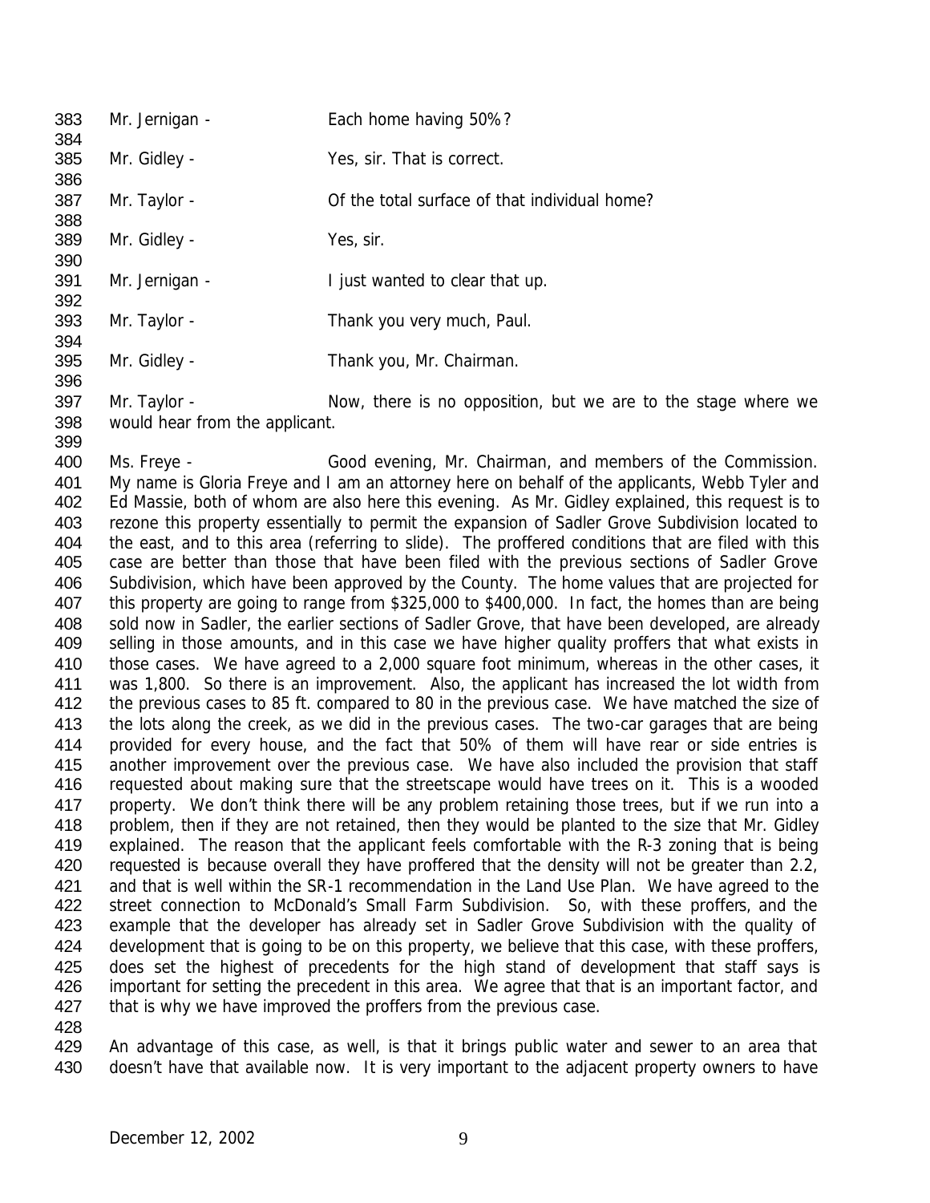383 Mr. Jernigan - Each home having 50%?
384
385 Mr. Gidley - Yes, sir. That is correct.
386
387 Mr. Taylor - Of the total surface of that individual home?
388
389 Mr. Gidley - Yes, sir.
390
391 Mr. Jernigan - I just wanted to clear that up.
392
393 Mr. Taylor - Thank you very much, Paul.
394
395 Mr. Gidley - Thank you, Mr. Chairman.
396
397 Mr. Taylor - Now, there is no opposition, but we are to the stage where we
398 would hear from the applicant.
399
400 Ms. Freye - Good evening, Mr. Chairman, and members of the Commission.
401 My name is Gloria Freye and I am an attorney here on behalf of the applicants, Webb Tyler and
402 Ed Massie, both of whom are also here this evening. As Mr. Gidley explained, this request is to
403 rezone this property essentially to permit the expansion of Sadler Grove Subdivision located to
404 the east, and to this area (referring to slide). The proffered conditions that are filed with this
405 case are better than those that have been filed with the previous sections of Sadler Grove
406 Subdivision, which have been approved by the County. The home values that are projected for
407 this property are going to range from $325,000 to $400,000. In fact, the homes than are being
408 sold now in Sadler, the earlier sections of Sadler Grove, that have been developed, are already
409 selling in those amounts, and in this case we have higher quality proffers that what exists in
410 those cases. We have agreed to a 2,000 square foot minimum, whereas in the other cases, it
411 was 1,800. So there is an improvement. Also, the applicant has increased the lot width from
412 the previous cases to 85 ft. compared to 80 in the previous case. We have matched the size of
413 the lots along the creek, as we did in the previous cases. The two-car garages that are being
414 provided for every house, and the fact that 50% of them will have rear or side entries is
415 another improvement over the previous case. We have also included the provision that staff
416 requested about making sure that the streetscape would have trees on it. This is a wooded
417 property. We don't think there will be any problem retaining those trees, but if we run into a
418 problem, then if they are not retained, then they would be planted to the size that Mr. Gidley
419 explained. The reason that the applicant feels comfortable with the R-3 zoning that is being
420 requested is because overall they have proffered that the density will not be greater than 2.2,
421 and that is well within the SR-1 recommendation in the Land Use Plan. We have agreed to the
422 street connection to McDonald's Small Farm Subdivision. So, with these proffers, and the
423 example that the developer has already set in Sadler Grove Subdivision with the quality of
424 development that is going to be on this property, we believe that this case, with these proffers,
425 does set the highest of precedents for the high stand of development that staff says is
426 important for setting the precedent in this area. We agree that that is an important factor, and
427 that is why we have improved the proffers from the previous case.
428
429 An advantage of this case, as well, is that it brings public water and sewer to an area that
430 doesn't have that available now. It is very important to the adjacent property owners to have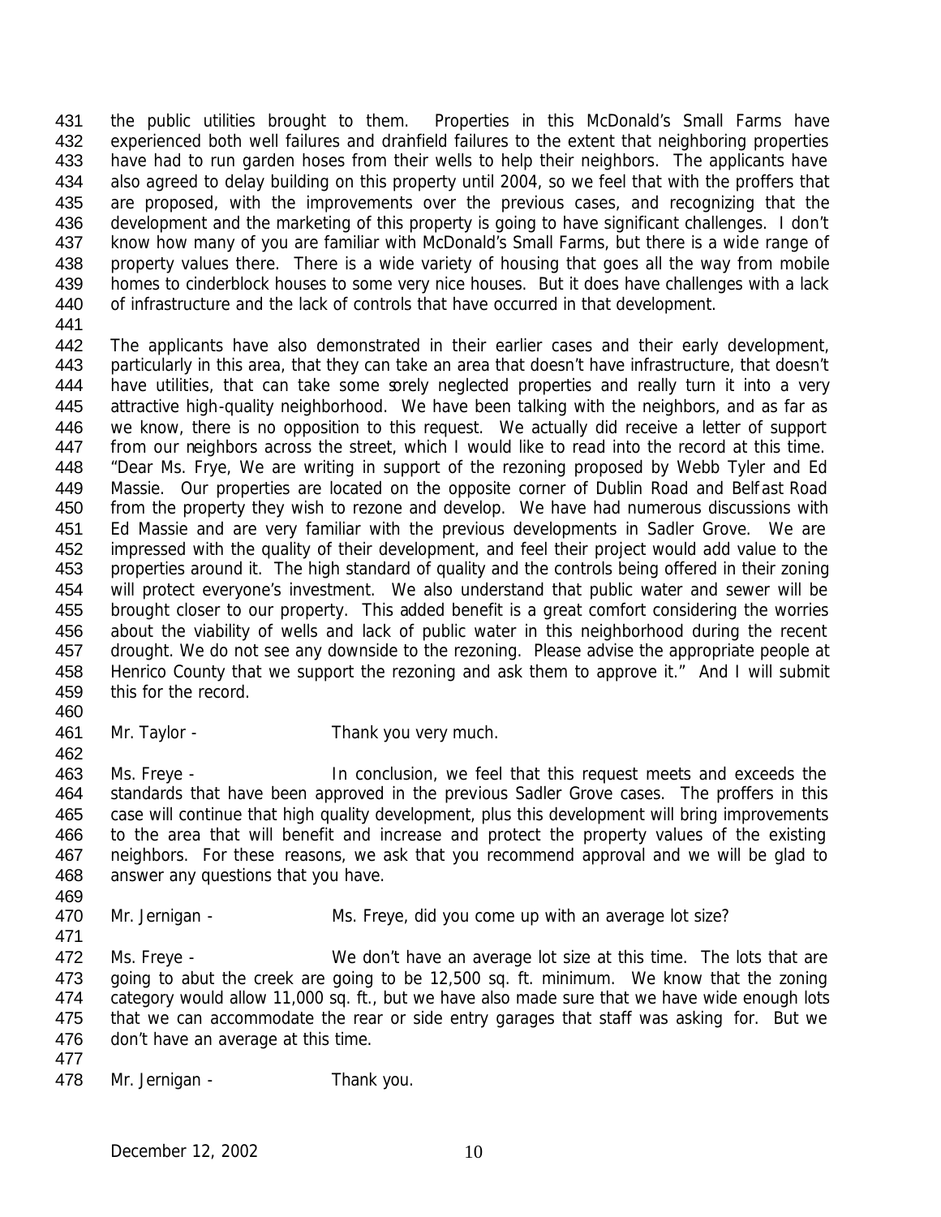the public utilities brought to them. Properties in this McDonald's Small Farms have experienced both well failures and drainfield failures to the extent that neighboring properties have had to run garden hoses from their wells to help their neighbors. The applicants have also agreed to delay building on this property until 2004, so we feel that with the proffers that are proposed, with the improvements over the previous cases, and recognizing that the development and the marketing of this property is going to have significant challenges. I don't know how many of you are familiar with McDonald's Small Farms, but there is a wide range of property values there. There is a wide variety of housing that goes all the way from mobile homes to cinderblock houses to some very nice houses. But it does have challenges with a lack of infrastructure and the lack of controls that have occurred in that development.

The applicants have also demonstrated in their earlier cases and their early development, particularly in this area, that they can take an area that doesn't have infrastructure, that doesn't have utilities, that can take some sorely neglected properties and really turn it into a very attractive high-quality neighborhood. We have been talking with the neighbors, and as far as we know, there is no opposition to this request. We actually did receive a letter of support from our neighbors across the street, which I would like to read into the record at this time. "Dear Ms. Frye, We are writing in support of the rezoning proposed by Webb Tyler and Ed Massie. Our properties are located on the opposite corner of Dublin Road and Belfast Road from the property they wish to rezone and develop. We have had numerous discussions with Ed Massie and are very familiar with the previous developments in Sadler Grove. We are impressed with the quality of their development, and feel their project would add value to the properties around it. The high standard of quality and the controls being offered in their zoning will protect everyone's investment. We also understand that public water and sewer will be brought closer to our property. This added benefit is a great comfort considering the worries about the viability of wells and lack of public water in this neighborhood during the recent drought. We do not see any downside to the rezoning. Please advise the appropriate people at Henrico County that we support the rezoning and ask them to approve it." And I will submit this for the record.

Mr. Taylor - Thank you very much.

Ms. Freye - In conclusion, we feel that this request meets and exceeds the standards that have been approved in the previous Sadler Grove cases. The proffers in this case will continue that high quality development, plus this development will bring improvements to the area that will benefit and increase and protect the property values of the existing neighbors. For these reasons, we ask that you recommend approval and we will be glad to answer any questions that you have.

Mr. Jernigan - Ms. Freye, did you come up with an average lot size?

Ms. Freye - We don't have an average lot size at this time. The lots that are going to abut the creek are going to be 12,500 sq. ft. minimum. We know that the zoning category would allow 11,000 sq. ft., but we have also made sure that we have wide enough lots that we can accommodate the rear or side entry garages that staff was asking for. But we don't have an average at this time.

Mr. Jernigan - Thank you.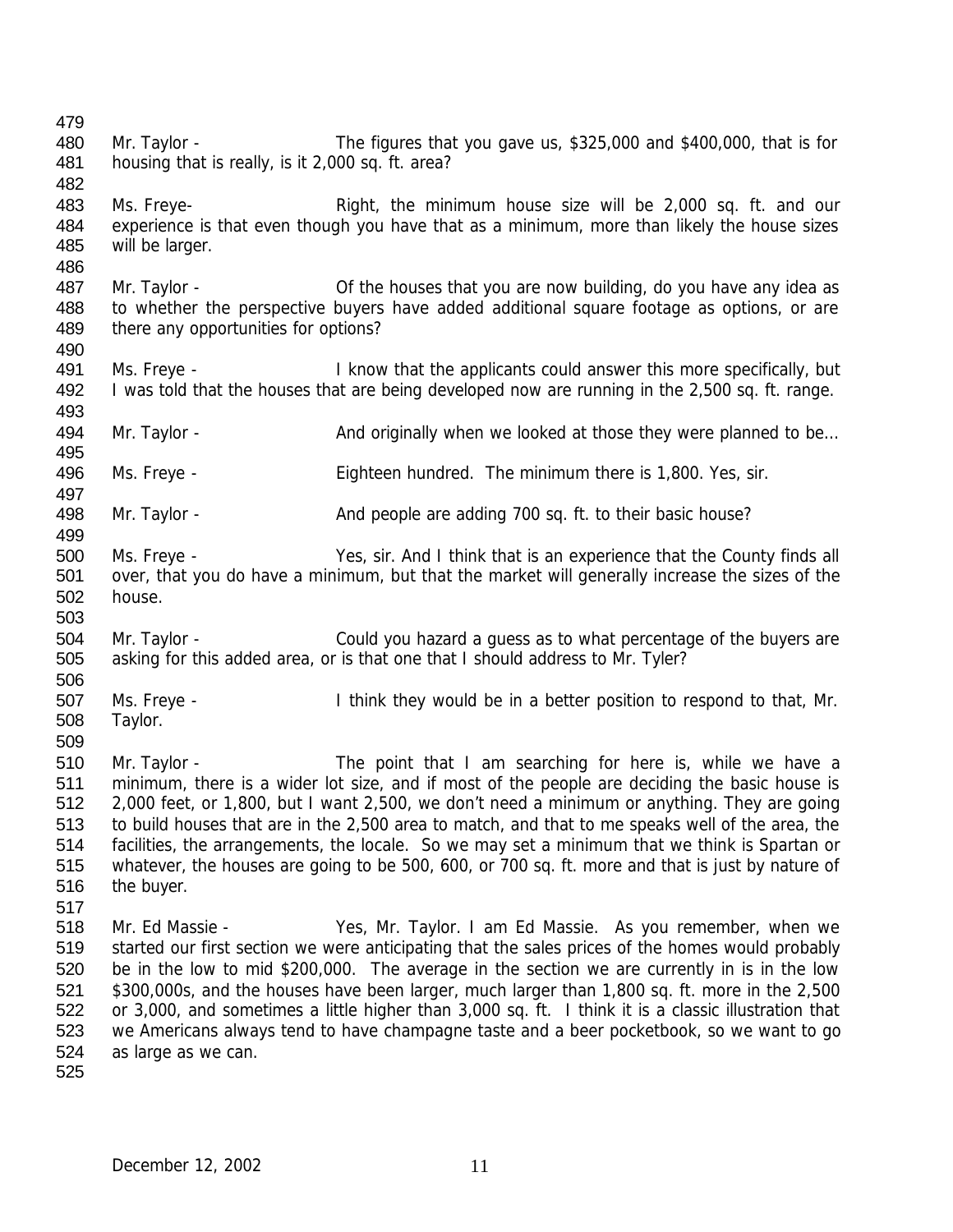Mr. Taylor - The figures that you gave us, $325,000 and $400,000, that is for housing that is really, is it 2,000 sq. ft. area?

Ms. Freye- Right, the minimum house size will be 2,000 sq. ft. and our experience is that even though you have that as a minimum, more than likely the house sizes will be larger.

Mr. Taylor - Of the houses that you are now building, do you have any idea as to whether the perspective buyers have added additional square footage as options, or are there any opportunities for options?

Ms. Freye - I know that the applicants could answer this more specifically, but I was told that the houses that are being developed now are running in the 2,500 sq. ft. range.

Mr. Taylor - And originally when we looked at those they were planned to be...

Ms. Freye - Eighteen hundred. The minimum there is 1,800. Yes, sir.

Mr. Taylor - And people are adding 700 sq. ft. to their basic house?

Ms. Freye - Yes, sir. And I think that is an experience that the County finds all over, that you do have a minimum, but that the market will generally increase the sizes of the house.

Mr. Taylor - Could you hazard a guess as to what percentage of the buyers are asking for this added area, or is that one that I should address to Mr. Tyler?

Ms. Freye - I think they would be in a better position to respond to that, Mr. Taylor.

Mr. Taylor - The point that I am searching for here is, while we have a minimum, there is a wider lot size, and if most of the people are deciding the basic house is 2,000 feet, or 1,800, but I want 2,500, we don't need a minimum or anything. They are going to build houses that are in the 2,500 area to match, and that to me speaks well of the area, the facilities, the arrangements, the locale. So we may set a minimum that we think is Spartan or whatever, the houses are going to be 500, 600, or 700 sq. ft. more and that is just by nature of the buyer.

Mr. Ed Massie - Yes, Mr. Taylor. I am Ed Massie. As you remember, when we started our first section we were anticipating that the sales prices of the homes would probably be in the low to mid $200,000. The average in the section we are currently in is in the low $300,000s, and the houses have been larger, much larger than 1,800 sq. ft. more in the 2,500 or 3,000, and sometimes a little higher than 3,000 sq. ft. I think it is a classic illustration that we Americans always tend to have champagne taste and a beer pocketbook, so we want to go as large as we can.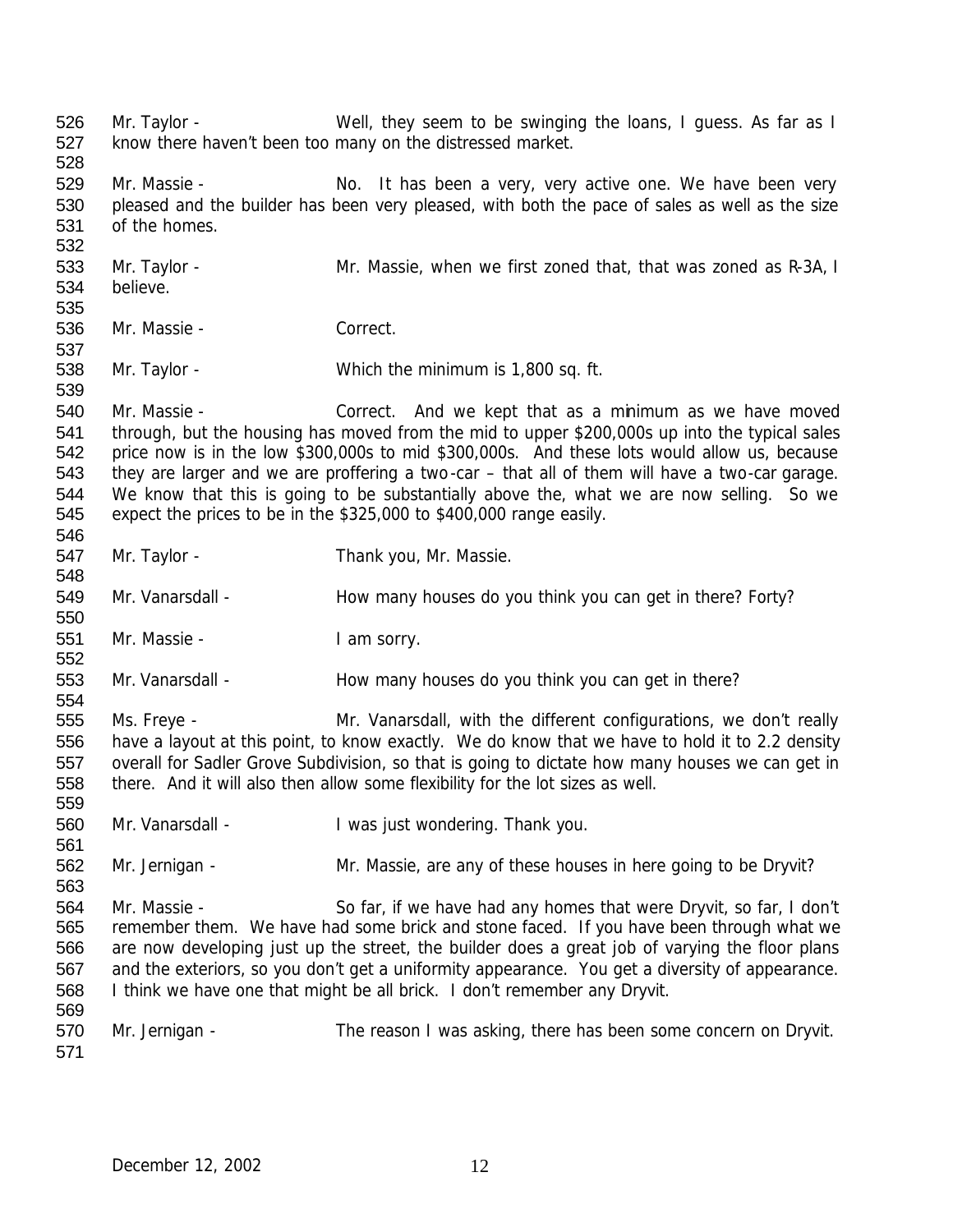Mr. Taylor - Well, they seem to be swinging the loans, I guess. As far as I know there haven't been too many on the distressed market.

Mr. Massie - No. It has been a very, very active one. We have been very pleased and the builder has been very pleased, with both the pace of sales as well as the size of the homes.

Mr. Taylor - Mr. Massie, when we first zoned that, that was zoned as R-3A, I believe.

Mr. Massie - Correct.

Mr. Taylor - Which the minimum is 1,800 sq. ft.

Mr. Massie - Correct. And we kept that as a minimum as we have moved through, but the housing has moved from the mid to upper $200,000s up into the typical sales price now is in the low $300,000s to mid $300,000s. And these lots would allow us, because they are larger and we are proffering a two-car – that all of them will have a two-car garage. We know that this is going to be substantially above the, what we are now selling. So we expect the prices to be in the $325,000 to $400,000 range easily.

Mr. Taylor - Thank you, Mr. Massie.

Mr. Vanarsdall - How many houses do you think you can get in there? Forty?

Mr. Massie - I am sorry.

Mr. Vanarsdall - How many houses do you think you can get in there?

Ms. Freye - Mr. Vanarsdall, with the different configurations, we don't really have a layout at this point, to know exactly. We do know that we have to hold it to 2.2 density overall for Sadler Grove Subdivision, so that is going to dictate how many houses we can get in there. And it will also then allow some flexibility for the lot sizes as well.

Mr. Vanarsdall - I was just wondering. Thank you.

Mr. Jernigan - Mr. Massie, are any of these houses in here going to be Dryvit?

Mr. Massie - So far, if we have had any homes that were Dryvit, so far, I don't remember them. We have had some brick and stone faced. If you have been through what we are now developing just up the street, the builder does a great job of varying the floor plans and the exteriors, so you don't get a uniformity appearance. You get a diversity of appearance. I think we have one that might be all brick. I don't remember any Dryvit.

Mr. Jernigan - The reason I was asking, there has been some concern on Dryvit.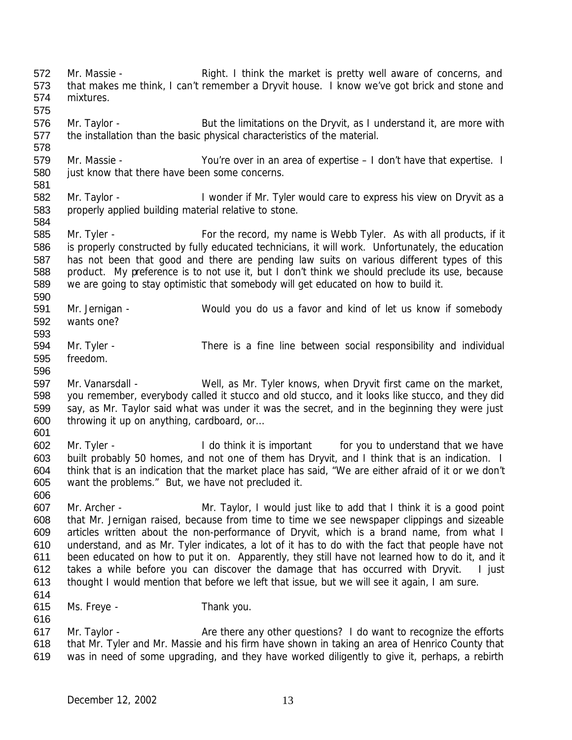Mr. Massie - Right. I think the market is pretty well aware of concerns, and that makes me think, I can't remember a Dryvit house. I know we've got brick and stone and mixtures.

Mr. Taylor - But the limitations on the Dryvit, as I understand it, are more with the installation than the basic physical characteristics of the material.

Mr. Massie - You're over in an area of expertise – I don't have that expertise. I just know that there have been some concerns.

Mr. Taylor - I wonder if Mr. Tyler would care to express his view on Dryvit as a properly applied building material relative to stone.

Mr. Tyler - For the record, my name is Webb Tyler. As with all products, if it is properly constructed by fully educated technicians, it will work. Unfortunately, the education has not been that good and there are pending law suits on various different types of this product. My preference is to not use it, but I don't think we should preclude its use, because we are going to stay optimistic that somebody will get educated on how to build it.

Mr. Jernigan - Would you do us a favor and kind of let us know if somebody wants one?

Mr. Tyler - There is a fine line between social responsibility and individual freedom.

Mr. Vanarsdall - Well, as Mr. Tyler knows, when Dryvit first came on the market, you remember, everybody called it stucco and old stucco, and it looks like stucco, and they did say, as Mr. Taylor said what was under it was the secret, and in the beginning they were just throwing it up on anything, cardboard, or…

Mr. Tyler - I do think it is important for you to understand that we have built probably 50 homes, and not one of them has Dryvit, and I think that is an indication. I think that is an indication that the market place has said, "We are either afraid of it or we don't want the problems." But, we have not precluded it.

Mr. Archer - Mr. Taylor, I would just like to add that I think it is a good point that Mr. Jernigan raised, because from time to time we see newspaper clippings and sizeable articles written about the non-performance of Dryvit, which is a brand name, from what I understand, and as Mr. Tyler indicates, a lot of it has to do with the fact that people have not been educated on how to put it on. Apparently, they still have not learned how to do it, and it takes a while before you can discover the damage that has occurred with Dryvit. I just thought I would mention that before we left that issue, but we will see it again, I am sure.

Ms. Freye - Thank you.

Mr. Taylor - Are there any other questions? I do want to recognize the efforts that Mr. Tyler and Mr. Massie and his firm have shown in taking an area of Henrico County that was in need of some upgrading, and they have worked diligently to give it, perhaps, a rebirth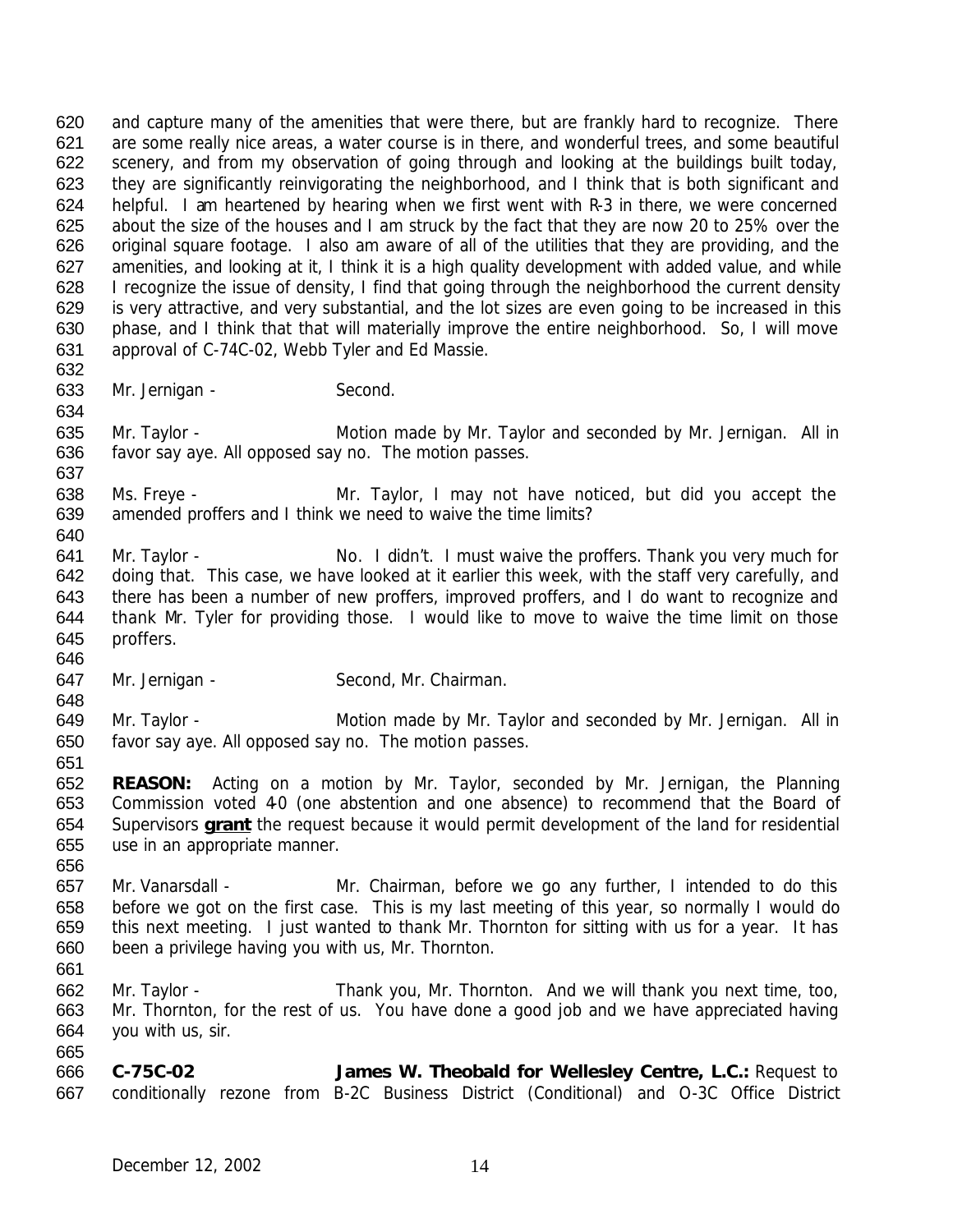and capture many of the amenities that were there, but are frankly hard to recognize. There are some really nice areas, a water course is in there, and wonderful trees, and some beautiful scenery, and from my observation of going through and looking at the buildings built today, they are significantly reinvigorating the neighborhood, and I think that is both significant and helpful. I am heartened by hearing when we first went with R-3 in there, we were concerned about the size of the houses and I am struck by the fact that they are now 20 to 25% over the original square footage. I also am aware of all of the utilities that they are providing, and the amenities, and looking at it, I think it is a high quality development with added value, and while I recognize the issue of density, I find that going through the neighborhood the current density is very attractive, and very substantial, and the lot sizes are even going to be increased in this phase, and I think that that will materially improve the entire neighborhood. So, I will move approval of C-74C-02, Webb Tyler and Ed Massie.

Mr. Jernigan - Second.

Mr. Taylor - Motion made by Mr. Taylor and seconded by Mr. Jernigan. All in favor say aye. All opposed say no. The motion passes.

Ms. Freye - Mr. Taylor, I may not have noticed, but did you accept the amended proffers and I think we need to waive the time limits?

Mr. Taylor - No. I didn't. I must waive the proffers. Thank you very much for doing that. This case, we have looked at it earlier this week, with the staff very carefully, and there has been a number of new proffers, improved proffers, and I do want to recognize and thank Mr. Tyler for providing those. I would like to move to waive the time limit on those proffers.

Mr. Jernigan - Second, Mr. Chairman.

Mr. Taylor - Motion made by Mr. Taylor and seconded by Mr. Jernigan. All in favor say aye. All opposed say no. The motion passes.

**REASON:** Acting on a motion by Mr. Taylor, seconded by Mr. Jernigan, the Planning Commission voted 4-0 (one abstention and one absence) to recommend that the Board of Supervisors **grant** the request because it would permit development of the land for residential use in an appropriate manner.

Mr. Vanarsdall - Mr. Chairman, before we go any further, I intended to do this before we got on the first case. This is my last meeting of this year, so normally I would do this next meeting. I just wanted to thank Mr. Thornton for sitting with us for a year. It has been a privilege having you with us, Mr. Thornton.

Mr. Taylor - Thank you, Mr. Thornton. And we will thank you next time, too, Mr. Thornton, for the rest of us. You have done a good job and we have appreciated having you with us, sir.

**C-75C-02 James W. Theobald for Wellesley Centre, L.C.:** Request to conditionally rezone from B-2C Business District (Conditional) and O-3C Office District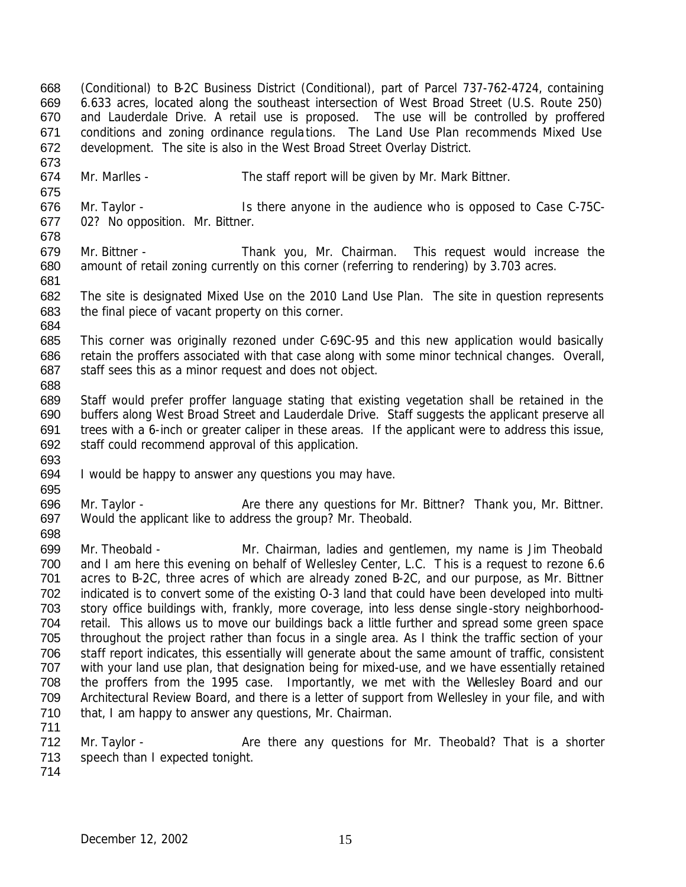(Conditional) to B-2C Business District (Conditional), part of Parcel 737-762-4724, containing 6.633 acres, located along the southeast intersection of West Broad Street (U.S. Route 250) and Lauderdale Drive. A retail use is proposed. The use will be controlled by proffered conditions and zoning ordinance regulations. The Land Use Plan recommends Mixed Use development. The site is also in the West Broad Street Overlay District.

Mr. Marlles - The staff report will be given by Mr. Mark Bittner.

Mr. Taylor - Is there anyone in the audience who is opposed to Case C-75C-02? No opposition. Mr. Bittner.

Mr. Bittner - Thank you, Mr. Chairman. This request would increase the amount of retail zoning currently on this corner (referring to rendering) by 3.703 acres.

The site is designated Mixed Use on the 2010 Land Use Plan. The site in question represents the final piece of vacant property on this corner.

This corner was originally rezoned under C-69C-95 and this new application would basically retain the proffers associated with that case along with some minor technical changes. Overall, staff sees this as a minor request and does not object.

Staff would prefer proffer language stating that existing vegetation shall be retained in the buffers along West Broad Street and Lauderdale Drive. Staff suggests the applicant preserve all trees with a 6-inch or greater caliper in these areas. If the applicant were to address this issue, staff could recommend approval of this application.

I would be happy to answer any questions you may have.

Mr. Taylor - Are there any questions for Mr. Bittner? Thank you, Mr. Bittner. Would the applicant like to address the group? Mr. Theobald.

Mr. Theobald - Mr. Chairman, ladies and gentlemen, my name is Jim Theobald and I am here this evening on behalf of Wellesley Center, L.C. This is a request to rezone 6.6 acres to B-2C, three acres of which are already zoned B-2C, and our purpose, as Mr. Bittner indicated is to convert some of the existing O-3 land that could have been developed into multi-story office buildings with, frankly, more coverage, into less dense single-story neighborhood-retail. This allows us to move our buildings back a little further and spread some green space throughout the project rather than focus in a single area. As I think the traffic section of your staff report indicates, this essentially will generate about the same amount of traffic, consistent with your land use plan, that designation being for mixed-use, and we have essentially retained the proffers from the 1995 case. Importantly, we met with the Wellesley Board and our Architectural Review Board, and there is a letter of support from Wellesley in your file, and with that, I am happy to answer any questions, Mr. Chairman.

Mr. Taylor - Are there any questions for Mr. Theobald? That is a shorter speech than I expected tonight.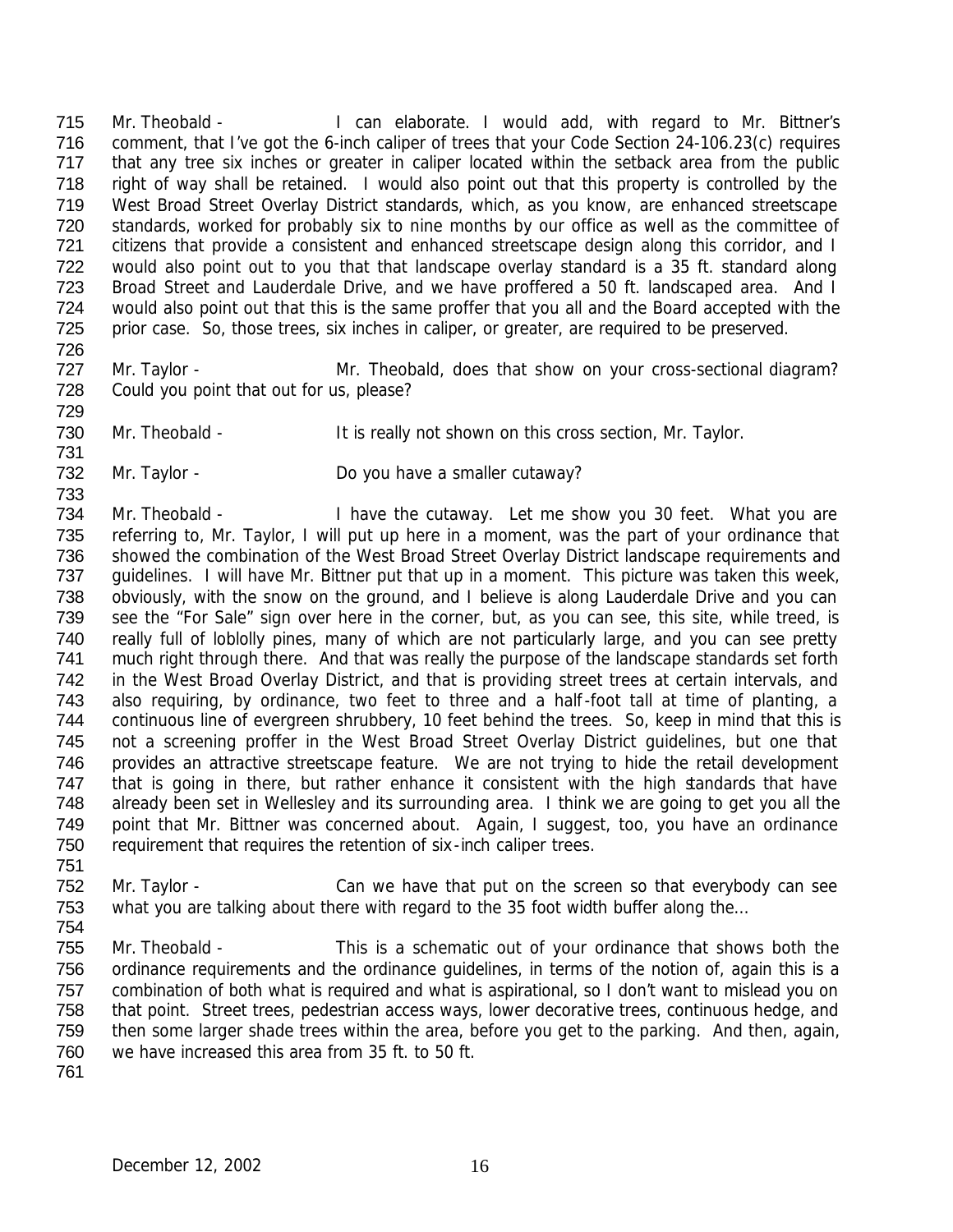Mr. Theobald - I can elaborate. I would add, with regard to Mr. Bittner's comment, that I've got the 6-inch caliper of trees that your Code Section 24-106.23(c) requires that any tree six inches or greater in caliper located within the setback area from the public right of way shall be retained. I would also point out that this property is controlled by the West Broad Street Overlay District standards, which, as you know, are enhanced streetscape standards, worked for probably six to nine months by our office as well as the committee of citizens that provide a consistent and enhanced streetscape design along this corridor, and I would also point out to you that that landscape overlay standard is a 35 ft. standard along Broad Street and Lauderdale Drive, and we have proffered a 50 ft. landscaped area. And I would also point out that this is the same proffer that you all and the Board accepted with the prior case. So, those trees, six inches in caliper, or greater, are required to be preserved.

Mr. Taylor - Mr. Theobald, does that show on your cross-sectional diagram? Could you point that out for us, please?

Mr. Theobald - It is really not shown on this cross section, Mr. Taylor.

Mr. Taylor - Do you have a smaller cutaway?

Mr. Theobald - I have the cutaway. Let me show you 30 feet. What you are referring to, Mr. Taylor, I will put up here in a moment, was the part of your ordinance that showed the combination of the West Broad Street Overlay District landscape requirements and guidelines. I will have Mr. Bittner put that up in a moment. This picture was taken this week, obviously, with the snow on the ground, and I believe is along Lauderdale Drive and you can see the "For Sale" sign over here in the corner, but, as you can see, this site, while treed, is really full of loblolly pines, many of which are not particularly large, and you can see pretty much right through there. And that was really the purpose of the landscape standards set forth in the West Broad Overlay District, and that is providing street trees at certain intervals, and also requiring, by ordinance, two feet to three and a half-foot tall at time of planting, a continuous line of evergreen shrubbery, 10 feet behind the trees. So, keep in mind that this is not a screening proffer in the West Broad Street Overlay District guidelines, but one that provides an attractive streetscape feature. We are not trying to hide the retail development that is going in there, but rather enhance it consistent with the high standards that have already been set in Wellesley and its surrounding area. I think we are going to get you all the point that Mr. Bittner was concerned about. Again, I suggest, too, you have an ordinance requirement that requires the retention of six-inch caliper trees.

Mr. Taylor - Can we have that put on the screen so that everybody can see what you are talking about there with regard to the 35 foot width buffer along the...

Mr. Theobald - This is a schematic out of your ordinance that shows both the ordinance requirements and the ordinance guidelines, in terms of the notion of, again this is a combination of both what is required and what is aspirational, so I don't want to mislead you on that point. Street trees, pedestrian access ways, lower decorative trees, continuous hedge, and then some larger shade trees within the area, before you get to the parking. And then, again, we have increased this area from 35 ft. to 50 ft.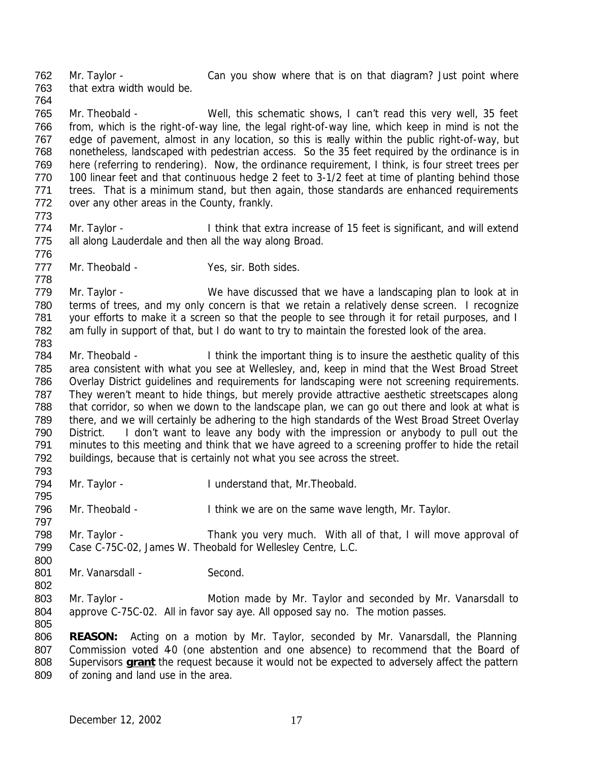Mr. Taylor - Can you show where that is on that diagram? Just point where that extra width would be.

Mr. Theobald - Well, this schematic shows, I can't read this very well, 35 feet from, which is the right-of-way line, the legal right-of-way line, which keep in mind is not the edge of pavement, almost in any location, so this is really within the public right-of-way, but nonetheless, landscaped with pedestrian access. So the 35 feet required by the ordinance is in here (referring to rendering). Now, the ordinance requirement, I think, is four street trees per 100 linear feet and that continuous hedge 2 feet to 3-1/2 feet at time of planting behind those trees. That is a minimum stand, but then again, those standards are enhanced requirements over any other areas in the County, frankly.

Mr. Taylor - I think that extra increase of 15 feet is significant, and will extend all along Lauderdale and then all the way along Broad.

Mr. Theobald - Yes, sir. Both sides.

Mr. Taylor - We have discussed that we have a landscaping plan to look at in terms of trees, and my only concern is that we retain a relatively dense screen. I recognize your efforts to make it a screen so that the people to see through it for retail purposes, and I am fully in support of that, but I do want to try to maintain the forested look of the area.

Mr. Theobald - I think the important thing is to insure the aesthetic quality of this area consistent with what you see at Wellesley, and, keep in mind that the West Broad Street Overlay District guidelines and requirements for landscaping were not screening requirements. They weren't meant to hide things, but merely provide attractive aesthetic streetscapes along that corridor, so when we down to the landscape plan, we can go out there and look at what is there, and we will certainly be adhering to the high standards of the West Broad Street Overlay District. I don't want to leave any body with the impression or anybody to pull out the minutes to this meeting and think that we have agreed to a screening proffer to hide the retail buildings, because that is certainly not what you see across the street.

Mr. Taylor - I understand that, Mr.Theobald.

Mr. Theobald - I think we are on the same wave length, Mr. Taylor.

Mr. Taylor - Thank you very much. With all of that, I will move approval of Case C-75C-02, James W. Theobald for Wellesley Centre, L.C.

Mr. Vanarsdall - Second.

Mr. Taylor - Motion made by Mr. Taylor and seconded by Mr. Vanarsdall to approve C-75C-02. All in favor say aye. All opposed say no. The motion passes.

**REASON:** Acting on a motion by Mr. Taylor, seconded by Mr. Vanarsdall, the Planning Commission voted 4-0 (one abstention and one absence) to recommend that the Board of Supervisors **grant** the request because it would not be expected to adversely affect the pattern of zoning and land use in the area.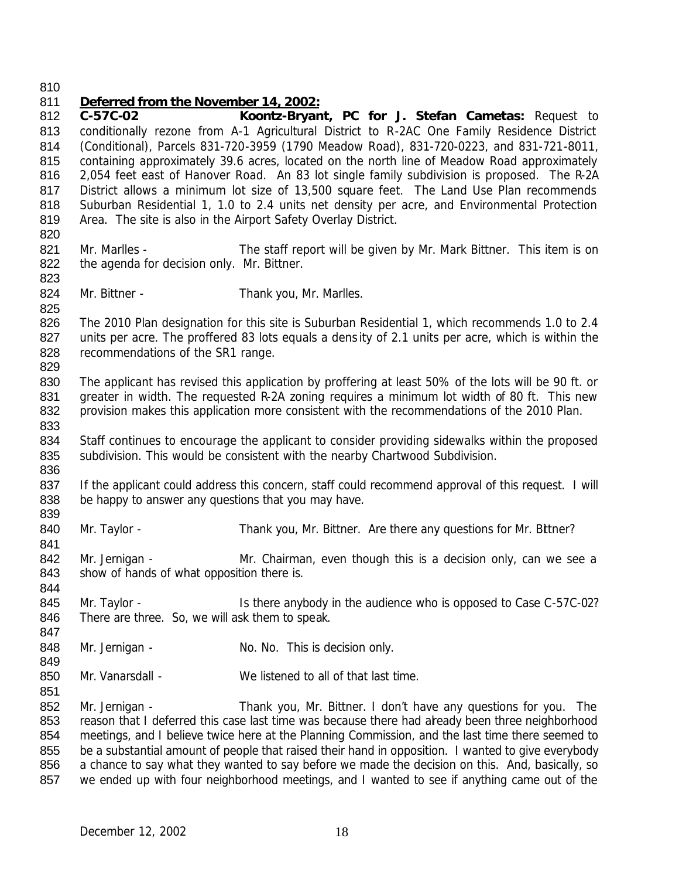**Deferred from the November 14, 2002:**

**C-57C-02 Koontz-Bryant, PC for J. Stefan Cametas:** Request to conditionally rezone from A-1 Agricultural District to R-2AC One Family Residence District (Conditional), Parcels 831-720-3959 (1790 Meadow Road), 831-720-0223, and 831-721-8011, containing approximately 39.6 acres, located on the north line of Meadow Road approximately 2,054 feet east of Hanover Road. An 83 lot single family subdivision is proposed. The R-2A District allows a minimum lot size of 13,500 square feet. The Land Use Plan recommends Suburban Residential 1, 1.0 to 2.4 units net density per acre, and Environmental Protection Area. The site is also in the Airport Safety Overlay District.

Mr. Marlles - The staff report will be given by Mr. Mark Bittner. This item is on the agenda for decision only. Mr. Bittner.

Mr. Bittner - Thank you, Mr. Marlles.

The 2010 Plan designation for this site is Suburban Residential 1, which recommends 1.0 to 2.4 units per acre. The proffered 83 lots equals a density of 2.1 units per acre, which is within the recommendations of the SR1 range.

The applicant has revised this application by proffering at least 50% of the lots will be 90 ft. or greater in width. The requested R-2A zoning requires a minimum lot width of 80 ft. This new provision makes this application more consistent with the recommendations of the 2010 Plan.

Staff continues to encourage the applicant to consider providing sidewalks within the proposed subdivision. This would be consistent with the nearby Chartwood Subdivision.

If the applicant could address this concern, staff could recommend approval of this request. I will be happy to answer any questions that you may have.

Mr. Taylor - Thank you, Mr. Bittner. Are there any questions for Mr. Bittner?

Mr. Jernigan - Mr. Chairman, even though this is a decision only, can we see a show of hands of what opposition there is.

Mr. Taylor - Is there anybody in the audience who is opposed to Case C-57C-02? There are three. So, we will ask them to speak.

Mr. Jernigan - No. No. This is decision only.

Mr. Vanarsdall - We listened to all of that last time.

Mr. Jernigan - Thank you, Mr. Bittner. I don't have any questions for you. The reason that I deferred this case last time was because there had already been three neighborhood meetings, and I believe twice here at the Planning Commission, and the last time there seemed to be a substantial amount of people that raised their hand in opposition. I wanted to give everybody a chance to say what they wanted to say before we made the decision on this. And, basically, so we ended up with four neighborhood meetings, and I wanted to see if anything came out of the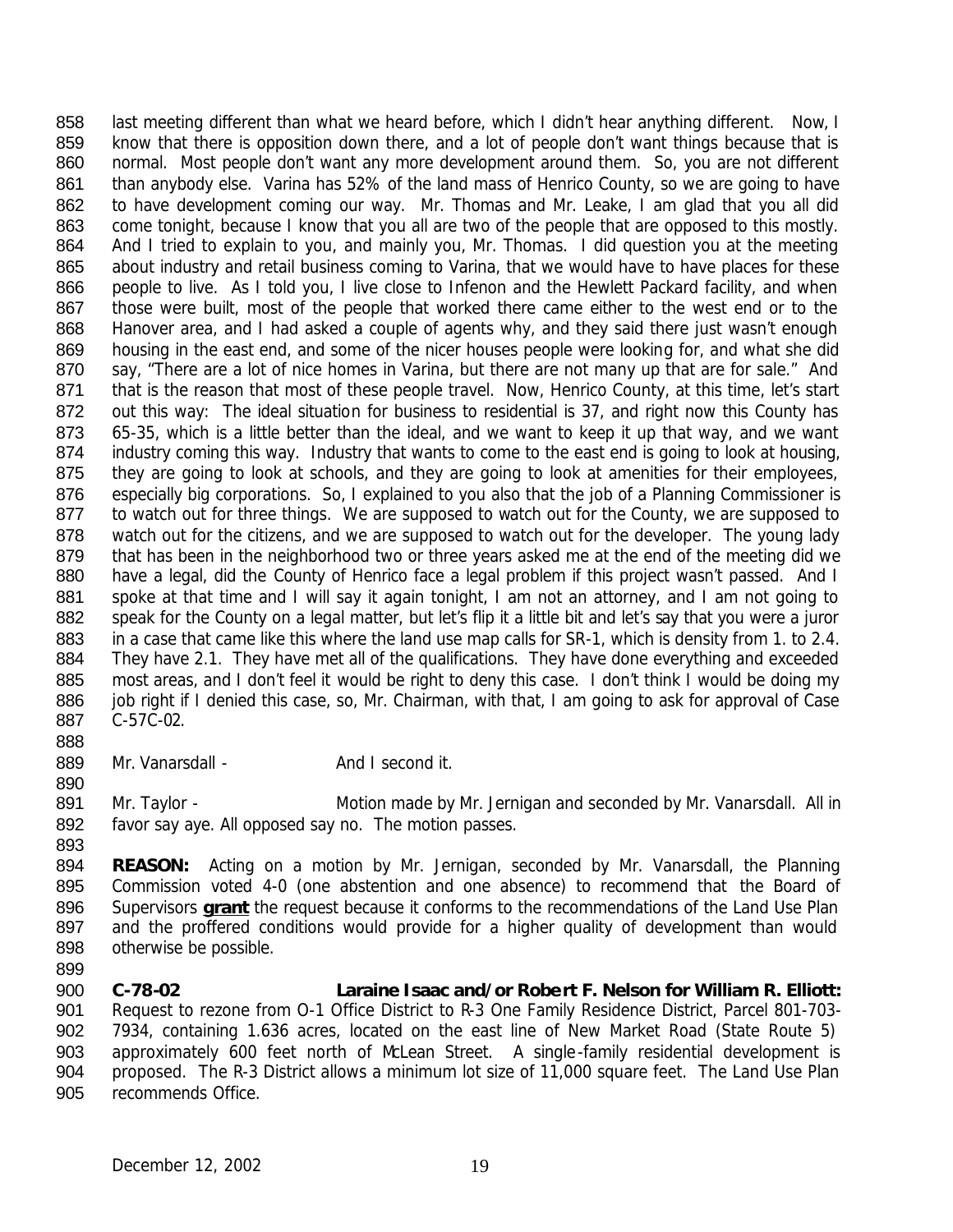last meeting different than what we heard before, which I didn't hear anything different. Now, I know that there is opposition down there, and a lot of people don't want things because that is normal. Most people don't want any more development around them. So, you are not different than anybody else. Varina has 52% of the land mass of Henrico County, so we are going to have to have development coming our way. Mr. Thomas and Mr. Leake, I am glad that you all did come tonight, because I know that you all are two of the people that are opposed to this mostly. And I tried to explain to you, and mainly you, Mr. Thomas. I did question you at the meeting about industry and retail business coming to Varina, that we would have to have places for these people to live. As I told you, I live close to Infenon and the Hewlett Packard facility, and when those were built, most of the people that worked there came either to the west end or to the Hanover area, and I had asked a couple of agents why, and they said there just wasn't enough housing in the east end, and some of the nicer houses people were looking for, and what she did say, "There are a lot of nice homes in Varina, but there are not many up that are for sale." And that is the reason that most of these people travel. Now, Henrico County, at this time, let's start out this way: The ideal situation for business to residential is 37, and right now this County has 65-35, which is a little better than the ideal, and we want to keep it up that way, and we want industry coming this way. Industry that wants to come to the east end is going to look at housing, they are going to look at schools, and they are going to look at amenities for their employees, especially big corporations. So, I explained to you also that the job of a Planning Commissioner is to watch out for three things. We are supposed to watch out for the County, we are supposed to watch out for the citizens, and we are supposed to watch out for the developer. The young lady that has been in the neighborhood two or three years asked me at the end of the meeting did we have a legal, did the County of Henrico face a legal problem if this project wasn't passed. And I spoke at that time and I will say it again tonight, I am not an attorney, and I am not going to speak for the County on a legal matter, but let's flip it a little bit and let's say that you were a juror in a case that came like this where the land use map calls for SR-1, which is density from 1. to 2.4. They have 2.1. They have met all of the qualifications. They have done everything and exceeded most areas, and I don't feel it would be right to deny this case. I don't think I would be doing my job right if I denied this case, so, Mr. Chairman, with that, I am going to ask for approval of Case C-57C-02.

Mr. Vanarsdall - And I second it.

Mr. Taylor - Motion made by Mr. Jernigan and seconded by Mr. Vanarsdall. All in favor say aye. All opposed say no. The motion passes.

**REASON:** Acting on a motion by Mr. Jernigan, seconded by Mr. Vanarsdall, the Planning Commission voted 4-0 (one abstention and one absence) to recommend that the Board of Supervisors **grant** the request because it conforms to the recommendations of the Land Use Plan and the proffered conditions would provide for a higher quality of development than would otherwise be possible.

**C-78-02 Laraine Isaac and/or Robert F. Nelson for William R. Elliott:** Request to rezone from O-1 Office District to R-3 One Family Residence District, Parcel 801-703-7934, containing 1.636 acres, located on the east line of New Market Road (State Route 5) approximately 600 feet north of McLean Street. A single-family residential development is proposed. The R-3 District allows a minimum lot size of 11,000 square feet. The Land Use Plan recommends Office.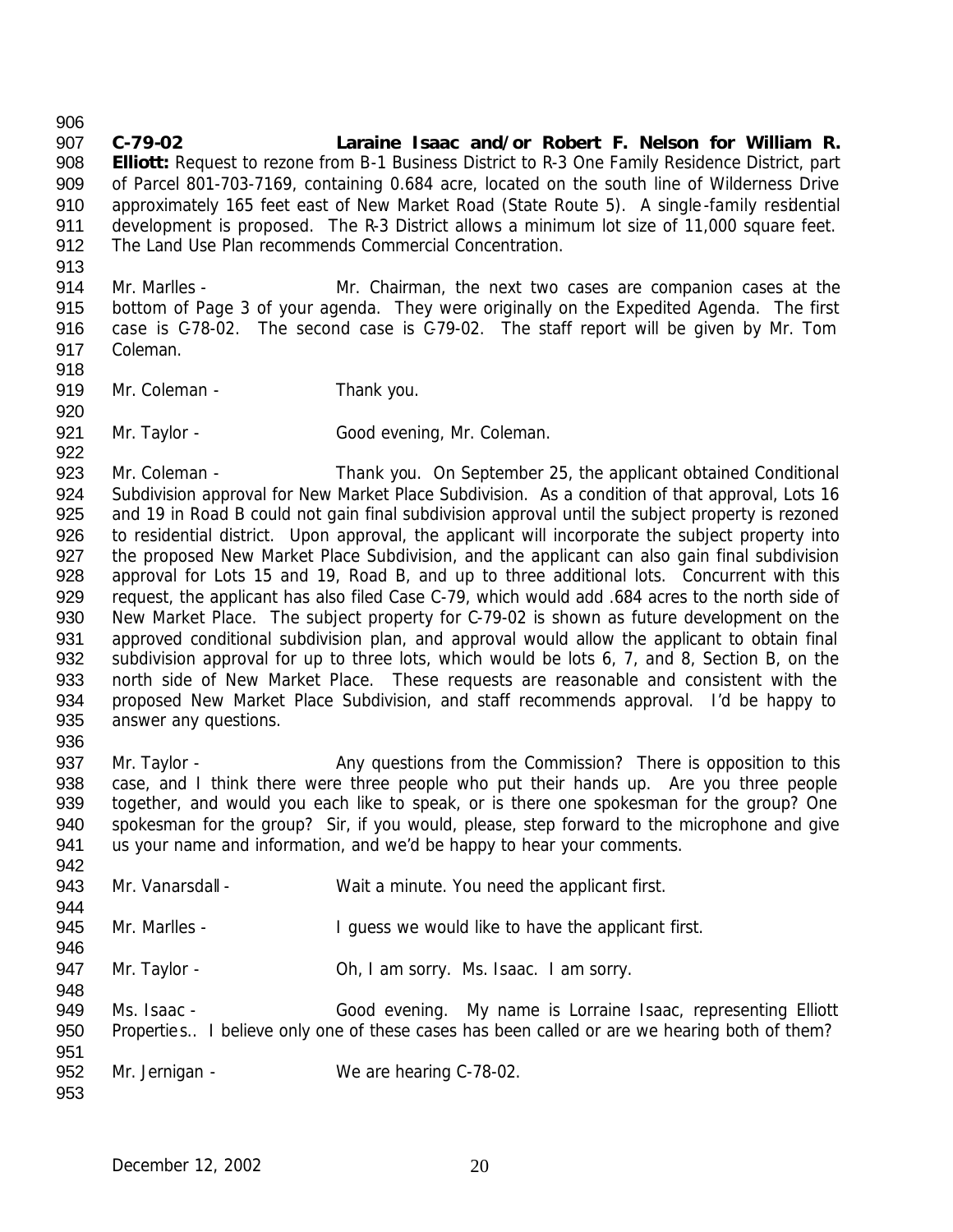**C-79-02 Laraine Isaac and/or Robert F. Nelson for William R. Elliott:** Request to rezone from B-1 Business District to R-3 One Family Residence District, part of Parcel 801-703-7169, containing 0.684 acre, located on the south line of Wilderness Drive approximately 165 feet east of New Market Road (State Route 5). A single-family residential development is proposed. The R-3 District allows a minimum lot size of 11,000 square feet. The Land Use Plan recommends Commercial Concentration.

Mr. Marlles - Mr. Chairman, the next two cases are companion cases at the bottom of Page 3 of your agenda. They were originally on the Expedited Agenda. The first case is C-78-02. The second case is C-79-02. The staff report will be given by Mr. Tom Coleman.

Mr. Coleman - Thank you.

Mr. Taylor - Good evening, Mr. Coleman.

Mr. Coleman - Thank you. On September 25, the applicant obtained Conditional Subdivision approval for New Market Place Subdivision. As a condition of that approval, Lots 16 and 19 in Road B could not gain final subdivision approval until the subject property is rezoned to residential district. Upon approval, the applicant will incorporate the subject property into the proposed New Market Place Subdivision, and the applicant can also gain final subdivision approval for Lots 15 and 19, Road B, and up to three additional lots. Concurrent with this request, the applicant has also filed Case C-79, which would add .684 acres to the north side of New Market Place. The subject property for C-79-02 is shown as future development on the approved conditional subdivision plan, and approval would allow the applicant to obtain final subdivision approval for up to three lots, which would be lots 6, 7, and 8, Section B, on the north side of New Market Place. These requests are reasonable and consistent with the proposed New Market Place Subdivision, and staff recommends approval. I'd be happy to answer any questions.

Mr. Taylor - Any questions from the Commission? There is opposition to this case, and I think there were three people who put their hands up. Are you three people together, and would you each like to speak, or is there one spokesman for the group? One spokesman for the group? Sir, if you would, please, step forward to the microphone and give us your name and information, and we'd be happy to hear your comments.

Mr. Vanarsdall - Wait a minute. You need the applicant first.

Mr. Marlles - I guess we would like to have the applicant first.

Mr. Taylor - Oh, I am sorry. Ms. Isaac. I am sorry.

Ms. Isaac - Good evening. My name is Lorraine Isaac, representing Elliott Properties.. I believe only one of these cases has been called or are we hearing both of them?

Mr. Jernigan - We are hearing C-78-02.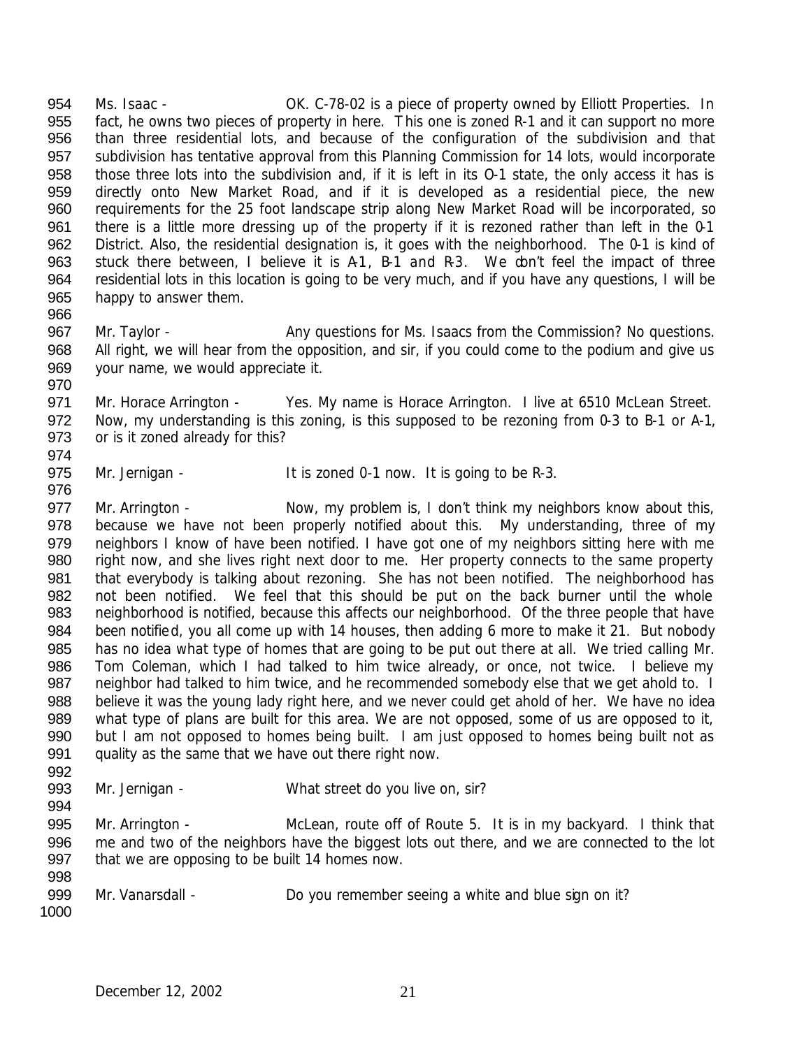Ms. Isaac - OK. C-78-02 is a piece of property owned by Elliott Properties. In fact, he owns two pieces of property in here. This one is zoned R-1 and it can support no more than three residential lots, and because of the configuration of the subdivision and that subdivision has tentative approval from this Planning Commission for 14 lots, would incorporate those three lots into the subdivision and, if it is left in its O-1 state, the only access it has is directly onto New Market Road, and if it is developed as a residential piece, the new requirements for the 25 foot landscape strip along New Market Road will be incorporated, so there is a little more dressing up of the property if it is rezoned rather than left in the 0-1 District. Also, the residential designation is, it goes with the neighborhood. The 0-1 is kind of stuck there between, I believe it is A-1, B-1 and R-3. We don't feel the impact of three residential lots in this location is going to be very much, and if you have any questions, I will be happy to answer them.

Mr. Taylor - Any questions for Ms. Isaacs from the Commission? No questions. All right, we will hear from the opposition, and sir, if you could come to the podium and give us your name, we would appreciate it.

Mr. Horace Arrington - Yes. My name is Horace Arrington. I live at 6510 McLean Street. Now, my understanding is this zoning, is this supposed to be rezoning from 0-3 to B-1 or A-1, or is it zoned already for this?

Mr. Jernigan - It is zoned 0-1 now. It is going to be R-3.

Mr. Arrington - Now, my problem is, I don't think my neighbors know about this, because we have not been properly notified about this. My understanding, three of my neighbors I know of have been notified. I have got one of my neighbors sitting here with me right now, and she lives right next door to me. Her property connects to the same property that everybody is talking about rezoning. She has not been notified. The neighborhood has not been notified. We feel that this should be put on the back burner until the whole neighborhood is notified, because this affects our neighborhood. Of the three people that have been notified, you all come up with 14 houses, then adding 6 more to make it 21. But nobody has no idea what type of homes that are going to be put out there at all. We tried calling Mr. Tom Coleman, which I had talked to him twice already, or once, not twice. I believe my neighbor had talked to him twice, and he recommended somebody else that we get ahold to. I believe it was the young lady right here, and we never could get ahold of her. We have no idea what type of plans are built for this area. We are not opposed, some of us are opposed to it, but I am not opposed to homes being built. I am just opposed to homes being built not as quality as the same that we have out there right now.

Mr. Jernigan - What street do you live on, sir?

Mr. Arrington - McLean, route off of Route 5. It is in my backyard. I think that me and two of the neighbors have the biggest lots out there, and we are connected to the lot that we are opposing to be built 14 homes now.

Mr. Vanarsdall - Do you remember seeing a white and blue sign on it?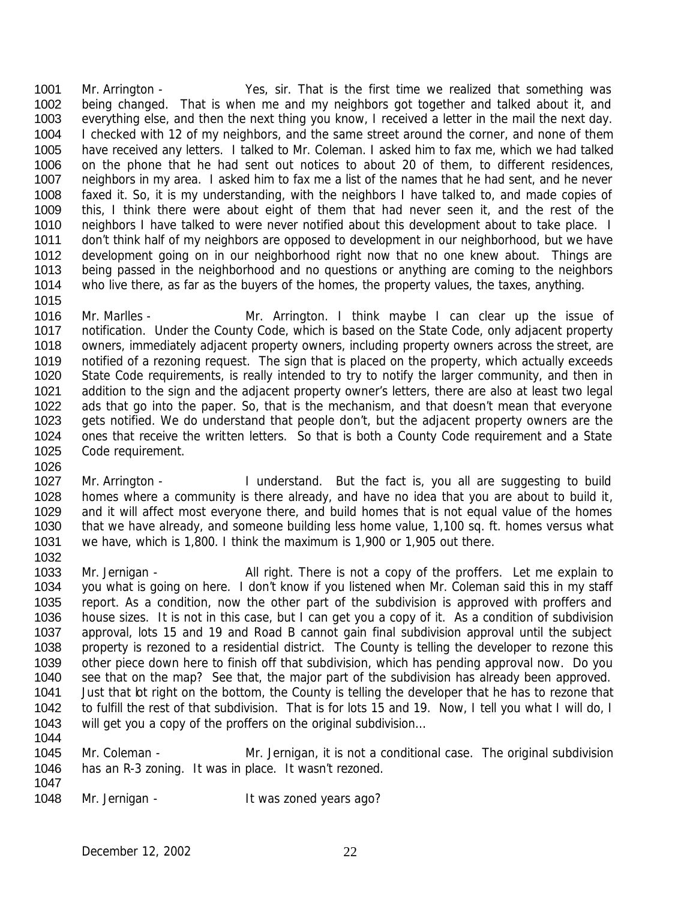1001 Mr. Arrington - Yes, sir. That is the first time we realized that something was
1002 being changed. That is when me and my neighbors got together and talked about it, and
1003 everything else, and then the next thing you know, I received a letter in the mail the next day.
1004 I checked with 12 of my neighbors, and the same street around the corner, and none of them
1005 have received any letters. I talked to Mr. Coleman. I asked him to fax me, which we had talked
1006 on the phone that he had sent out notices to about 20 of them, to different residences,
1007 neighbors in my area. I asked him to fax me a list of the names that he had sent, and he never
1008 faxed it. So, it is my understanding, with the neighbors I have talked to, and made copies of
1009 this, I think there were about eight of them that had never seen it, and the rest of the
1010 neighbors I have talked to were never notified about this development about to take place. I
1011 don't think half of my neighbors are opposed to development in our neighborhood, but we have
1012 development going on in our neighborhood right now that no one knew about. Things are
1013 being passed in the neighborhood and no questions or anything are coming to the neighbors
1014 who live there, as far as the buyers of the homes, the property values, the taxes, anything.
1015
1016 Mr. Marlles - Mr. Arrington. I think maybe I can clear up the issue of
1017 notification. Under the County Code, which is based on the State Code, only adjacent property
1018 owners, immediately adjacent property owners, including property owners across the street, are
1019 notified of a rezoning request. The sign that is placed on the property, which actually exceeds
1020 State Code requirements, is really intended to try to notify the larger community, and then in
1021 addition to the sign and the adjacent property owner's letters, there are also at least two legal
1022 ads that go into the paper. So, that is the mechanism, and that doesn't mean that everyone
1023 gets notified. We do understand that people don't, but the adjacent property owners are the
1024 ones that receive the written letters. So that is both a County Code requirement and a State
1025 Code requirement.
1026
1027 Mr. Arrington - I understand. But the fact is, you all are suggesting to build
1028 homes where a community is there already, and have no idea that you are about to build it,
1029 and it will affect most everyone there, and build homes that is not equal value of the homes
1030 that we have already, and someone building less home value, 1,100 sq. ft. homes versus what
1031 we have, which is 1,800. I think the maximum is 1,900 or 1,905 out there.
1032
1033 Mr. Jernigan - All right. There is not a copy of the proffers. Let me explain to
1034 you what is going on here. I don't know if you listened when Mr. Coleman said this in my staff
1035 report. As a condition, now the other part of the subdivision is approved with proffers and
1036 house sizes. It is not in this case, but I can get you a copy of it. As a condition of subdivision
1037 approval, lots 15 and 19 and Road B cannot gain final subdivision approval until the subject
1038 property is rezoned to a residential district. The County is telling the developer to rezone this
1039 other piece down here to finish off that subdivision, which has pending approval now. Do you
1040 see that on the map? See that, the major part of the subdivision has already been approved.
1041 Just that lot right on the bottom, the County is telling the developer that he has to rezone that
1042 to fulfill the rest of that subdivision. That is for lots 15 and 19. Now, I tell you what I will do, I
1043 will get you a copy of the proffers on the original subdivision…
1044
1045 Mr. Coleman - Mr. Jernigan, it is not a conditional case. The original subdivision
1046 has an R-3 zoning. It was in place. It wasn't rezoned.
1047
1048 Mr. Jernigan - It was zoned years ago?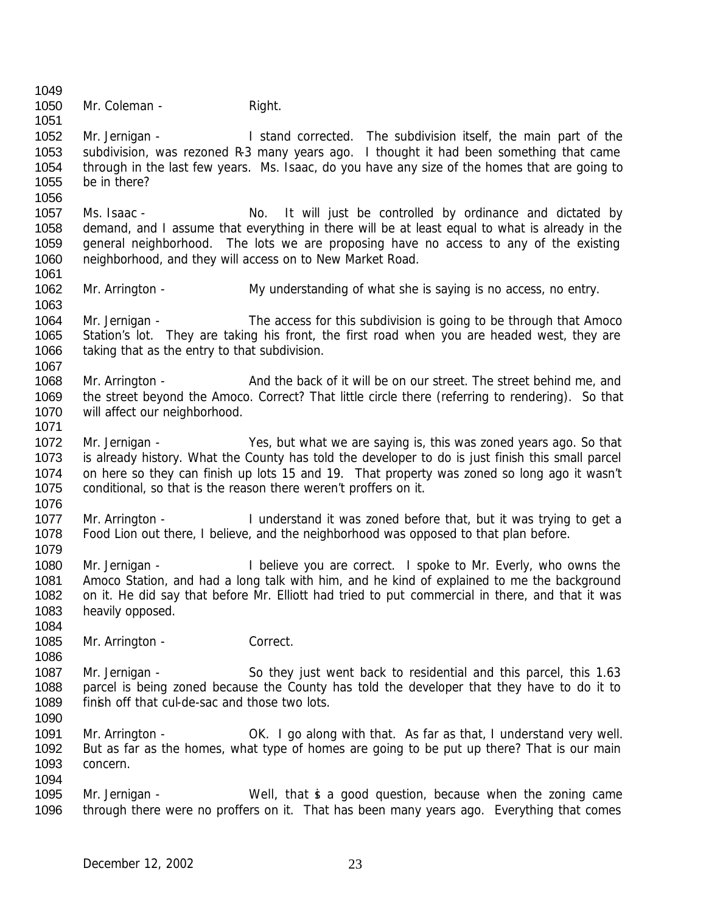Mr. Coleman - Right.

Mr. Jernigan - I stand corrected. The subdivision itself, the main part of the subdivision, was rezoned R-3 many years ago. I thought it had been something that came through in the last few years. Ms. Isaac, do you have any size of the homes that are going to be in there?

Ms. Isaac - No. It will just be controlled by ordinance and dictated by demand, and I assume that everything in there will be at least equal to what is already in the general neighborhood. The lots we are proposing have no access to any of the existing neighborhood, and they will access on to New Market Road.

Mr. Arrington - My understanding of what she is saying is no access, no entry.

Mr. Jernigan - The access for this subdivision is going to be through that Amoco Station's lot. They are taking his front, the first road when you are headed west, they are taking that as the entry to that subdivision.

Mr. Arrington - And the back of it will be on our street. The street behind me, and the street beyond the Amoco. Correct? That little circle there (referring to rendering). So that will affect our neighborhood.

Mr. Jernigan - Yes, but what we are saying is, this was zoned years ago. So that is already history. What the County has told the developer to do is just finish this small parcel on here so they can finish up lots 15 and 19. That property was zoned so long ago it wasn't conditional, so that is the reason there weren't proffers on it.

Mr. Arrington - I understand it was zoned before that, but it was trying to get a Food Lion out there, I believe, and the neighborhood was opposed to that plan before.

Mr. Jernigan - I believe you are correct. I spoke to Mr. Everly, who owns the Amoco Station, and had a long talk with him, and he kind of explained to me the background on it. He did say that before Mr. Elliott had tried to put commercial in there, and that it was heavily opposed.

Mr. Arrington - Correct.

Mr. Jernigan - So they just went back to residential and this parcel, this 1.63 parcel is being zoned because the County has told the developer that they have to do it to finish off that cul-de-sac and those two lots.

Mr. Arrington - OK. I go along with that. As far as that, I understand very well. But as far as the homes, what type of homes are going to be put up there? That is our main concern.

Mr. Jernigan - Well, that is a good question, because when the zoning came through there were no proffers on it. That has been many years ago. Everything that comes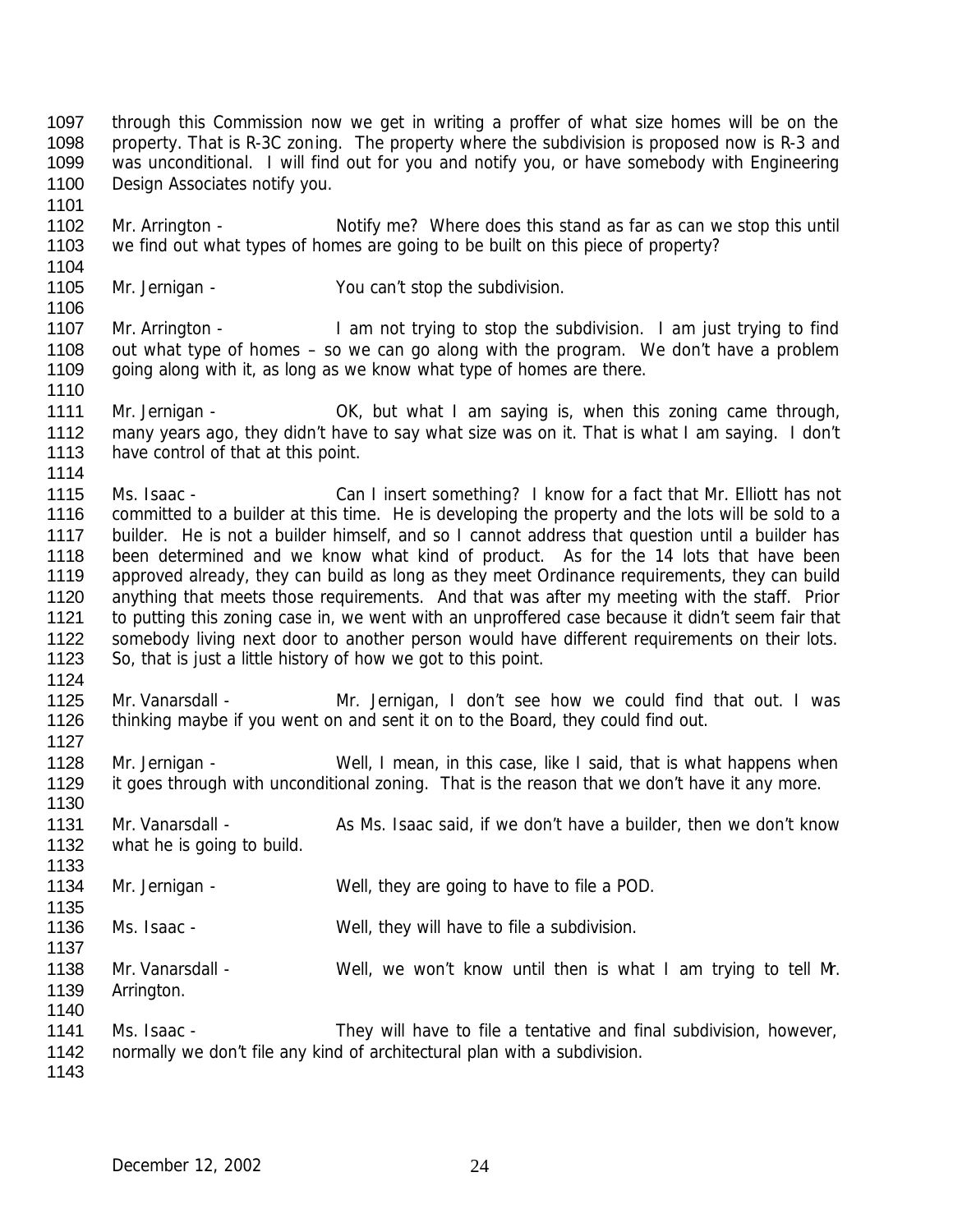through this Commission now we get in writing a proffer of what size homes will be on the property. That is R-3C zoning. The property where the subdivision is proposed now is R-3 and was unconditional. I will find out for you and notify you, or have somebody with Engineering Design Associates notify you.

Mr. Arrington - Notify me? Where does this stand as far as can we stop this until we find out what types of homes are going to be built on this piece of property?

Mr. Jernigan - You can't stop the subdivision.

Mr. Arrington - I am not trying to stop the subdivision. I am just trying to find out what type of homes – so we can go along with the program. We don't have a problem going along with it, as long as we know what type of homes are there.

Mr. Jernigan - OK, but what I am saying is, when this zoning came through, many years ago, they didn't have to say what size was on it. That is what I am saying. I don't have control of that at this point.

Ms. Isaac - Can I insert something? I know for a fact that Mr. Elliott has not committed to a builder at this time. He is developing the property and the lots will be sold to a builder. He is not a builder himself, and so I cannot address that question until a builder has been determined and we know what kind of product. As for the 14 lots that have been approved already, they can build as long as they meet Ordinance requirements, they can build anything that meets those requirements. And that was after my meeting with the staff. Prior to putting this zoning case in, we went with an unproffered case because it didn't seem fair that somebody living next door to another person would have different requirements on their lots. So, that is just a little history of how we got to this point.

Mr. Vanarsdall - Mr. Jernigan, I don't see how we could find that out. I was thinking maybe if you went on and sent it on to the Board, they could find out.

Mr. Jernigan - Well, I mean, in this case, like I said, that is what happens when it goes through with unconditional zoning. That is the reason that we don't have it any more.

Mr. Vanarsdall - As Ms. Isaac said, if we don't have a builder, then we don't know what he is going to build.

Mr. Jernigan - Well, they are going to have to file a POD.

Ms. Isaac - Well, they will have to file a subdivision.

Mr. Vanarsdall - Well, we won't know until then is what I am trying to tell Mr. Arrington.

Ms. Isaac - They will have to file a tentative and final subdivision, however, normally we don't file any kind of architectural plan with a subdivision.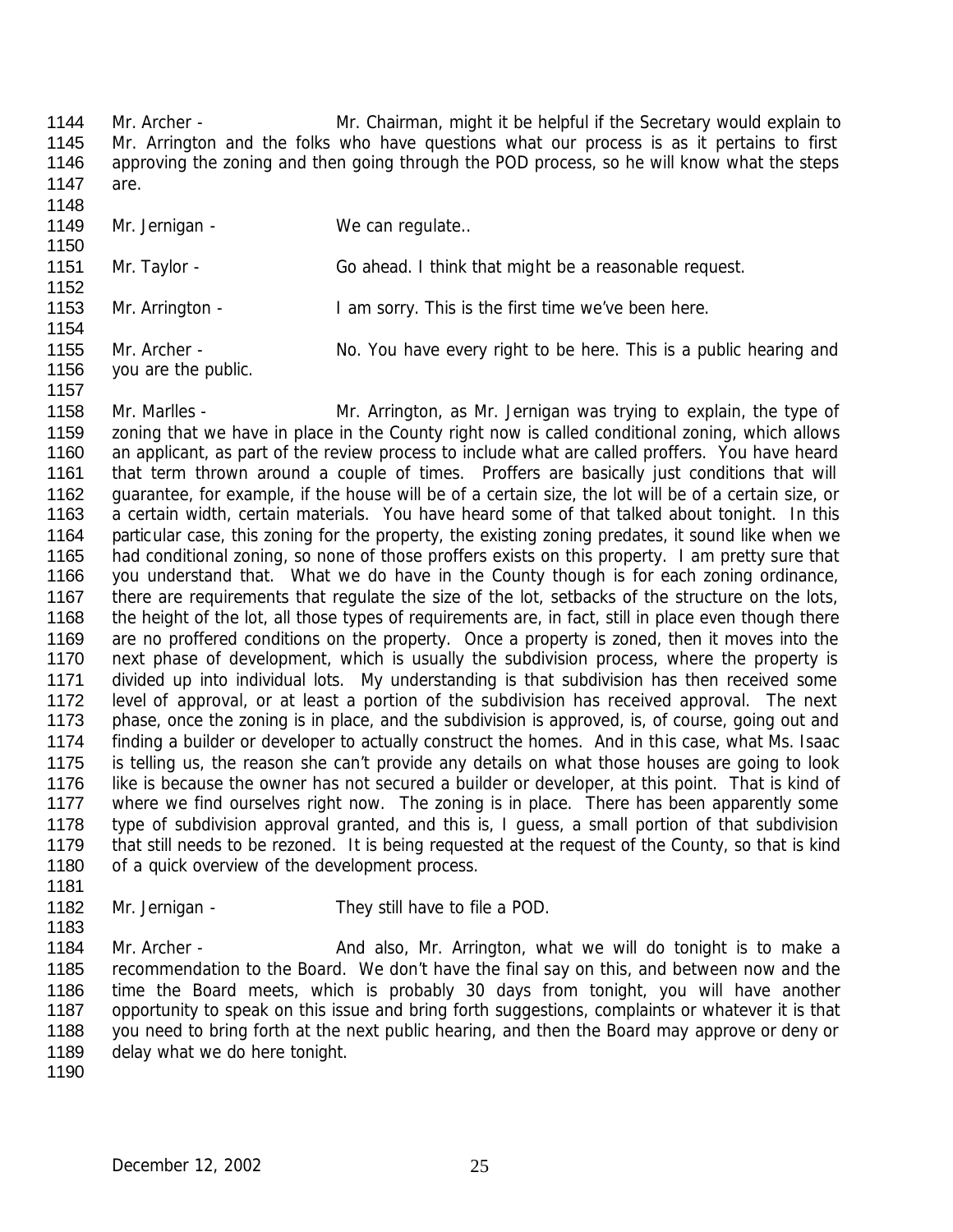Mr. Archer - Mr. Chairman, might it be helpful if the Secretary would explain to Mr. Arrington and the folks who have questions what our process is as it pertains to first approving the zoning and then going through the POD process, so he will know what the steps are.

Mr. Jernigan - We can regulate..

Mr. Taylor - Go ahead. I think that might be a reasonable request.

Mr. Arrington - I am sorry. This is the first time we've been here.

Mr. Archer - No. You have every right to be here. This is a public hearing and you are the public.

Mr. Marlles - Mr. Arrington, as Mr. Jernigan was trying to explain, the type of zoning that we have in place in the County right now is called conditional zoning, which allows an applicant, as part of the review process to include what are called proffers. You have heard that term thrown around a couple of times. Proffers are basically just conditions that will guarantee, for example, if the house will be of a certain size, the lot will be of a certain size, or a certain width, certain materials. You have heard some of that talked about tonight. In this particular case, this zoning for the property, the existing zoning predates, it sound like when we had conditional zoning, so none of those proffers exists on this property. I am pretty sure that you understand that. What we do have in the County though is for each zoning ordinance, there are requirements that regulate the size of the lot, setbacks of the structure on the lots, the height of the lot, all those types of requirements are, in fact, still in place even though there are no proffered conditions on the property. Once a property is zoned, then it moves into the next phase of development, which is usually the subdivision process, where the property is divided up into individual lots. My understanding is that subdivision has then received some level of approval, or at least a portion of the subdivision has received approval. The next phase, once the zoning is in place, and the subdivision is approved, is, of course, going out and finding a builder or developer to actually construct the homes. And in this case, what Ms. Isaac is telling us, the reason she can't provide any details on what those houses are going to look like is because the owner has not secured a builder or developer, at this point. That is kind of where we find ourselves right now. The zoning is in place. There has been apparently some type of subdivision approval granted, and this is, I guess, a small portion of that subdivision that still needs to be rezoned. It is being requested at the request of the County, so that is kind of a quick overview of the development process.

Mr. Jernigan - They still have to file a POD.

Mr. Archer - And also, Mr. Arrington, what we will do tonight is to make a recommendation to the Board. We don't have the final say on this, and between now and the time the Board meets, which is probably 30 days from tonight, you will have another opportunity to speak on this issue and bring forth suggestions, complaints or whatever it is that you need to bring forth at the next public hearing, and then the Board may approve or deny or delay what we do here tonight.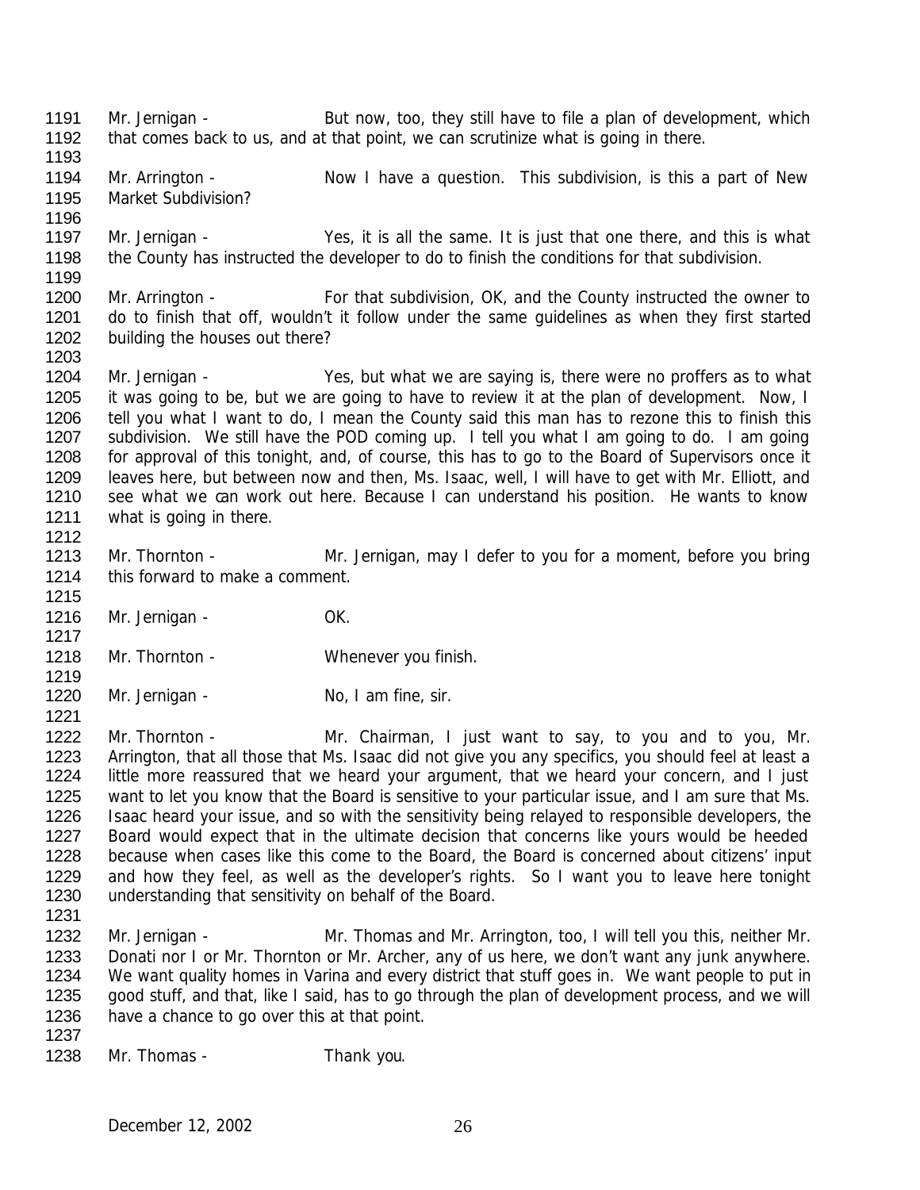1191 Mr. Jernigan - But now, too, they still have to file a plan of development, which
1192 that comes back to us, and at that point, we can scrutinize what is going in there.
1193
1194 Mr. Arrington - Now I have a question. This subdivision, is this a part of New
1195 Market Subdivision?
1196
1197 Mr. Jernigan - Yes, it is all the same. It is just that one there, and this is what
1198 the County has instructed the developer to do to finish the conditions for that subdivision.
1199
1200 Mr. Arrington - For that subdivision, OK, and the County instructed the owner to
1201 do to finish that off, wouldn't it follow under the same guidelines as when they first started
1202 building the houses out there?
1203
1204 Mr. Jernigan - Yes, but what we are saying is, there were no proffers as to what
1205 it was going to be, but we are going to have to review it at the plan of development. Now, I
1206 tell you what I want to do, I mean the County said this man has to rezone this to finish this
1207 subdivision. We still have the POD coming up. I tell you what I am going to do. I am going
1208 for approval of this tonight, and, of course, this has to go to the Board of Supervisors once it
1209 leaves here, but between now and then, Ms. Isaac, well, I will have to get with Mr. Elliott, and
1210 see what we can work out here. Because I can understand his position. He wants to know
1211 what is going in there.
1212
1213 Mr. Thornton - Mr. Jernigan, may I defer to you for a moment, before you bring
1214 this forward to make a comment.
1215
1216 Mr. Jernigan - OK.
1217
1218 Mr. Thornton - Whenever you finish.
1219
1220 Mr. Jernigan - No, I am fine, sir.
1221
1222 Mr. Thornton - Mr. Chairman, I just want to say, to you and to you, Mr.
1223 Arrington, that all those that Ms. Isaac did not give you any specifics, you should feel at least a
1224 little more reassured that we heard your argument, that we heard your concern, and I just
1225 want to let you know that the Board is sensitive to your particular issue, and I am sure that Ms.
1226 Isaac heard your issue, and so with the sensitivity being relayed to responsible developers, the
1227 Board would expect that in the ultimate decision that concerns like yours would be heeded
1228 because when cases like this come to the Board, the Board is concerned about citizens' input
1229 and how they feel, as well as the developer's rights. So I want you to leave here tonight
1230 understanding that sensitivity on behalf of the Board.
1231
1232 Mr. Jernigan - Mr. Thomas and Mr. Arrington, too, I will tell you this, neither Mr.
1233 Donati nor I or Mr. Thornton or Mr. Archer, any of us here, we don't want any junk anywhere.
1234 We want quality homes in Varina and every district that stuff goes in. We want people to put in
1235 good stuff, and that, like I said, has to go through the plan of development process, and we will
1236 have a chance to go over this at that point.
1237
1238 Mr. Thomas - Thank you.

December 12, 2002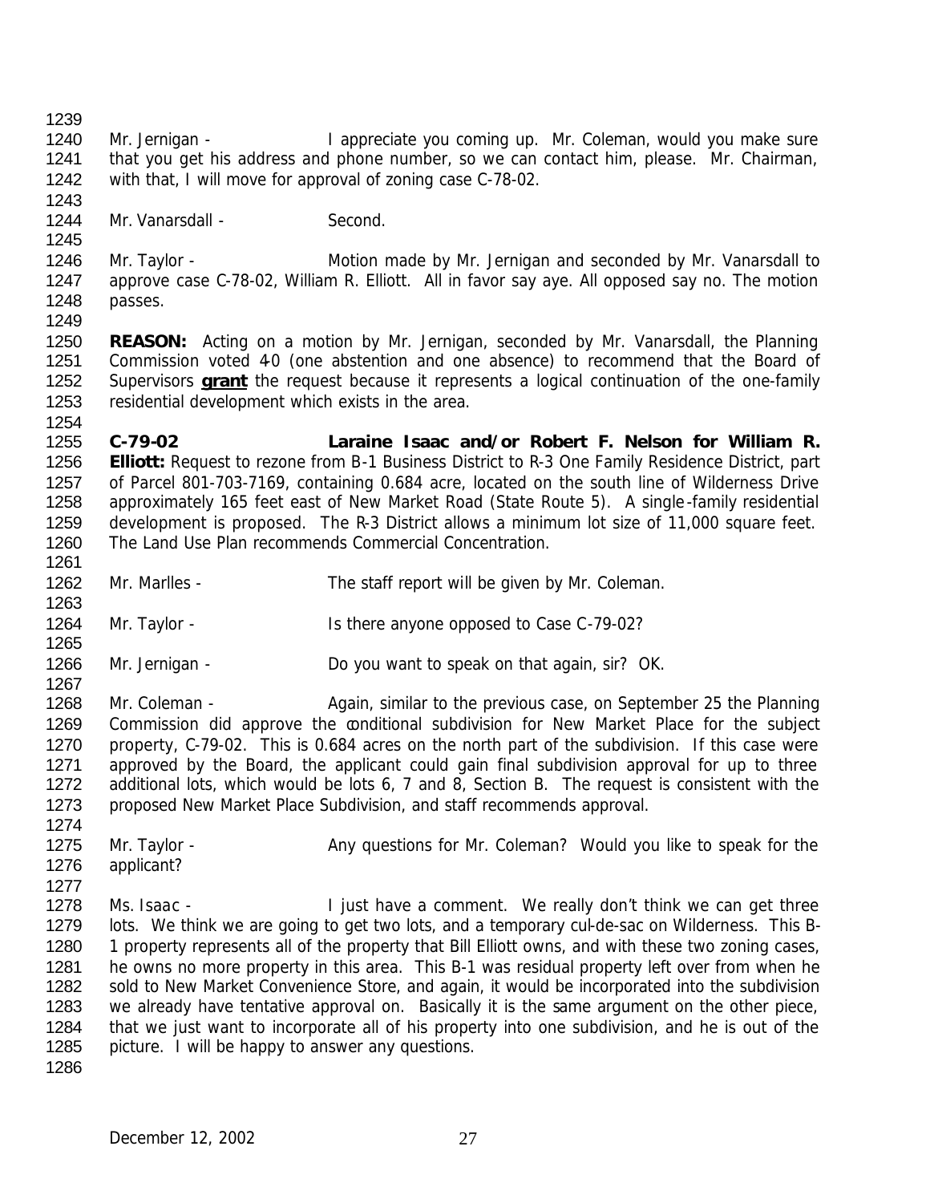Mr. Jernigan - I appreciate you coming up. Mr. Coleman, would you make sure that you get his address and phone number, so we can contact him, please. Mr. Chairman, with that, I will move for approval of zoning case C-78-02.

Mr. Vanarsdall - Second.

Mr. Taylor - Motion made by Mr. Jernigan and seconded by Mr. Vanarsdall to approve case C-78-02, William R. Elliott. All in favor say aye. All opposed say no. The motion passes.

**REASON:** Acting on a motion by Mr. Jernigan, seconded by Mr. Vanarsdall, the Planning Commission voted 4-0 (one abstention and one absence) to recommend that the Board of Supervisors **grant** the request because it represents a logical continuation of the one-family residential development which exists in the area.

**C-79-02 Laraine Isaac and/or Robert F. Nelson for William R. Elliott:** Request to rezone from B-1 Business District to R-3 One Family Residence District, part of Parcel 801-703-7169, containing 0.684 acre, located on the south line of Wilderness Drive approximately 165 feet east of New Market Road (State Route 5). A single-family residential development is proposed. The R-3 District allows a minimum lot size of 11,000 square feet. The Land Use Plan recommends Commercial Concentration.

Mr. Marlles - The staff report will be given by Mr. Coleman.

Mr. Taylor - Is there anyone opposed to Case C-79-02?

Mr. Jernigan - Do you want to speak on that again, sir? OK.

Mr. Coleman - Again, similar to the previous case, on September 25 the Planning Commission did approve the conditional subdivision for New Market Place for the subject property, C-79-02. This is 0.684 acres on the north part of the subdivision. If this case were approved by the Board, the applicant could gain final subdivision approval for up to three additional lots, which would be lots 6, 7 and 8, Section B. The request is consistent with the proposed New Market Place Subdivision, and staff recommends approval.

Mr. Taylor - Any questions for Mr. Coleman? Would you like to speak for the applicant?

Ms. Isaac - I just have a comment. We really don't think we can get three lots. We think we are going to get two lots, and a temporary cul-de-sac on Wilderness. This B-1 property represents all of the property that Bill Elliott owns, and with these two zoning cases, he owns no more property in this area. This B-1 was residual property left over from when he sold to New Market Convenience Store, and again, it would be incorporated into the subdivision we already have tentative approval on. Basically it is the same argument on the other piece, that we just want to incorporate all of his property into one subdivision, and he is out of the picture. I will be happy to answer any questions.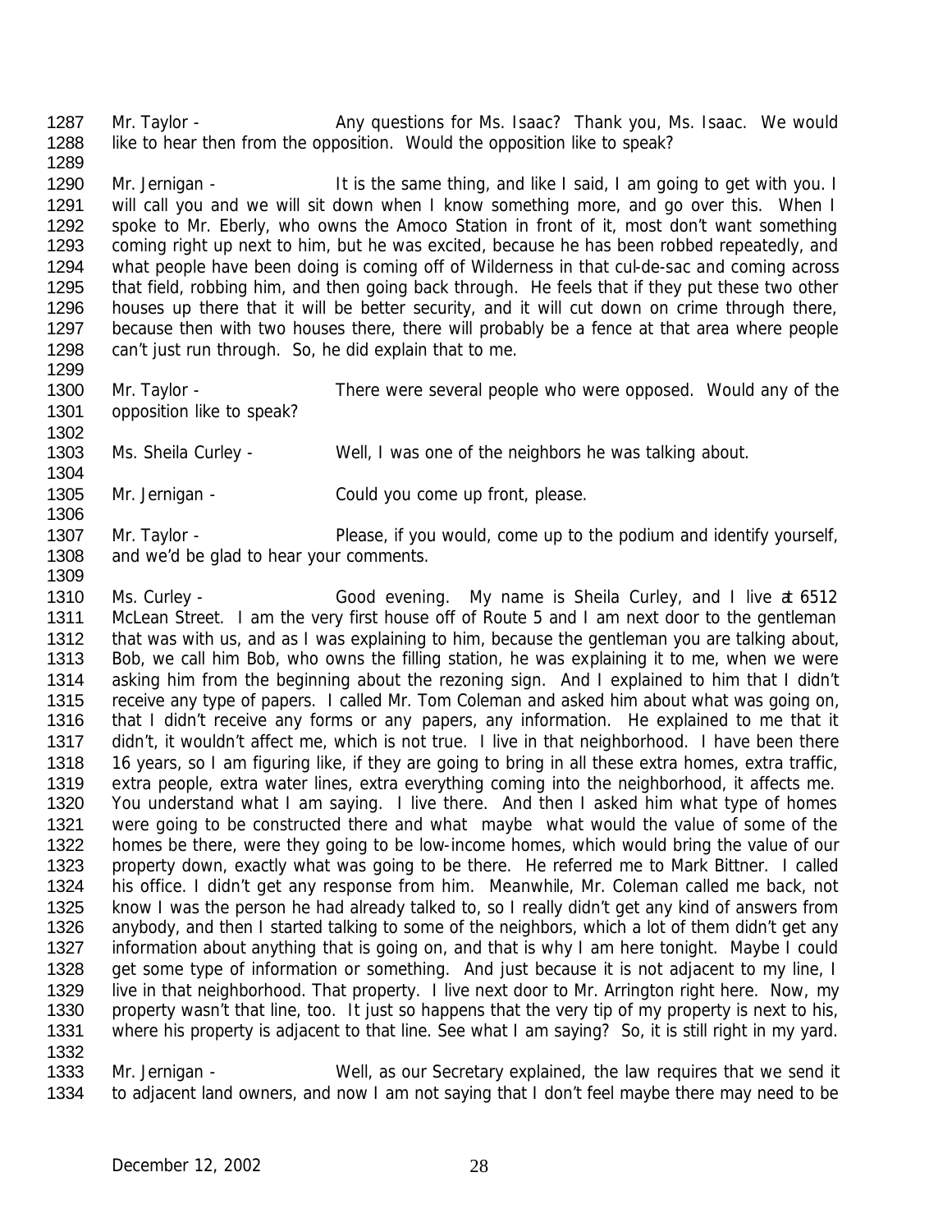1287 Mr. Taylor - Any questions for Ms. Isaac? Thank you, Ms. Isaac. We would
1288 like to hear then from the opposition. Would the opposition like to speak?
1289
1290 Mr. Jernigan - It is the same thing, and like I said, I am going to get with you. I
1291 will call you and we will sit down when I know something more, and go over this. When I
1292 spoke to Mr. Eberly, who owns the Amoco Station in front of it, most don't want something
1293 coming right up next to him, but he was excited, because he has been robbed repeatedly, and
1294 what people have been doing is coming off of Wilderness in that cul-de-sac and coming across
1295 that field, robbing him, and then going back through. He feels that if they put these two other
1296 houses up there that it will be better security, and it will cut down on crime through there,
1297 because then with two houses there, there will probably be a fence at that area where people
1298 can't just run through. So, he did explain that to me.
1299
1300 Mr. Taylor - There were several people who were opposed. Would any of the
1301 opposition like to speak?
1302
1303 Ms. Sheila Curley - Well, I was one of the neighbors he was talking about.
1304
1305 Mr. Jernigan - Could you come up front, please.
1306
1307 Mr. Taylor - Please, if you would, come up to the podium and identify yourself,
1308 and we'd be glad to hear your comments.
1309
1310 Ms. Curley - Good evening. My name is Sheila Curley, and I live at 6512
1311 McLean Street. I am the very first house off of Route 5 and I am next door to the gentleman
1312 that was with us, and as I was explaining to him, because the gentleman you are talking about,
1313 Bob, we call him Bob, who owns the filling station, he was explaining it to me, when we were
1314 asking him from the beginning about the rezoning sign. And I explained to him that I didn't
1315 receive any type of papers. I called Mr. Tom Coleman and asked him about what was going on,
1316 that I didn't receive any forms or any papers, any information. He explained to me that it
1317 didn't, it wouldn't affect me, which is not true. I live in that neighborhood. I have been there
1318 16 years, so I am figuring like, if they are going to bring in all these extra homes, extra traffic,
1319 extra people, extra water lines, extra everything coming into the neighborhood, it affects me.
1320 You understand what I am saying. I live there. And then I asked him what type of homes
1321 were going to be constructed there and what maybe what would the value of some of the
1322 homes be there, were they going to be low-income homes, which would bring the value of our
1323 property down, exactly what was going to be there. He referred me to Mark Bittner. I called
1324 his office. I didn't get any response from him. Meanwhile, Mr. Coleman called me back, not
1325 know I was the person he had already talked to, so I really didn't get any kind of answers from
1326 anybody, and then I started talking to some of the neighbors, which a lot of them didn't get any
1327 information about anything that is going on, and that is why I am here tonight. Maybe I could
1328 get some type of information or something. And just because it is not adjacent to my line, I
1329 live in that neighborhood. That property. I live next door to Mr. Arrington right here. Now, my
1330 property wasn't that line, too. It just so happens that the very tip of my property is next to his,
1331 where his property is adjacent to that line. See what I am saying? So, it is still right in my yard.
1332
1333 Mr. Jernigan - Well, as our Secretary explained, the law requires that we send it
1334 to adjacent land owners, and now I am not saying that I don't feel maybe there may need to be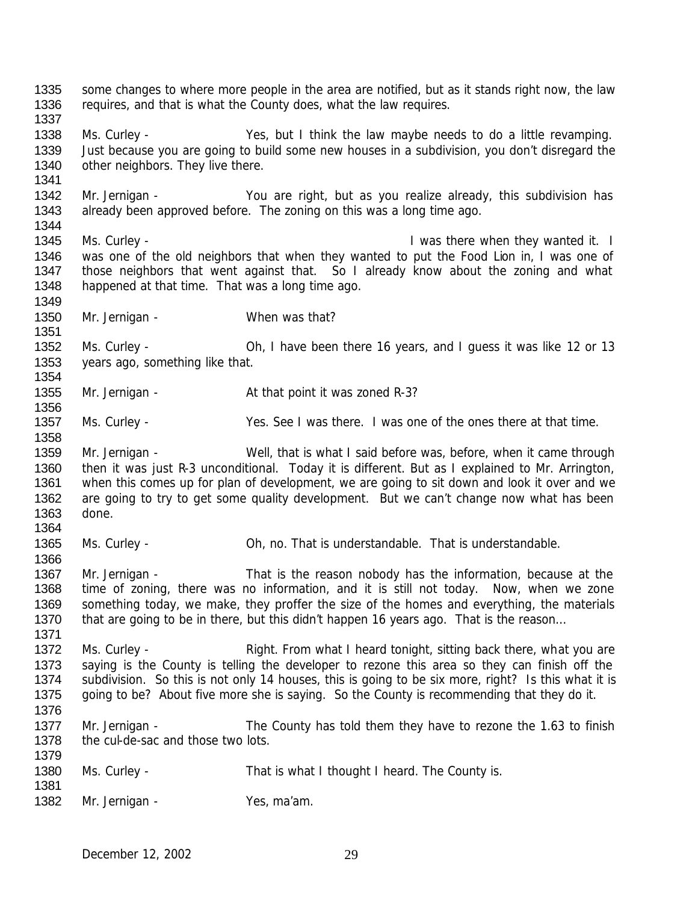some changes to where more people in the area are notified, but as it stands right now, the law requires, and that is what the County does, what the law requires.

Ms. Curley - Yes, but I think the law maybe needs to do a little revamping. Just because you are going to build some new houses in a subdivision, you don't disregard the other neighbors. They live there.

Mr. Jernigan - You are right, but as you realize already, this subdivision has already been approved before. The zoning on this was a long time ago.

Ms. Curley - I was there when they wanted it. I was one of the old neighbors that when they wanted to put the Food Lion in, I was one of those neighbors that went against that. So I already know about the zoning and what happened at that time. That was a long time ago.

Mr. Jernigan - When was that?

Ms. Curley - Oh, I have been there 16 years, and I guess it was like 12 or 13 years ago, something like that.

Mr. Jernigan - At that point it was zoned R-3?

Ms. Curley - Yes. See I was there. I was one of the ones there at that time.

Mr. Jernigan - Well, that is what I said before was, before, when it came through then it was just R-3 unconditional. Today it is different. But as I explained to Mr. Arrington, when this comes up for plan of development, we are going to sit down and look it over and we are going to try to get some quality development. But we can't change now what has been done.

Ms. Curley - Oh, no. That is understandable. That is understandable.

Mr. Jernigan - That is the reason nobody has the information, because at the time of zoning, there was no information, and it is still not today. Now, when we zone something today, we make, they proffer the size of the homes and everything, the materials that are going to be in there, but this didn't happen 16 years ago. That is the reason…

Ms. Curley - Right. From what I heard tonight, sitting back there, what you are saying is the County is telling the developer to rezone this area so they can finish off the subdivision. So this is not only 14 houses, this is going to be six more, right? Is this what it is going to be? About five more she is saying. So the County is recommending that they do it.

Mr. Jernigan - The County has told them they have to rezone the 1.63 to finish the cul-de-sac and those two lots.

Ms. Curley - That is what I thought I heard. The County is.

Mr. Jernigan - Yes, ma'am.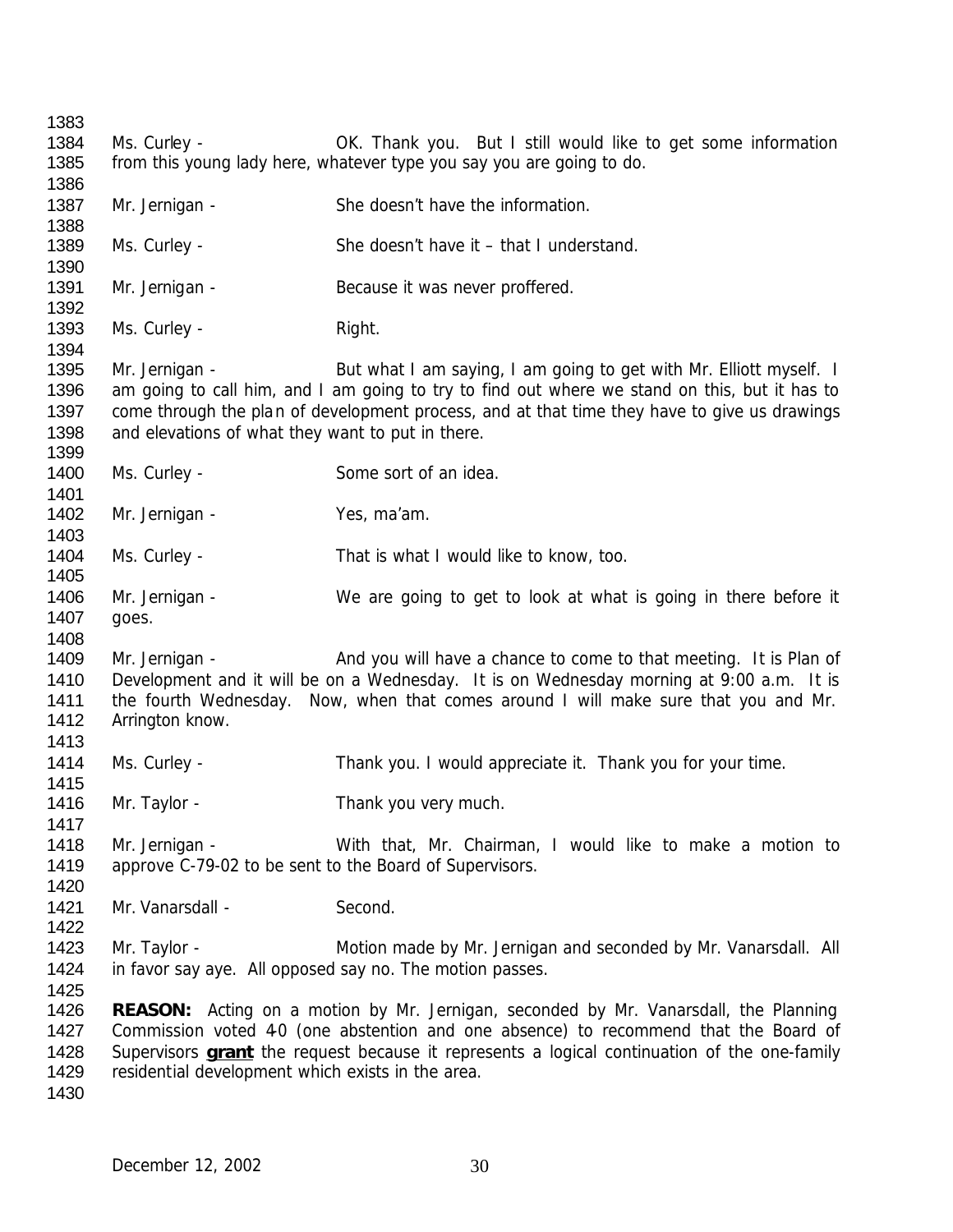Ms. Curley - OK. Thank you. But I still would like to get some information from this young lady here, whatever type you say you are going to do.

Mr. Jernigan - She doesn't have the information.

Ms. Curley - She doesn't have it – that I understand.

Mr. Jernigan - Because it was never proffered.

Ms. Curley - Right.

Mr. Jernigan - But what I am saying, I am going to get with Mr. Elliott myself. I am going to call him, and I am going to try to find out where we stand on this, but it has to come through the plan of development process, and at that time they have to give us drawings and elevations of what they want to put in there.

Ms. Curley - Some sort of an idea.

Mr. Jernigan - Yes, ma'am.

Ms. Curley - That is what I would like to know, too.

Mr. Jernigan - We are going to get to look at what is going in there before it goes.

Mr. Jernigan - And you will have a chance to come to that meeting. It is Plan of Development and it will be on a Wednesday. It is on Wednesday morning at 9:00 a.m. It is the fourth Wednesday. Now, when that comes around I will make sure that you and Mr. Arrington know.

Ms. Curley - Thank you. I would appreciate it. Thank you for your time.

Mr. Taylor - Thank you very much.

Mr. Jernigan - With that, Mr. Chairman, I would like to make a motion to approve C-79-02 to be sent to the Board of Supervisors.

Mr. Vanarsdall - Second.

Mr. Taylor - Motion made by Mr. Jernigan and seconded by Mr. Vanarsdall. All in favor say aye. All opposed say no. The motion passes.

**REASON:** Acting on a motion by Mr. Jernigan, seconded by Mr. Vanarsdall, the Planning Commission voted 4-0 (one abstention and one absence) to recommend that the Board of Supervisors **grant** the request because it represents a logical continuation of the one-family residential development which exists in the area.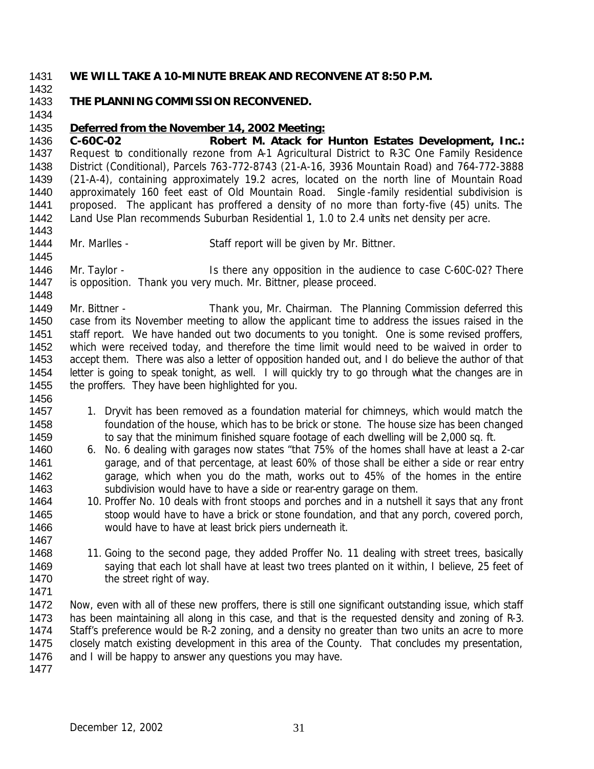**WE WILL TAKE A 10-MINUTE BREAK AND RECONVENE AT 8:50 P.M.**

**THE PLANNING COMMISSION RECONVENED.**

**Deferred from the November 14, 2002 Meeting:**

**C-60C-02 Robert M. Atack for Hunton Estates Development, Inc.:** Request to conditionally rezone from A-1 Agricultural District to R-3C One Family Residence District (Conditional), Parcels 763-772-8743 (21-A-16, 3936 Mountain Road) and 764-772-3888 (21-A-4), containing approximately 19.2 acres, located on the north line of Mountain Road approximately 160 feet east of Old Mountain Road. Single-family residential subdivision is proposed. The applicant has proffered a density of no more than forty-five (45) units. The Land Use Plan recommends Suburban Residential 1, 1.0 to 2.4 units net density per acre.

Mr. Marlles - Staff report will be given by Mr. Bittner.

Mr. Taylor - Is there any opposition in the audience to case C-60C-02? There is opposition. Thank you very much. Mr. Bittner, please proceed.

Mr. Bittner - Thank you, Mr. Chairman. The Planning Commission deferred this case from its November meeting to allow the applicant time to address the issues raised in the staff report. We have handed out two documents to you tonight. One is some revised proffers, which were received today, and therefore the time limit would need to be waived in order to accept them. There was also a letter of opposition handed out, and I do believe the author of that letter is going to speak tonight, as well. I will quickly try to go through what the changes are in the proffers. They have been highlighted for you.

1. Dryvit has been removed as a foundation material for chimneys, which would match the foundation of the house, which has to be brick or stone. The house size has been changed to say that the minimum finished square footage of each dwelling will be 2,000 sq. ft.
6. No. 6 dealing with garages now states "that 75% of the homes shall have at least a 2-car garage, and of that percentage, at least 60% of those shall be either a side or rear entry garage, which when you do the math, works out to 45% of the homes in the entire subdivision would have to have a side or rear-entry garage on them.
10. Proffer No. 10 deals with front stoops and porches and in a nutshell it says that any front stoop would have to have a brick or stone foundation, and that any porch, covered porch, would have to have at least brick piers underneath it.

11. Going to the second page, they added Proffer No. 11 dealing with street trees, basically saying that each lot shall have at least two trees planted on it within, I believe, 25 feet of the street right of way.

Now, even with all of these new proffers, there is still one significant outstanding issue, which staff has been maintaining all along in this case, and that is the requested density and zoning of R-3. Staff's preference would be R-2 zoning, and a density no greater than two units an acre to more closely match existing development in this area of the County. That concludes my presentation, and I will be happy to answer any questions you may have.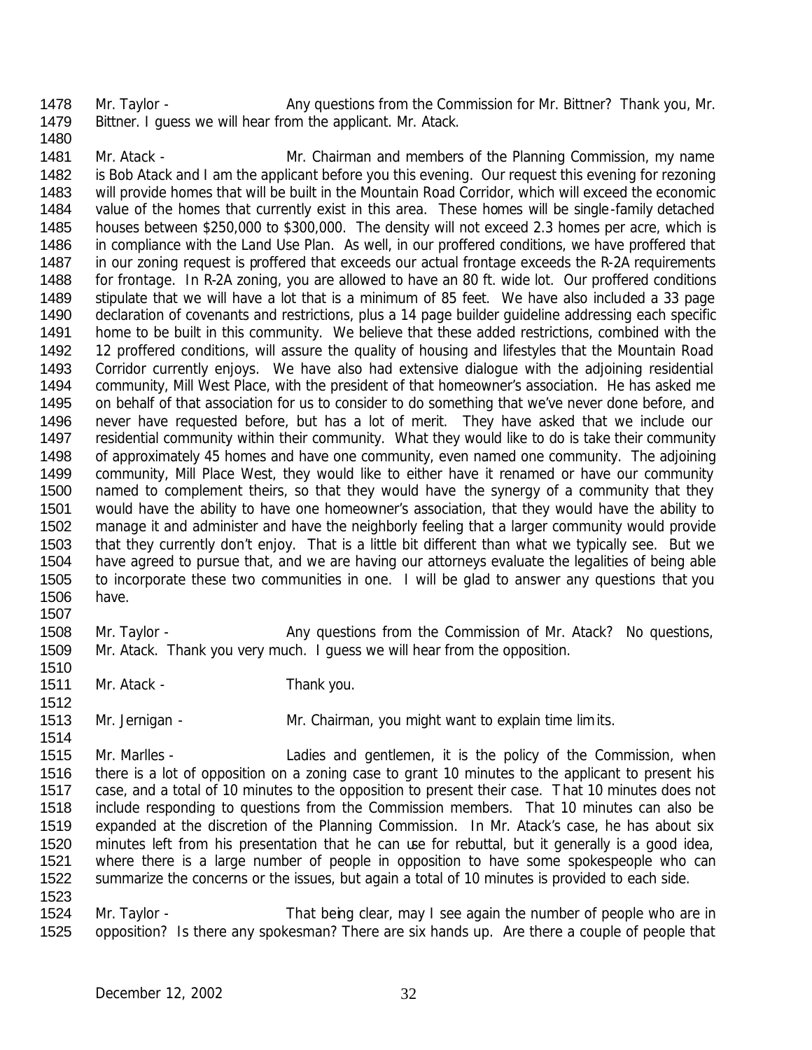1478 Mr. Taylor - Any questions from the Commission for Mr. Bittner? Thank you, Mr.
1479 Bittner. I guess we will hear from the applicant. Mr. Atack.
1480
1481 Mr. Atack - Mr. Chairman and members of the Planning Commission, my name
1482 is Bob Atack and I am the applicant before you this evening. Our request this evening for rezoning
1483 will provide homes that will be built in the Mountain Road Corridor, which will exceed the economic
1484 value of the homes that currently exist in this area. These homes will be single-family detached
1485 houses between $250,000 to $300,000. The density will not exceed 2.3 homes per acre, which is
1486 in compliance with the Land Use Plan. As well, in our proffered conditions, we have proffered that
1487 in our zoning request is proffered that exceeds our actual frontage exceeds the R-2A requirements
1488 for frontage. In R-2A zoning, you are allowed to have an 80 ft. wide lot. Our proffered conditions
1489 stipulate that we will have a lot that is a minimum of 85 feet. We have also included a 33 page
1490 declaration of covenants and restrictions, plus a 14 page builder guideline addressing each specific
1491 home to be built in this community. We believe that these added restrictions, combined with the
1492 12 proffered conditions, will assure the quality of housing and lifestyles that the Mountain Road
1493 Corridor currently enjoys. We have also had extensive dialogue with the adjoining residential
1494 community, Mill West Place, with the president of that homeowner's association. He has asked me
1495 on behalf of that association for us to consider to do something that we've never done before, and
1496 never have requested before, but has a lot of merit. They have asked that we include our
1497 residential community within their community. What they would like to do is take their community
1498 of approximately 45 homes and have one community, even named one community. The adjoining
1499 community, Mill Place West, they would like to either have it renamed or have our community
1500 named to complement theirs, so that they would have the synergy of a community that they
1501 would have the ability to have one homeowner's association, that they would have the ability to
1502 manage it and administer and have the neighborly feeling that a larger community would provide
1503 that they currently don't enjoy. That is a little bit different than what we typically see. But we
1504 have agreed to pursue that, and we are having our attorneys evaluate the legalities of being able
1505 to incorporate these two communities in one. I will be glad to answer any questions that you
1506 have.
1507
1508 Mr. Taylor - Any questions from the Commission of Mr. Atack? No questions,
1509 Mr. Atack. Thank you very much. I guess we will hear from the opposition.
1510
1511 Mr. Atack - Thank you.
1512
1513 Mr. Jernigan - Mr. Chairman, you might want to explain time limits.
1514
1515 Mr. Marlles - Ladies and gentlemen, it is the policy of the Commission, when
1516 there is a lot of opposition on a zoning case to grant 10 minutes to the applicant to present his
1517 case, and a total of 10 minutes to the opposition to present their case. That 10 minutes does not
1518 include responding to questions from the Commission members. That 10 minutes can also be
1519 expanded at the discretion of the Planning Commission. In Mr. Atack's case, he has about six
1520 minutes left from his presentation that he can use for rebuttal, but it generally is a good idea,
1521 where there is a large number of people in opposition to have some spokespeople who can
1522 summarize the concerns or the issues, but again a total of 10 minutes is provided to each side.
1523
1524 Mr. Taylor - That being clear, may I see again the number of people who are in
1525 opposition? Is there any spokesman? There are six hands up. Are there a couple of people that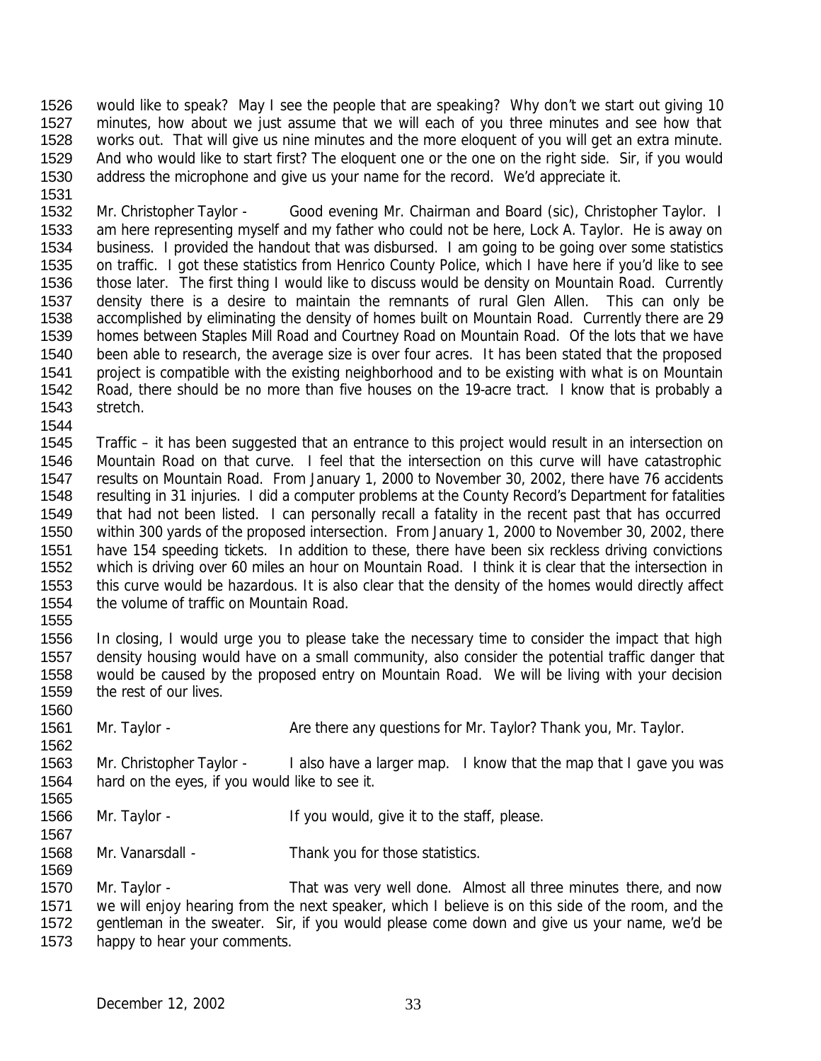1526 would like to speak? May I see the people that are speaking? Why don't we start out giving 10
1527 minutes, how about we just assume that we will each of you three minutes and see how that
1528 works out. That will give us nine minutes and the more eloquent of you will get an extra minute.
1529 And who would like to start first? The eloquent one or the one on the right side. Sir, if you would
1530 address the microphone and give us your name for the record. We'd appreciate it.
1531
1532 Mr. Christopher Taylor - Good evening Mr. Chairman and Board (sic), Christopher Taylor. I
1533 am here representing myself and my father who could not be here, Lock A. Taylor. He is away on
1534 business. I provided the handout that was disbursed. I am going to be going over some statistics
1535 on traffic. I got these statistics from Henrico County Police, which I have here if you'd like to see
1536 those later. The first thing I would like to discuss would be density on Mountain Road. Currently
1537 density there is a desire to maintain the remnants of rural Glen Allen. This can only be
1538 accomplished by eliminating the density of homes built on Mountain Road. Currently there are 29
1539 homes between Staples Mill Road and Courtney Road on Mountain Road. Of the lots that we have
1540 been able to research, the average size is over four acres. It has been stated that the proposed
1541 project is compatible with the existing neighborhood and to be existing with what is on Mountain
1542 Road, there should be no more than five houses on the 19-acre tract. I know that is probably a
1543 stretch.
1544
1545 Traffic – it has been suggested that an entrance to this project would result in an intersection on
1546 Mountain Road on that curve. I feel that the intersection on this curve will have catastrophic
1547 results on Mountain Road. From January 1, 2000 to November 30, 2002, there have 76 accidents
1548 resulting in 31 injuries. I did a computer problems at the County Record's Department for fatalities
1549 that had not been listed. I can personally recall a fatality in the recent past that has occurred
1550 within 300 yards of the proposed intersection. From January 1, 2000 to November 30, 2002, there
1551 have 154 speeding tickets. In addition to these, there have been six reckless driving convictions
1552 which is driving over 60 miles an hour on Mountain Road. I think it is clear that the intersection in
1553 this curve would be hazardous. It is also clear that the density of the homes would directly affect
1554 the volume of traffic on Mountain Road.
1555
1556 In closing, I would urge you to please take the necessary time to consider the impact that high
1557 density housing would have on a small community, also consider the potential traffic danger that
1558 would be caused by the proposed entry on Mountain Road. We will be living with your decision
1559 the rest of our lives.
1560
1561 Mr. Taylor - Are there any questions for Mr. Taylor? Thank you, Mr. Taylor.
1562
1563 Mr. Christopher Taylor - I also have a larger map. I know that the map that I gave you was
1564 hard on the eyes, if you would like to see it.
1565
1566 Mr. Taylor - If you would, give it to the staff, please.
1567
1568 Mr. Vanarsdall - Thank you for those statistics.
1569
1570 Mr. Taylor - That was very well done. Almost all three minutes there, and now
1571 we will enjoy hearing from the next speaker, which I believe is on this side of the room, and the
1572 gentleman in the sweater. Sir, if you would please come down and give us your name, we'd be
1573 happy to hear your comments.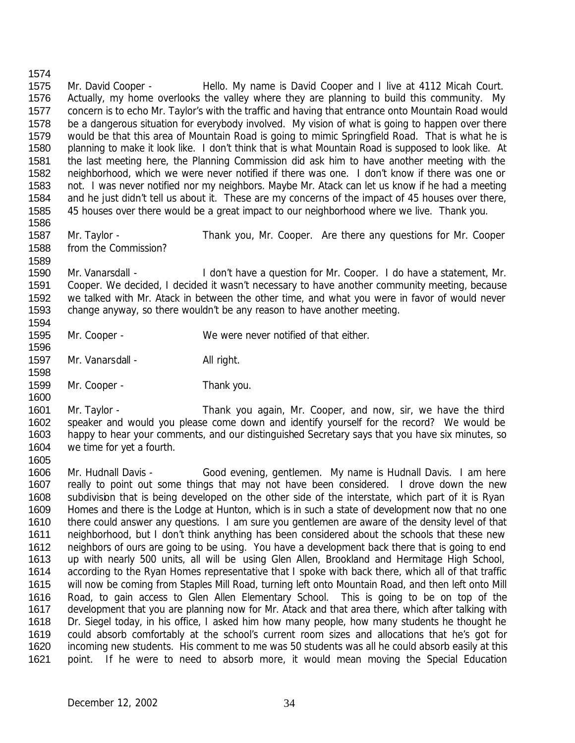Mr. David Cooper - Hello. My name is David Cooper and I live at 4112 Micah Court. Actually, my home overlooks the valley where they are planning to build this community. My concern is to echo Mr. Taylor's with the traffic and having that entrance onto Mountain Road would be a dangerous situation for everybody involved. My vision of what is going to happen over there would be that this area of Mountain Road is going to mimic Springfield Road. That is what he is planning to make it look like. I don't think that is what Mountain Road is supposed to look like. At the last meeting here, the Planning Commission did ask him to have another meeting with the neighborhood, which we were never notified if there was one. I don't know if there was one or not. I was never notified nor my neighbors. Maybe Mr. Atack can let us know if he had a meeting and he just didn't tell us about it. These are my concerns of the impact of 45 houses over there, 45 houses over there would be a great impact to our neighborhood where we live. Thank you.

Mr. Taylor - Thank you, Mr. Cooper. Are there any questions for Mr. Cooper from the Commission?

Mr. Vanarsdall - I don't have a question for Mr. Cooper. I do have a statement, Mr. Cooper. We decided, I decided it wasn't necessary to have another community meeting, because we talked with Mr. Atack in between the other time, and what you were in favor of would never change anyway, so there wouldn't be any reason to have another meeting.

Mr. Cooper - We were never notified of that either.

Mr. Vanarsdall - All right.

Mr. Cooper - Thank you.

Mr. Taylor - Thank you again, Mr. Cooper, and now, sir, we have the third speaker and would you please come down and identify yourself for the record? We would be happy to hear your comments, and our distinguished Secretary says that you have six minutes, so we time for yet a fourth.

Mr. Hudnall Davis - Good evening, gentlemen. My name is Hudnall Davis. I am here really to point out some things that may not have been considered. I drove down the new subdivision that is being developed on the other side of the interstate, which part of it is Ryan Homes and there is the Lodge at Hunton, which is in such a state of development now that no one there could answer any questions. I am sure you gentlemen are aware of the density level of that neighborhood, but I don't think anything has been considered about the schools that these new neighbors of ours are going to be using. You have a development back there that is going to end up with nearly 500 units, all will be using Glen Allen, Brookland and Hermitage High School, according to the Ryan Homes representative that I spoke with back there, which all of that traffic will now be coming from Staples Mill Road, turning left onto Mountain Road, and then left onto Mill Road, to gain access to Glen Allen Elementary School. This is going to be on top of the development that you are planning now for Mr. Atack and that area there, which after talking with Dr. Siegel today, in his office, I asked him how many people, how many students he thought he could absorb comfortably at the school's current room sizes and allocations that he's got for incoming new students. His comment to me was 50 students was all he could absorb easily at this point. If he were to need to absorb more, it would mean moving the Special Education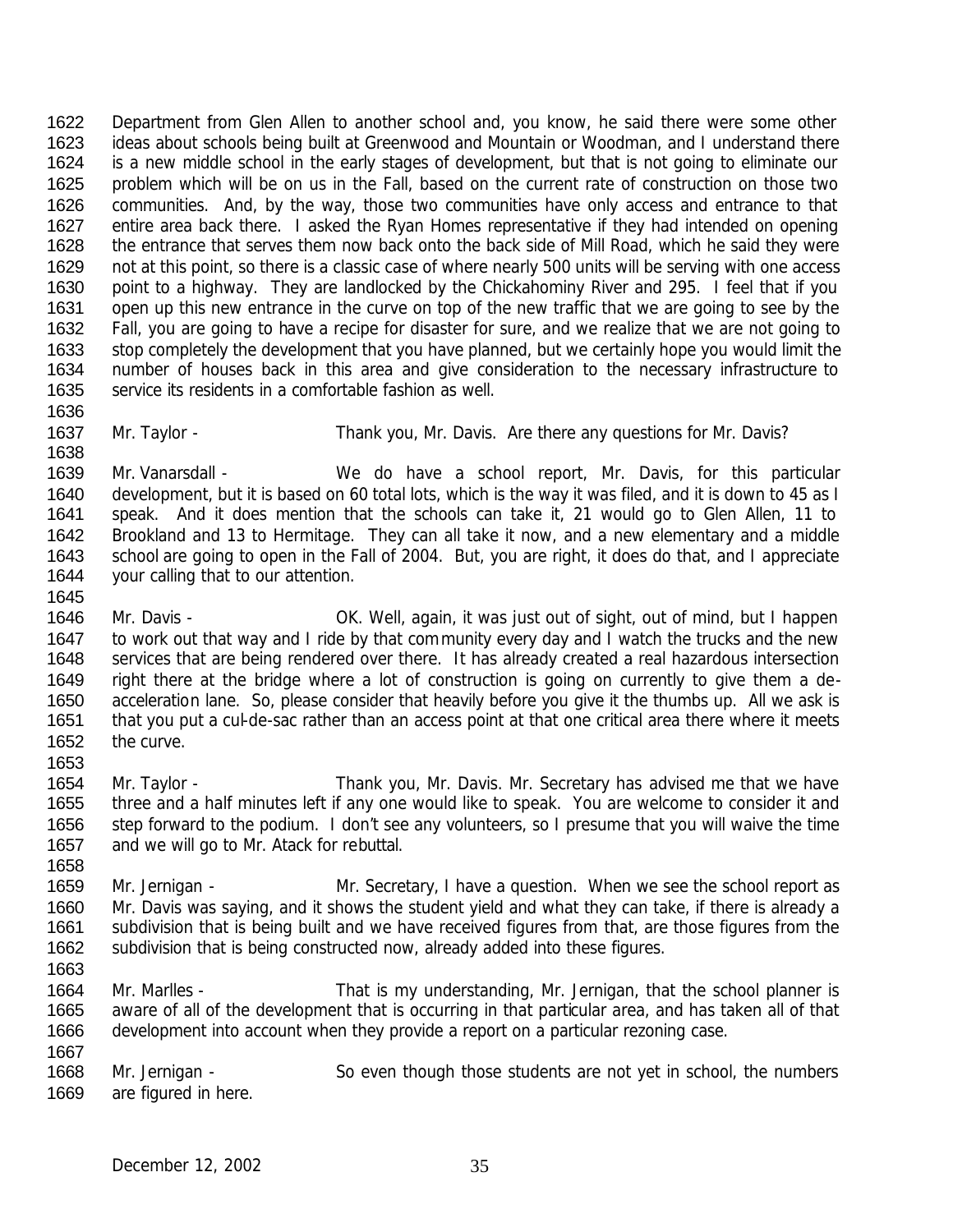Department from Glen Allen to another school and, you know, he said there were some other ideas about schools being built at Greenwood and Mountain or Woodman, and I understand there is a new middle school in the early stages of development, but that is not going to eliminate our problem which will be on us in the Fall, based on the current rate of construction on those two communities. And, by the way, those two communities have only access and entrance to that entire area back there. I asked the Ryan Homes representative if they had intended on opening the entrance that serves them now back onto the back side of Mill Road, which he said they were not at this point, so there is a classic case of where nearly 500 units will be serving with one access point to a highway. They are landlocked by the Chickahominy River and 295. I feel that if you open up this new entrance in the curve on top of the new traffic that we are going to see by the Fall, you are going to have a recipe for disaster for sure, and we realize that we are not going to stop completely the development that you have planned, but we certainly hope you would limit the number of houses back in this area and give consideration to the necessary infrastructure to service its residents in a comfortable fashion as well.

Mr. Taylor - Thank you, Mr. Davis. Are there any questions for Mr. Davis?

Mr. Vanarsdall - We do have a school report, Mr. Davis, for this particular development, but it is based on 60 total lots, which is the way it was filed, and it is down to 45 as I speak. And it does mention that the schools can take it, 21 would go to Glen Allen, 11 to Brookland and 13 to Hermitage. They can all take it now, and a new elementary and a middle school are going to open in the Fall of 2004. But, you are right, it does do that, and I appreciate your calling that to our attention.

Mr. Davis - OK. Well, again, it was just out of sight, out of mind, but I happen to work out that way and I ride by that community every day and I watch the trucks and the new services that are being rendered over there. It has already created a real hazardous intersection right there at the bridge where a lot of construction is going on currently to give them a de-acceleration lane. So, please consider that heavily before you give it the thumbs up. All we ask is that you put a cul-de-sac rather than an access point at that one critical area there where it meets the curve.

Mr. Taylor - Thank you, Mr. Davis. Mr. Secretary has advised me that we have three and a half minutes left if any one would like to speak. You are welcome to consider it and step forward to the podium. I don't see any volunteers, so I presume that you will waive the time and we will go to Mr. Atack for rebuttal.

Mr. Jernigan - Mr. Secretary, I have a question. When we see the school report as Mr. Davis was saying, and it shows the student yield and what they can take, if there is already a subdivision that is being built and we have received figures from that, are those figures from the subdivision that is being constructed now, already added into these figures.

Mr. Marlles - That is my understanding, Mr. Jernigan, that the school planner is aware of all of the development that is occurring in that particular area, and has taken all of that development into account when they provide a report on a particular rezoning case.

Mr. Jernigan - So even though those students are not yet in school, the numbers are figured in here.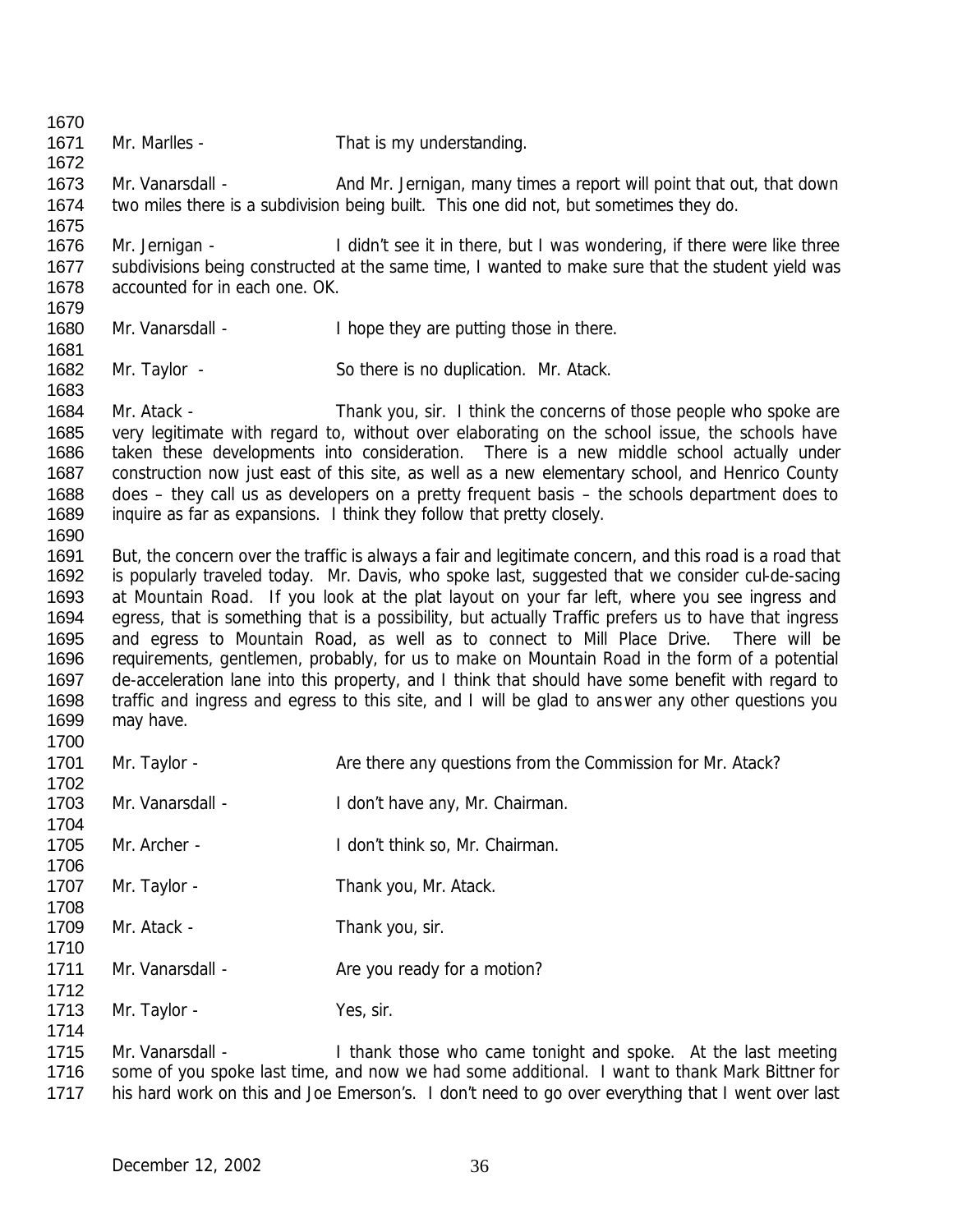Mr. Marlles - That is my understanding.

Mr. Vanarsdall - And Mr. Jernigan, many times a report will point that out, that down two miles there is a subdivision being built. This one did not, but sometimes they do.

Mr. Jernigan - I didn't see it in there, but I was wondering, if there were like three subdivisions being constructed at the same time, I wanted to make sure that the student yield was accounted for in each one. OK.

Mr. Vanarsdall - I hope they are putting those in there.

Mr. Taylor - So there is no duplication. Mr. Atack.

Mr. Atack - Thank you, sir. I think the concerns of those people who spoke are very legitimate with regard to, without over elaborating on the school issue, the schools have taken these developments into consideration. There is a new middle school actually under construction now just east of this site, as well as a new elementary school, and Henrico County does – they call us as developers on a pretty frequent basis – the schools department does to inquire as far as expansions. I think they follow that pretty closely.

But, the concern over the traffic is always a fair and legitimate concern, and this road is a road that is popularly traveled today. Mr. Davis, who spoke last, suggested that we consider cul-de-sacing at Mountain Road. If you look at the plat layout on your far left, where you see ingress and egress, that is something that is a possibility, but actually Traffic prefers us to have that ingress and egress to Mountain Road, as well as to connect to Mill Place Drive. There will be requirements, gentlemen, probably, for us to make on Mountain Road in the form of a potential de-acceleration lane into this property, and I think that should have some benefit with regard to traffic and ingress and egress to this site, and I will be glad to answer any other questions you may have.

Mr. Taylor - Are there any questions from the Commission for Mr. Atack?

Mr. Vanarsdall - I don't have any, Mr. Chairman.

Mr. Archer - I don't think so, Mr. Chairman.

Mr. Taylor - Thank you, Mr. Atack.

Mr. Atack - Thank you, sir.

Mr. Vanarsdall - Are you ready for a motion?

Mr. Taylor - Yes, sir.

Mr. Vanarsdall - I thank those who came tonight and spoke. At the last meeting some of you spoke last time, and now we had some additional. I want to thank Mark Bittner for his hard work on this and Joe Emerson's. I don't need to go over everything that I went over last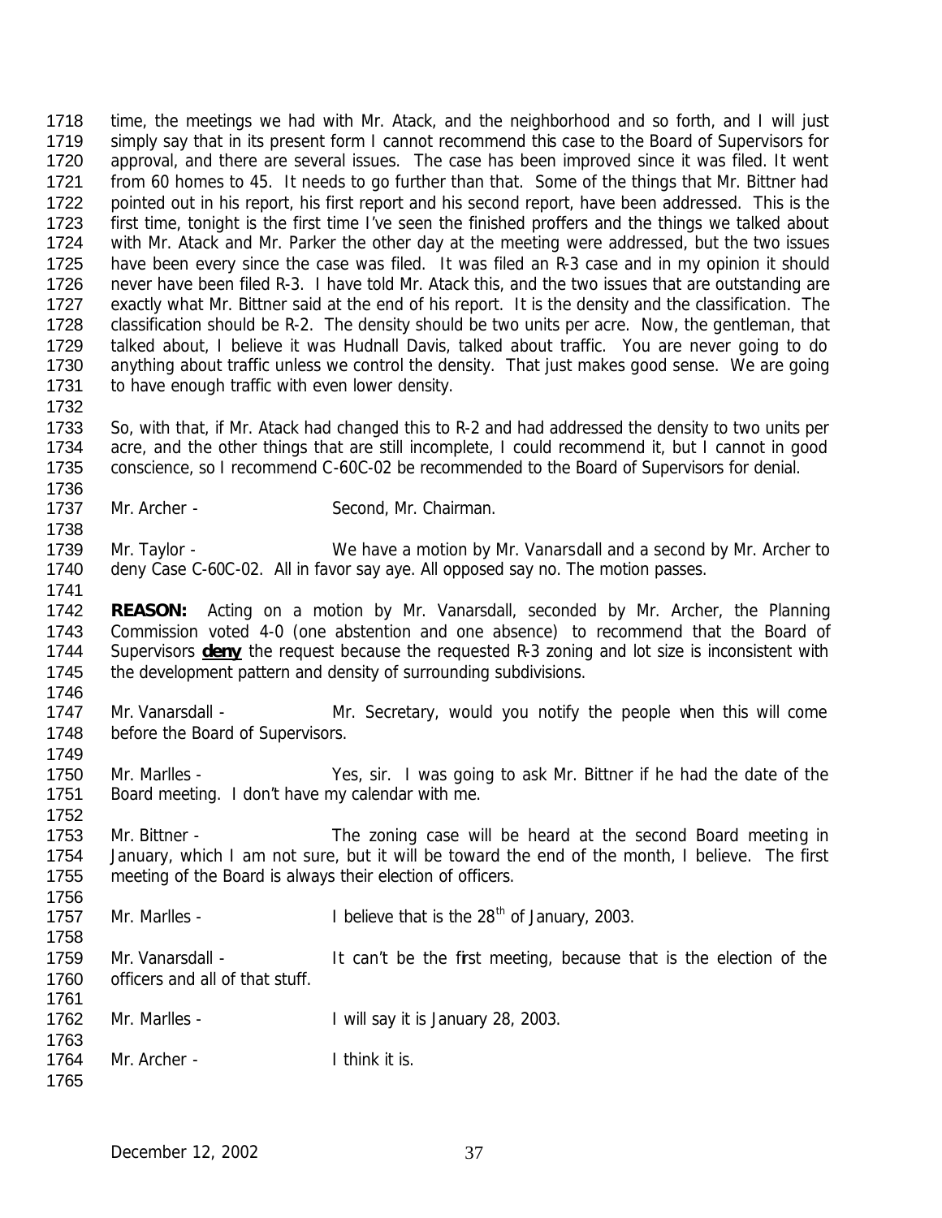time, the meetings we had with Mr. Atack, and the neighborhood and so forth, and I will just simply say that in its present form I cannot recommend this case to the Board of Supervisors for approval, and there are several issues. The case has been improved since it was filed. It went from 60 homes to 45. It needs to go further than that. Some of the things that Mr. Bittner had pointed out in his report, his first report and his second report, have been addressed. This is the first time, tonight is the first time I've seen the finished proffers and the things we talked about with Mr. Atack and Mr. Parker the other day at the meeting were addressed, but the two issues have been every since the case was filed. It was filed an R-3 case and in my opinion it should never have been filed R-3. I have told Mr. Atack this, and the two issues that are outstanding are exactly what Mr. Bittner said at the end of his report. It is the density and the classification. The classification should be R-2. The density should be two units per acre. Now, the gentleman, that talked about, I believe it was Hudnall Davis, talked about traffic. You are never going to do anything about traffic unless we control the density. That just makes good sense. We are going to have enough traffic with even lower density.

So, with that, if Mr. Atack had changed this to R-2 and had addressed the density to two units per acre, and the other things that are still incomplete, I could recommend it, but I cannot in good conscience, so I recommend C-60C-02 be recommended to the Board of Supervisors for denial.

Mr. Archer - Second, Mr. Chairman.

Mr. Taylor - We have a motion by Mr. Vanarsdall and a second by Mr. Archer to deny Case C-60C-02. All in favor say aye. All opposed say no. The motion passes.

***REASON:*** Acting on a motion by Mr. Vanarsdall, seconded by Mr. Archer, the Planning Commission voted 4-0 (one abstention and one absence) to recommend that the Board of Supervisors **deny** the request because the requested R-3 zoning and lot size is inconsistent with the development pattern and density of surrounding subdivisions.

Mr. Vanarsdall - Mr. Secretary, would you notify the people when this will come before the Board of Supervisors.

Mr. Marlles - Yes, sir. I was going to ask Mr. Bittner if he had the date of the Board meeting. I don't have my calendar with me.

Mr. Bittner - The zoning case will be heard at the second Board meeting in January, which I am not sure, but it will be toward the end of the month, I believe. The first meeting of the Board is always their election of officers.

Mr. Marlles - I believe that is the 28th of January, 2003.

Mr. Vanarsdall - It can't be the first meeting, because that is the election of the officers and all of that stuff.

Mr. Marlles - I will say it is January 28, 2003.

Mr. Archer - I think it is.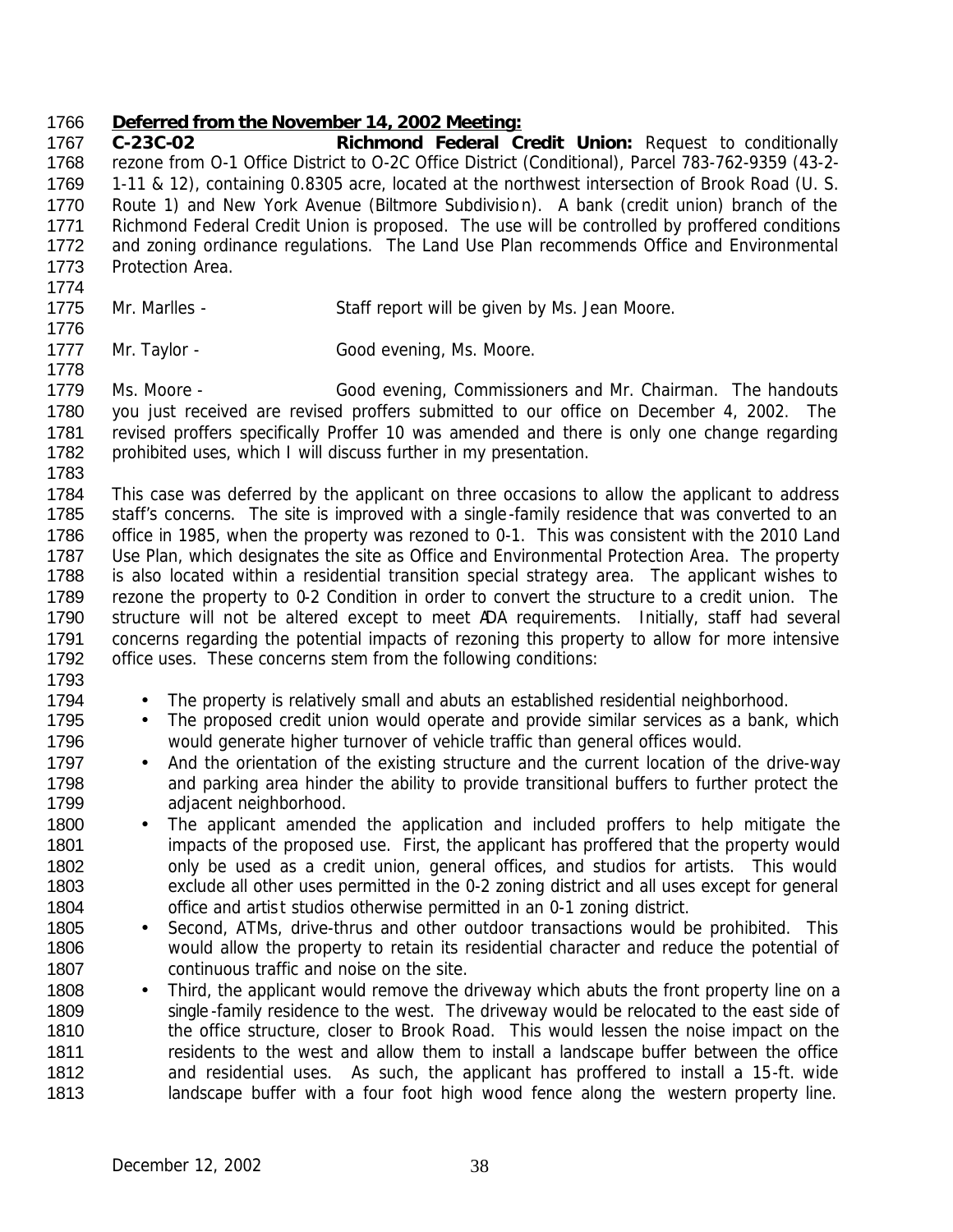**Deferred from the November 14, 2002 Meeting:**

**C-23C-02** **Richmond Federal Credit Union:** Request to conditionally rezone from O-1 Office District to O-2C Office District (Conditional), Parcel 783-762-9359 (43-2-1-11 & 12), containing 0.8305 acre, located at the northwest intersection of Brook Road (U. S. Route 1) and New York Avenue (Biltmore Subdivision). A bank (credit union) branch of the Richmond Federal Credit Union is proposed. The use will be controlled by proffered conditions and zoning ordinance regulations. The Land Use Plan recommends Office and Environmental Protection Area.

Mr. Marlles - Staff report will be given by Ms. Jean Moore.

Mr. Taylor - Good evening, Ms. Moore.

Ms. Moore - Good evening, Commissioners and Mr. Chairman. The handouts you just received are revised proffers submitted to our office on December 4, 2002. The revised proffers specifically Proffer 10 was amended and there is only one change regarding prohibited uses, which I will discuss further in my presentation.

This case was deferred by the applicant on three occasions to allow the applicant to address staff's concerns. The site is improved with a single-family residence that was converted to an office in 1985, when the property was rezoned to 0-1. This was consistent with the 2010 Land Use Plan, which designates the site as Office and Environmental Protection Area. The property is also located within a residential transition special strategy area. The applicant wishes to rezone the property to 0-2 Condition in order to convert the structure to a credit union. The structure will not be altered except to meet ADA requirements. Initially, staff had several concerns regarding the potential impacts of rezoning this property to allow for more intensive office uses. These concerns stem from the following conditions:

- The property is relatively small and abuts an established residential neighborhood.
- The proposed credit union would operate and provide similar services as a bank, which would generate higher turnover of vehicle traffic than general offices would.
- And the orientation of the existing structure and the current location of the drive-way and parking area hinder the ability to provide transitional buffers to further protect the adjacent neighborhood.
- The applicant amended the application and included proffers to help mitigate the impacts of the proposed use. First, the applicant has proffered that the property would only be used as a credit union, general offices, and studios for artists. This would exclude all other uses permitted in the 0-2 zoning district and all uses except for general office and artist studios otherwise permitted in an 0-1 zoning district.
- Second, ATMs, drive-thrus and other outdoor transactions would be prohibited. This would allow the property to retain its residential character and reduce the potential of continuous traffic and noise on the site.
- Third, the applicant would remove the driveway which abuts the front property line on a single-family residence to the west. The driveway would be relocated to the east side of the office structure, closer to Brook Road. This would lessen the noise impact on the residents to the west and allow them to install a landscape buffer between the office and residential uses. As such, the applicant has proffered to install a 15-ft. wide landscape buffer with a four foot high wood fence along the western property line.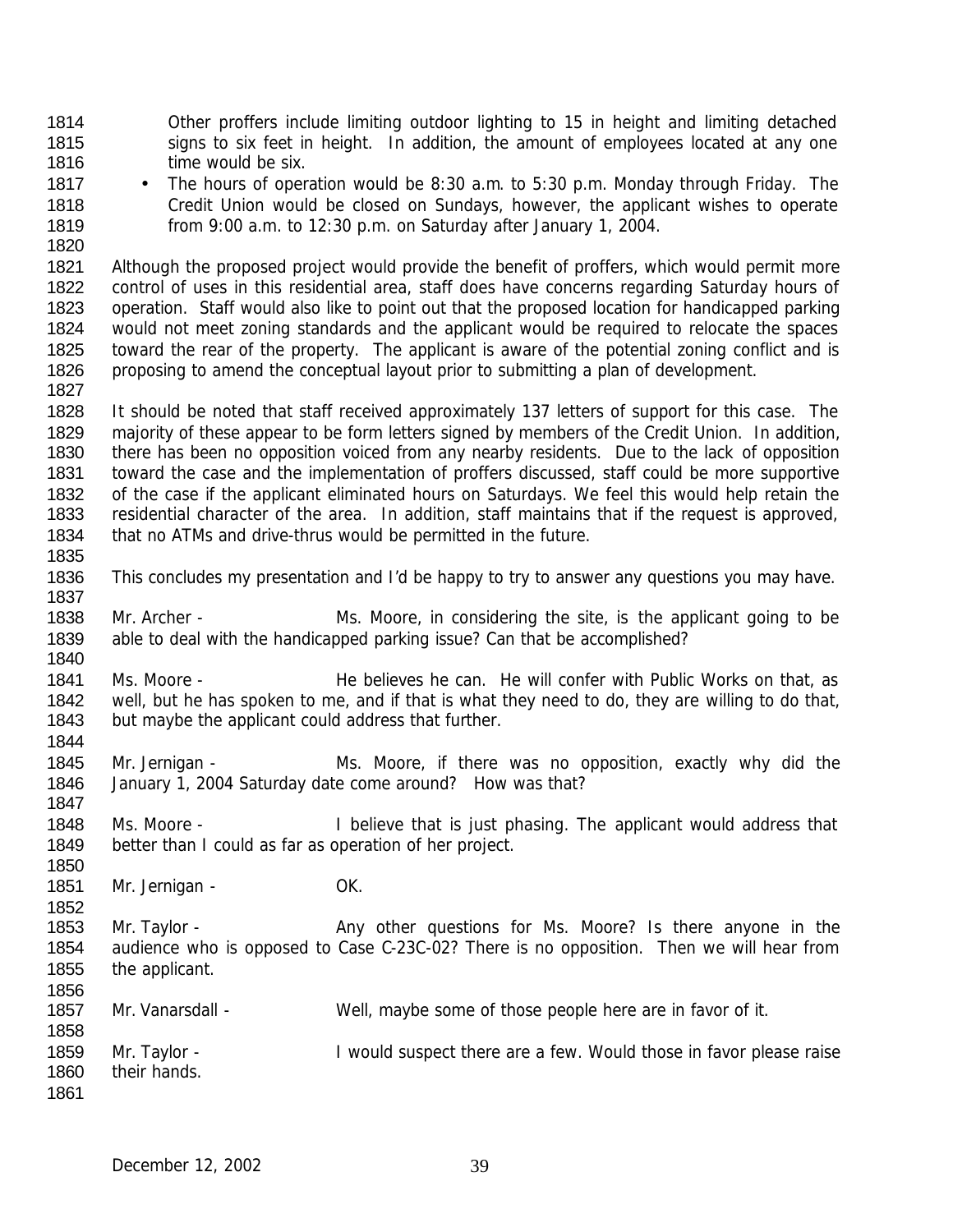Other proffers include limiting outdoor lighting to 15 in height and limiting detached signs to six feet in height. In addition, the amount of employees located at any one time would be six.

- The hours of operation would be 8:30 a.m. to 5:30 p.m. Monday through Friday. The Credit Union would be closed on Sundays, however, the applicant wishes to operate from 9:00 a.m. to 12:30 p.m. on Saturday after January 1, 2004.

Although the proposed project would provide the benefit of proffers, which would permit more control of uses in this residential area, staff does have concerns regarding Saturday hours of operation. Staff would also like to point out that the proposed location for handicapped parking would not meet zoning standards and the applicant would be required to relocate the spaces toward the rear of the property. The applicant is aware of the potential zoning conflict and is proposing to amend the conceptual layout prior to submitting a plan of development.

It should be noted that staff received approximately 137 letters of support for this case. The majority of these appear to be form letters signed by members of the Credit Union. In addition, there has been no opposition voiced from any nearby residents. Due to the lack of opposition toward the case and the implementation of proffers discussed, staff could be more supportive of the case if the applicant eliminated hours on Saturdays. We feel this would help retain the residential character of the area. In addition, staff maintains that if the request is approved, that no ATMs and drive-thrus would be permitted in the future.

This concludes my presentation and I'd be happy to try to answer any questions you may have.

Mr. Archer - Ms. Moore, in considering the site, is the applicant going to be able to deal with the handicapped parking issue? Can that be accomplished?

Ms. Moore - He believes he can. He will confer with Public Works on that, as well, but he has spoken to me, and if that is what they need to do, they are willing to do that, but maybe the applicant could address that further.

Mr. Jernigan - Ms. Moore, if there was no opposition, exactly why did the January 1, 2004 Saturday date come around? How was that?

Ms. Moore - I believe that is just phasing. The applicant would address that better than I could as far as operation of her project.

Mr. Jernigan - OK.

Mr. Taylor - Any other questions for Ms. Moore? Is there anyone in the audience who is opposed to Case C-23C-02? There is no opposition. Then we will hear from the applicant.

Mr. Vanarsdall - Well, maybe some of those people here are in favor of it.

Mr. Taylor - I would suspect there are a few. Would those in favor please raise their hands.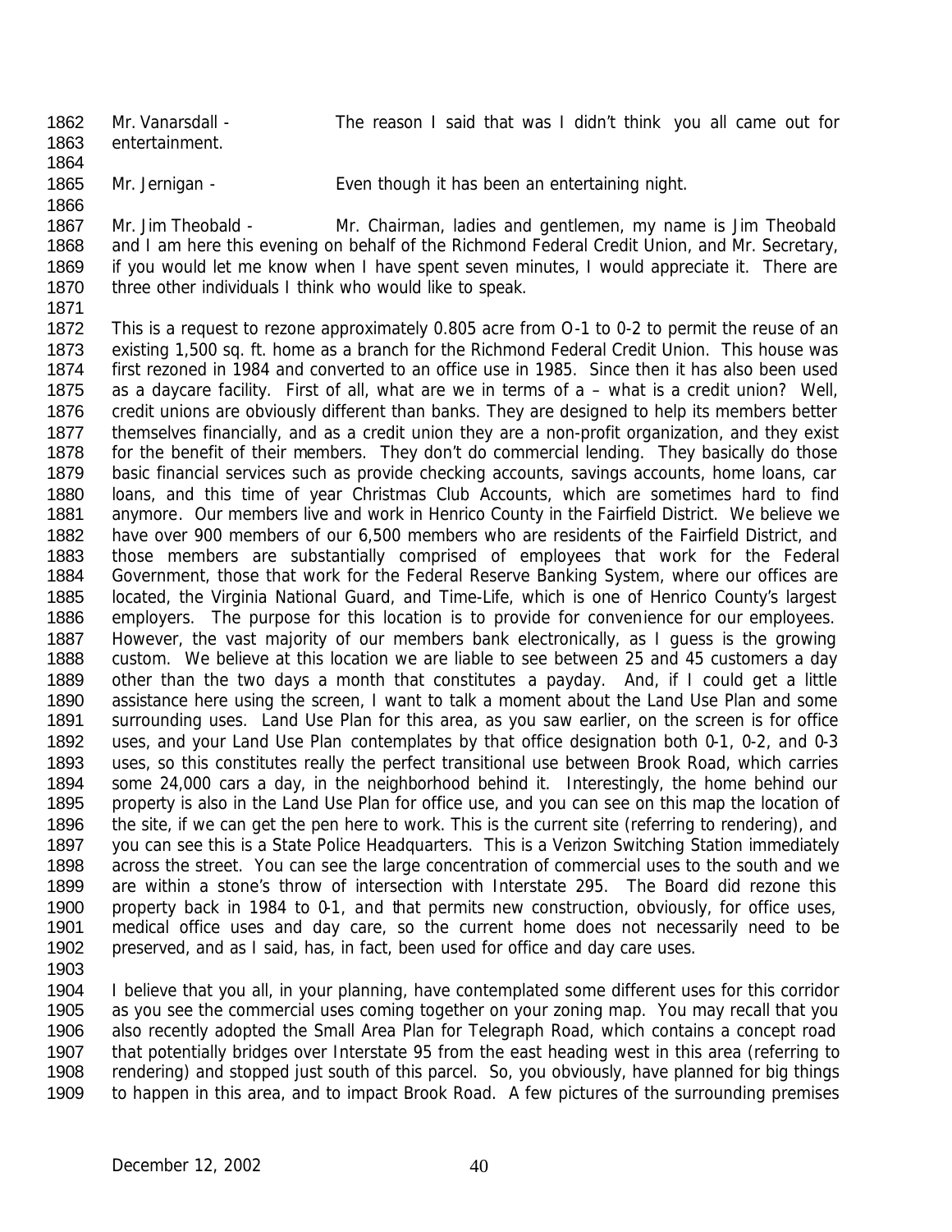Mr. Vanarsdall - The reason I said that was I didn't think you all came out for entertainment.

Mr. Jernigan - Even though it has been an entertaining night.

Mr. Jim Theobald - Mr. Chairman, ladies and gentlemen, my name is Jim Theobald and I am here this evening on behalf of the Richmond Federal Credit Union, and Mr. Secretary, if you would let me know when I have spent seven minutes, I would appreciate it. There are three other individuals I think who would like to speak.

This is a request to rezone approximately 0.805 acre from O-1 to 0-2 to permit the reuse of an existing 1,500 sq. ft. home as a branch for the Richmond Federal Credit Union. This house was first rezoned in 1984 and converted to an office use in 1985. Since then it has also been used as a daycare facility. First of all, what are we in terms of a – what is a credit union? Well, credit unions are obviously different than banks. They are designed to help its members better themselves financially, and as a credit union they are a non-profit organization, and they exist for the benefit of their members. They don't do commercial lending. They basically do those basic financial services such as provide checking accounts, savings accounts, home loans, car loans, and this time of year Christmas Club Accounts, which are sometimes hard to find anymore. Our members live and work in Henrico County in the Fairfield District. We believe we have over 900 members of our 6,500 members who are residents of the Fairfield District, and those members are substantially comprised of employees that work for the Federal Government, those that work for the Federal Reserve Banking System, where our offices are located, the Virginia National Guard, and Time-Life, which is one of Henrico County's largest employers. The purpose for this location is to provide for convenience for our employees. However, the vast majority of our members bank electronically, as I guess is the growing custom. We believe at this location we are liable to see between 25 and 45 customers a day other than the two days a month that constitutes a payday. And, if I could get a little assistance here using the screen, I want to talk a moment about the Land Use Plan and some surrounding uses. Land Use Plan for this area, as you saw earlier, on the screen is for office uses, and your Land Use Plan contemplates by that office designation both 0-1, 0-2, and 0-3 uses, so this constitutes really the perfect transitional use between Brook Road, which carries some 24,000 cars a day, in the neighborhood behind it. Interestingly, the home behind our property is also in the Land Use Plan for office use, and you can see on this map the location of the site, if we can get the pen here to work. This is the current site (referring to rendering), and you can see this is a State Police Headquarters. This is a Verizon Switching Station immediately across the street. You can see the large concentration of commercial uses to the south and we are within a stone's throw of intersection with Interstate 295. The Board did rezone this property back in 1984 to 0-1, and that permits new construction, obviously, for office uses, medical office uses and day care, so the current home does not necessarily need to be preserved, and as I said, has, in fact, been used for office and day care uses.

I believe that you all, in your planning, have contemplated some different uses for this corridor as you see the commercial uses coming together on your zoning map. You may recall that you also recently adopted the Small Area Plan for Telegraph Road, which contains a concept road that potentially bridges over Interstate 95 from the east heading west in this area (referring to rendering) and stopped just south of this parcel. So, you obviously, have planned for big things to happen in this area, and to impact Brook Road. A few pictures of the surrounding premises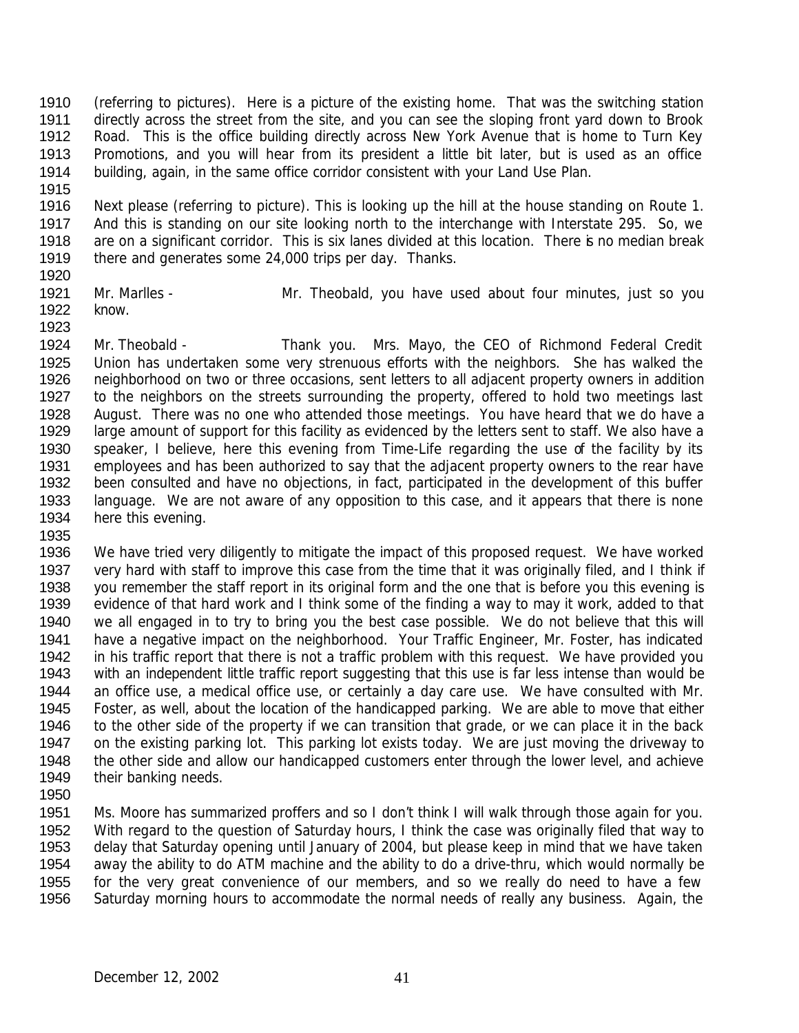(referring to pictures). Here is a picture of the existing home. That was the switching station directly across the street from the site, and you can see the sloping front yard down to Brook Road. This is the office building directly across New York Avenue that is home to Turn Key Promotions, and you will hear from its president a little bit later, but is used as an office building, again, in the same office corridor consistent with your Land Use Plan.

Next please (referring to picture). This is looking up the hill at the house standing on Route 1. And this is standing on our site looking north to the interchange with Interstate 295. So, we are on a significant corridor. This is six lanes divided at this location. There is no median break there and generates some 24,000 trips per day. Thanks.

Mr. Marlles - Mr. Theobald, you have used about four minutes, just so you know.

Mr. Theobald - Thank you. Mrs. Mayo, the CEO of Richmond Federal Credit Union has undertaken some very strenuous efforts with the neighbors. She has walked the neighborhood on two or three occasions, sent letters to all adjacent property owners in addition to the neighbors on the streets surrounding the property, offered to hold two meetings last August. There was no one who attended those meetings. You have heard that we do have a large amount of support for this facility as evidenced by the letters sent to staff. We also have a speaker, I believe, here this evening from Time-Life regarding the use of the facility by its employees and has been authorized to say that the adjacent property owners to the rear have been consulted and have no objections, in fact, participated in the development of this buffer language. We are not aware of any opposition to this case, and it appears that there is none here this evening.

We have tried very diligently to mitigate the impact of this proposed request. We have worked very hard with staff to improve this case from the time that it was originally filed, and I think if you remember the staff report in its original form and the one that is before you this evening is evidence of that hard work and I think some of the finding a way to may it work, added to that we all engaged in to try to bring you the best case possible. We do not believe that this will have a negative impact on the neighborhood. Your Traffic Engineer, Mr. Foster, has indicated in his traffic report that there is not a traffic problem with this request. We have provided you with an independent little traffic report suggesting that this use is far less intense than would be an office use, a medical office use, or certainly a day care use. We have consulted with Mr. Foster, as well, about the location of the handicapped parking. We are able to move that either to the other side of the property if we can transition that grade, or we can place it in the back on the existing parking lot. This parking lot exists today. We are just moving the driveway to the other side and allow our handicapped customers enter through the lower level, and achieve their banking needs.

Ms. Moore has summarized proffers and so I don't think I will walk through those again for you. With regard to the question of Saturday hours, I think the case was originally filed that way to delay that Saturday opening until January of 2004, but please keep in mind that we have taken away the ability to do ATM machine and the ability to do a drive-thru, which would normally be for the very great convenience of our members, and so we really do need to have a few Saturday morning hours to accommodate the normal needs of really any business. Again, the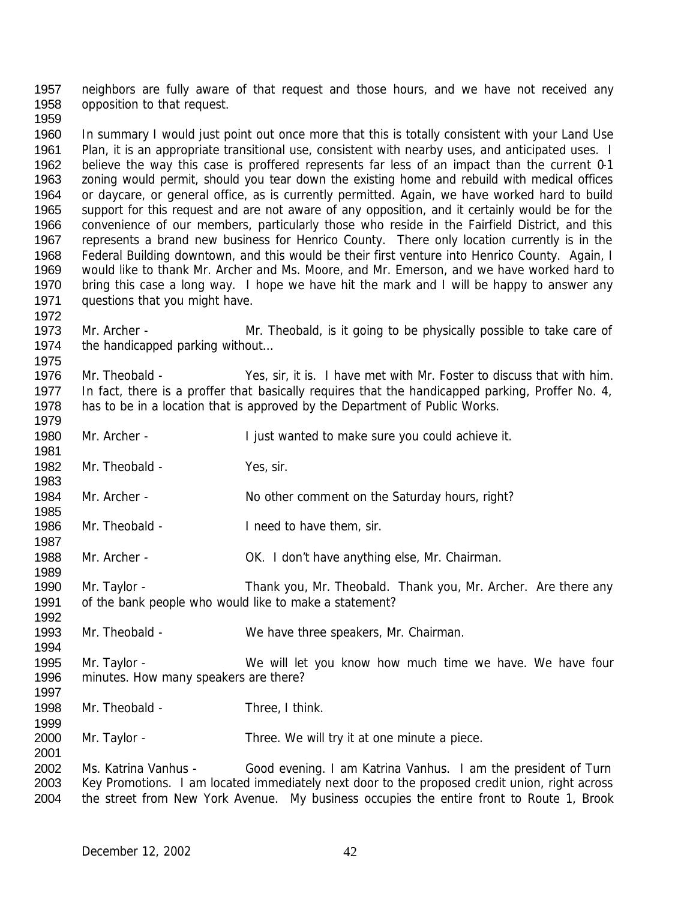neighbors are fully aware of that request and those hours, and we have not received any opposition to that request.

In summary I would just point out once more that this is totally consistent with your Land Use Plan, it is an appropriate transitional use, consistent with nearby uses, and anticipated uses. I believe the way this case is proffered represents far less of an impact than the current 0-1 zoning would permit, should you tear down the existing home and rebuild with medical offices or daycare, or general office, as is currently permitted. Again, we have worked hard to build support for this request and are not aware of any opposition, and it certainly would be for the convenience of our members, particularly those who reside in the Fairfield District, and this represents a brand new business for Henrico County. There only location currently is in the Federal Building downtown, and this would be their first venture into Henrico County. Again, I would like to thank Mr. Archer and Ms. Moore, and Mr. Emerson, and we have worked hard to bring this case a long way. I hope we have hit the mark and I will be happy to answer any questions that you might have.

Mr. Archer - Mr. Theobald, is it going to be physically possible to take care of the handicapped parking without…

Mr. Theobald - Yes, sir, it is. I have met with Mr. Foster to discuss that with him. In fact, there is a proffer that basically requires that the handicapped parking, Proffer No. 4, has to be in a location that is approved by the Department of Public Works.

Mr. Archer - I just wanted to make sure you could achieve it.

Mr. Theobald - Yes, sir.

Mr. Archer - No other comment on the Saturday hours, right?

Mr. Theobald - I need to have them, sir.

Mr. Archer - OK. I don't have anything else, Mr. Chairman.

Mr. Taylor - Thank you, Mr. Theobald. Thank you, Mr. Archer. Are there any of the bank people who would like to make a statement?

Mr. Theobald - We have three speakers, Mr. Chairman.

Mr. Taylor - We will let you know how much time we have. We have four minutes. How many speakers are there?

Mr. Theobald - Three, I think.

Mr. Taylor - Three. We will try it at one minute a piece.

Ms. Katrina Vanhus - Good evening. I am Katrina Vanhus. I am the president of Turn Key Promotions. I am located immediately next door to the proposed credit union, right across the street from New York Avenue. My business occupies the entire front to Route 1, Brook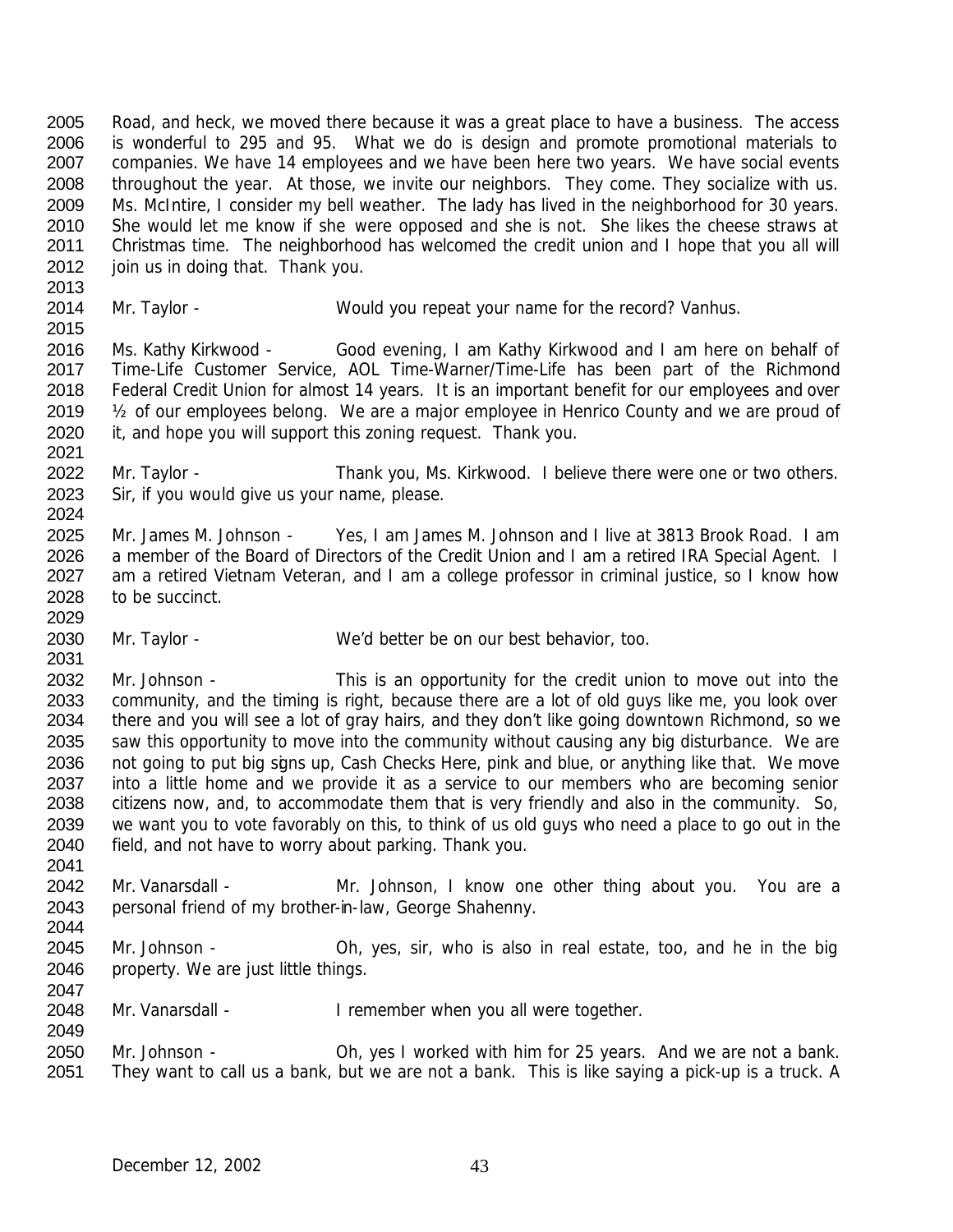Road, and heck, we moved there because it was a great place to have a business. The access is wonderful to 295 and 95. What we do is design and promote promotional materials to companies. We have 14 employees and we have been here two years. We have social events throughout the year. At those, we invite our neighbors. They come. They socialize with us. Ms. McIntire, I consider my bell weather. The lady has lived in the neighborhood for 30 years. She would let me know if she were opposed and she is not. She likes the cheese straws at Christmas time. The neighborhood has welcomed the credit union and I hope that you all will join us in doing that. Thank you.

Mr. Taylor - Would you repeat your name for the record? Vanhus.

Ms. Kathy Kirkwood - Good evening, I am Kathy Kirkwood and I am here on behalf of Time-Life Customer Service, AOL Time-Warner/Time-Life has been part of the Richmond Federal Credit Union for almost 14 years. It is an important benefit for our employees and over ½ of our employees belong. We are a major employee in Henrico County and we are proud of it, and hope you will support this zoning request. Thank you.

Mr. Taylor - Thank you, Ms. Kirkwood. I believe there were one or two others. Sir, if you would give us your name, please.

Mr. James M. Johnson - Yes, I am James M. Johnson and I live at 3813 Brook Road. I am a member of the Board of Directors of the Credit Union and I am a retired IRA Special Agent. I am a retired Vietnam Veteran, and I am a college professor in criminal justice, so I know how to be succinct.

Mr. Taylor - We'd better be on our best behavior, too.

Mr. Johnson - This is an opportunity for the credit union to move out into the community, and the timing is right, because there are a lot of old guys like me, you look over there and you will see a lot of gray hairs, and they don't like going downtown Richmond, so we saw this opportunity to move into the community without causing any big disturbance. We are not going to put big signs up, Cash Checks Here, pink and blue, or anything like that. We move into a little home and we provide it as a service to our members who are becoming senior citizens now, and, to accommodate them that is very friendly and also in the community. So, we want you to vote favorably on this, to think of us old guys who need a place to go out in the field, and not have to worry about parking. Thank you.

Mr. Vanarsdall - Mr. Johnson, I know one other thing about you. You are a personal friend of my brother-in-law, George Shahenny.

Mr. Johnson - Oh, yes, sir, who is also in real estate, too, and he in the big property. We are just little things.

Mr. Vanarsdall - I remember when you all were together.

Mr. Johnson - Oh, yes I worked with him for 25 years. And we are not a bank. They want to call us a bank, but we are not a bank. This is like saying a pick-up is a truck. A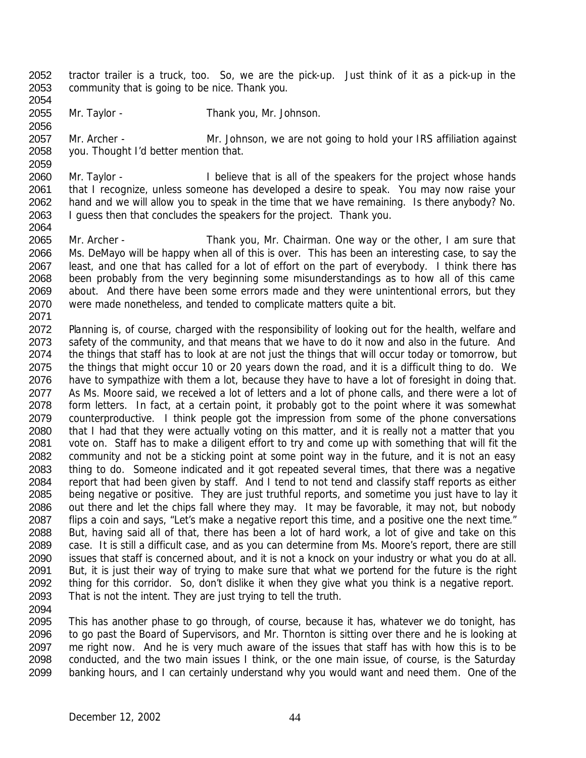tractor trailer is a truck, too. So, we are the pick-up. Just think of it as a pick-up in the community that is going to be nice. Thank you.

Mr. Taylor - Thank you, Mr. Johnson.

Mr. Archer - Mr. Johnson, we are not going to hold your IRS affiliation against you. Thought I'd better mention that.

Mr. Taylor - I believe that is all of the speakers for the project whose hands that I recognize, unless someone has developed a desire to speak. You may now raise your hand and we will allow you to speak in the time that we have remaining. Is there anybody? No. I guess then that concludes the speakers for the project. Thank you.

Mr. Archer - Thank you, Mr. Chairman. One way or the other, I am sure that Ms. DeMayo will be happy when all of this is over. This has been an interesting case, to say the least, and one that has called for a lot of effort on the part of everybody. I think there has been probably from the very beginning some misunderstandings as to how all of this came about. And there have been some errors made and they were unintentional errors, but they were made nonetheless, and tended to complicate matters quite a bit.

Planning is, of course, charged with the responsibility of looking out for the health, welfare and safety of the community, and that means that we have to do it now and also in the future. And the things that staff has to look at are not just the things that will occur today or tomorrow, but the things that might occur 10 or 20 years down the road, and it is a difficult thing to do. We have to sympathize with them a lot, because they have to have a lot of foresight in doing that. As Ms. Moore said, we received a lot of letters and a lot of phone calls, and there were a lot of form letters. In fact, at a certain point, it probably got to the point where it was somewhat counterproductive. I think people got the impression from some of the phone conversations that I had that they were actually voting on this matter, and it is really not a matter that you vote on. Staff has to make a diligent effort to try and come up with something that will fit the community and not be a sticking point at some point way in the future, and it is not an easy thing to do. Someone indicated and it got repeated several times, that there was a negative report that had been given by staff. And I tend to not tend and classify staff reports as either being negative or positive. They are just truthful reports, and sometime you just have to lay it out there and let the chips fall where they may. It may be favorable, it may not, but nobody flips a coin and says, "Let's make a negative report this time, and a positive one the next time." But, having said all of that, there has been a lot of hard work, a lot of give and take on this case. It is still a difficult case, and as you can determine from Ms. Moore's report, there are still issues that staff is concerned about, and it is not a knock on your industry or what you do at all. But, it is just their way of trying to make sure that what we portend for the future is the right thing for this corridor. So, don't dislike it when they give what you think is a negative report. That is not the intent. They are just trying to tell the truth.

This has another phase to go through, of course, because it has, whatever we do tonight, has to go past the Board of Supervisors, and Mr. Thornton is sitting over there and he is looking at me right now. And he is very much aware of the issues that staff has with how this is to be conducted, and the two main issues I think, or the one main issue, of course, is the Saturday banking hours, and I can certainly understand why you would want and need them. One of the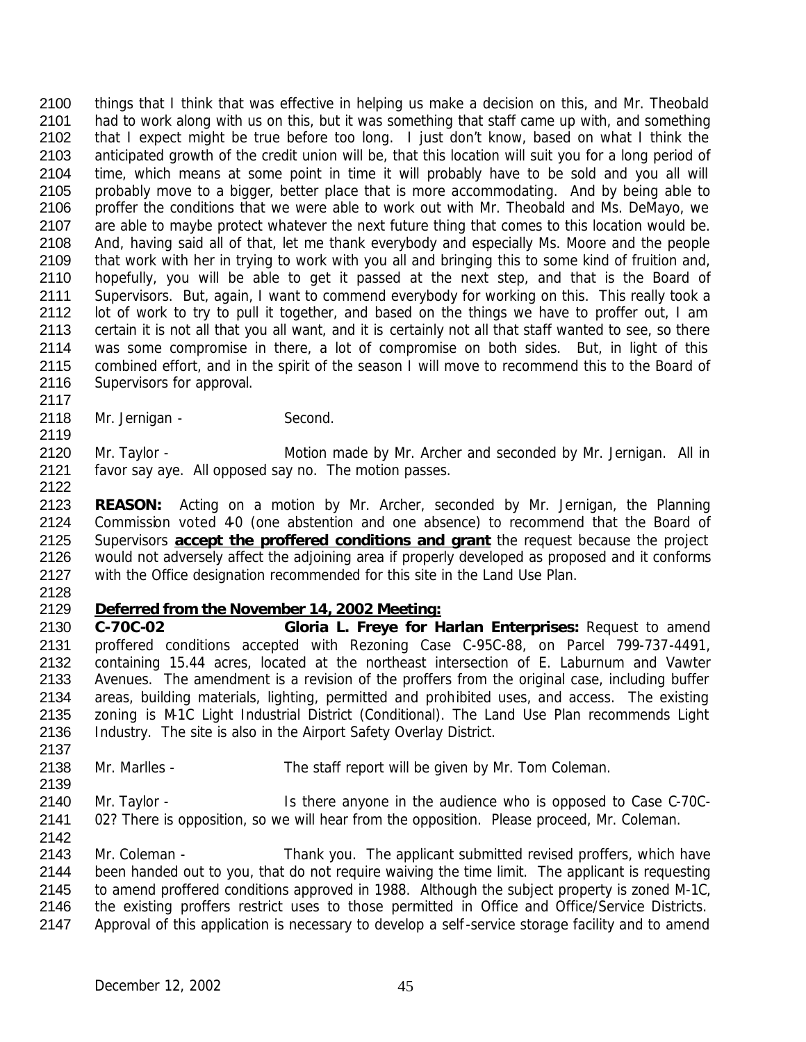things that I think that was effective in helping us make a decision on this, and Mr. Theobald had to work along with us on this, but it was something that staff came up with, and something that I expect might be true before too long. I just don't know, based on what I think the anticipated growth of the credit union will be, that this location will suit you for a long period of time, which means at some point in time it will probably have to be sold and you all will probably move to a bigger, better place that is more accommodating. And by being able to proffer the conditions that we were able to work out with Mr. Theobald and Ms. DeMayo, we are able to maybe protect whatever the next future thing that comes to this location would be. And, having said all of that, let me thank everybody and especially Ms. Moore and the people that work with her in trying to work with you all and bringing this to some kind of fruition and, hopefully, you will be able to get it passed at the next step, and that is the Board of Supervisors. But, again, I want to commend everybody for working on this. This really took a lot of work to try to pull it together, and based on the things we have to proffer out, I am certain it is not all that you all want, and it is certainly not all that staff wanted to see, so there was some compromise in there, a lot of compromise on both sides. But, in light of this combined effort, and in the spirit of the season I will move to recommend this to the Board of Supervisors for approval.

Mr. Jernigan - Second.

Mr. Taylor - Motion made by Mr. Archer and seconded by Mr. Jernigan. All in favor say aye. All opposed say no. The motion passes.

**REASON:** Acting on a motion by Mr. Archer, seconded by Mr. Jernigan, the Planning Commission voted 4-0 (one abstention and one absence) to recommend that the Board of Supervisors **accept the proffered conditions and grant** the request because the project would not adversely affect the adjoining area if properly developed as proposed and it conforms with the Office designation recommended for this site in the Land Use Plan.

**Deferred from the November 14, 2002 Meeting:**

**C-70C-02 Gloria L. Freye for Harlan Enterprises:** Request to amend proffered conditions accepted with Rezoning Case C-95C-88, on Parcel 799-737-4491, containing 15.44 acres, located at the northeast intersection of E. Laburnum and Vawter Avenues. The amendment is a revision of the proffers from the original case, including buffer areas, building materials, lighting, permitted and prohibited uses, and access. The existing zoning is M-1C Light Industrial District (Conditional). The Land Use Plan recommends Light Industry. The site is also in the Airport Safety Overlay District.

Mr. Marlles - The staff report will be given by Mr. Tom Coleman.

Mr. Taylor - Is there anyone in the audience who is opposed to Case C-70C-02? There is opposition, so we will hear from the opposition. Please proceed, Mr. Coleman.

Mr. Coleman - Thank you. The applicant submitted revised proffers, which have been handed out to you, that do not require waiving the time limit. The applicant is requesting to amend proffered conditions approved in 1988. Although the subject property is zoned M-1C, the existing proffers restrict uses to those permitted in Office and Office/Service Districts. Approval of this application is necessary to develop a self-service storage facility and to amend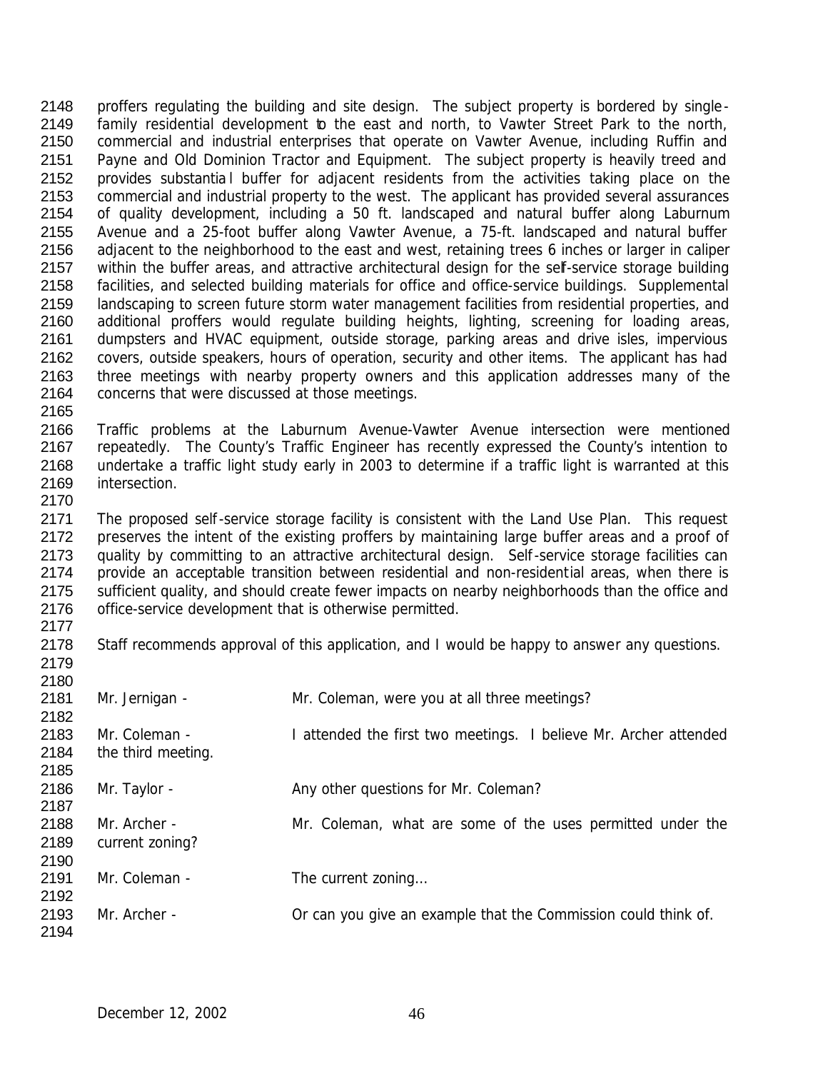proffers regulating the building and site design. The subject property is bordered by single-family residential development to the east and north, to Vawter Street Park to the north, commercial and industrial enterprises that operate on Vawter Avenue, including Ruffin and Payne and Old Dominion Tractor and Equipment. The subject property is heavily treed and provides substantial buffer for adjacent residents from the activities taking place on the commercial and industrial property to the west. The applicant has provided several assurances of quality development, including a 50 ft. landscaped and natural buffer along Laburnum Avenue and a 25-foot buffer along Vawter Avenue, a 75-ft. landscaped and natural buffer adjacent to the neighborhood to the east and west, retaining trees 6 inches or larger in caliper within the buffer areas, and attractive architectural design for the self-service storage building facilities, and selected building materials for office and office-service buildings. Supplemental landscaping to screen future storm water management facilities from residential properties, and additional proffers would regulate building heights, lighting, screening for loading areas, dumpsters and HVAC equipment, outside storage, parking areas and drive isles, impervious covers, outside speakers, hours of operation, security and other items. The applicant has had three meetings with nearby property owners and this application addresses many of the concerns that were discussed at those meetings.

Traffic problems at the Laburnum Avenue-Vawter Avenue intersection were mentioned repeatedly. The County's Traffic Engineer has recently expressed the County's intention to undertake a traffic light study early in 2003 to determine if a traffic light is warranted at this intersection.

The proposed self-service storage facility is consistent with the Land Use Plan. This request preserves the intent of the existing proffers by maintaining large buffer areas and a proof of quality by committing to an attractive architectural design. Self-service storage facilities can provide an acceptable transition between residential and non-residential areas, when there is sufficient quality, and should create fewer impacts on nearby neighborhoods than the office and office-service development that is otherwise permitted.

Staff recommends approval of this application, and I would be happy to answer any questions.

Mr. Jernigan - Mr. Coleman, were you at all three meetings?

Mr. Coleman - I attended the first two meetings. I believe Mr. Archer attended the third meeting.

Mr. Taylor - Any other questions for Mr. Coleman?

Mr. Archer - Mr. Coleman, what are some of the uses permitted under the current zoning?

Mr. Coleman - The current zoning…

Mr. Archer - Or can you give an example that the Commission could think of.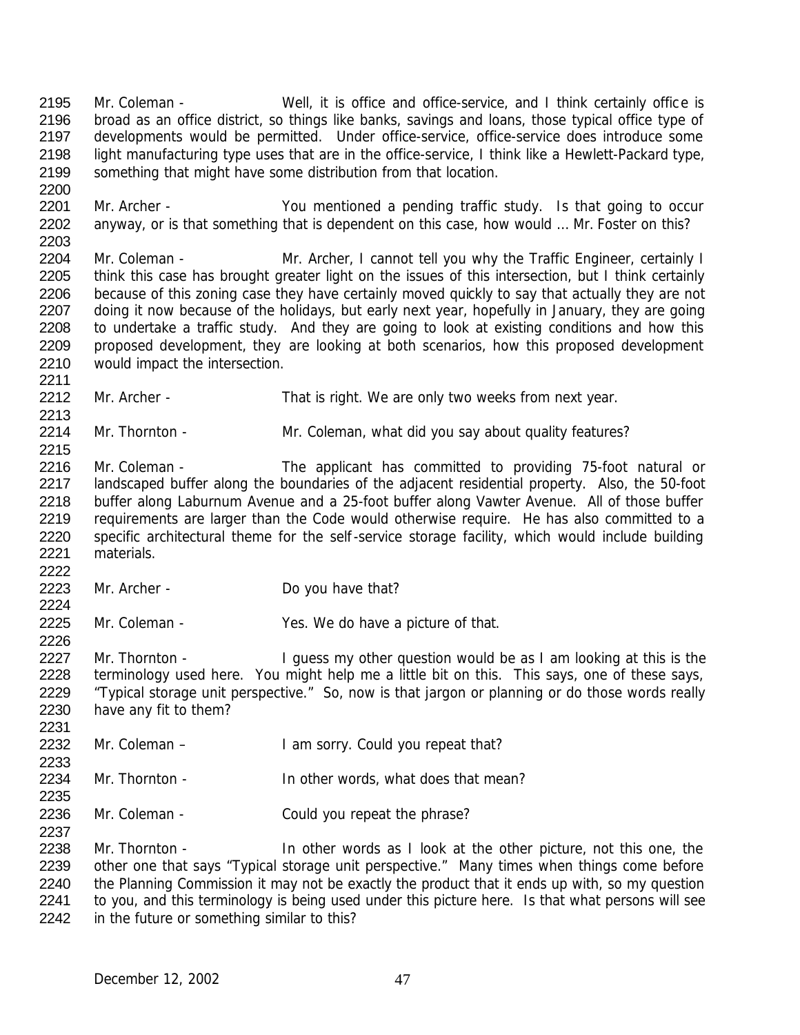Mr. Coleman - Well, it is office and office-service, and I think certainly office is broad as an office district, so things like banks, savings and loans, those typical office type of developments would be permitted. Under office-service, office-service does introduce some light manufacturing type uses that are in the office-service, I think like a Hewlett-Packard type, something that might have some distribution from that location.

Mr. Archer - You mentioned a pending traffic study. Is that going to occur anyway, or is that something that is dependent on this case, how would … Mr. Foster on this?

Mr. Coleman - Mr. Archer, I cannot tell you why the Traffic Engineer, certainly I think this case has brought greater light on the issues of this intersection, but I think certainly because of this zoning case they have certainly moved quickly to say that actually they are not doing it now because of the holidays, but early next year, hopefully in January, they are going to undertake a traffic study. And they are going to look at existing conditions and how this proposed development, they are looking at both scenarios, how this proposed development would impact the intersection.

Mr. Archer - That is right. We are only two weeks from next year.

Mr. Thornton - Mr. Coleman, what did you say about quality features?

Mr. Coleman - The applicant has committed to providing 75-foot natural or landscaped buffer along the boundaries of the adjacent residential property. Also, the 50-foot buffer along Laburnum Avenue and a 25-foot buffer along Vawter Avenue. All of those buffer requirements are larger than the Code would otherwise require. He has also committed to a specific architectural theme for the self-service storage facility, which would include building materials.

Mr. Archer - Do you have that?

Mr. Coleman - Yes. We do have a picture of that.

Mr. Thornton - I guess my other question would be as I am looking at this is the terminology used here. You might help me a little bit on this. This says, one of these says, "Typical storage unit perspective." So, now is that jargon or planning or do those words really have any fit to them?

Mr. Coleman – I am sorry. Could you repeat that?

Mr. Thornton - In other words, what does that mean?

Mr. Coleman - Could you repeat the phrase?

Mr. Thornton - In other words as I look at the other picture, not this one, the other one that says "Typical storage unit perspective." Many times when things come before the Planning Commission it may not be exactly the product that it ends up with, so my question to you, and this terminology is being used under this picture here. Is that what persons will see in the future or something similar to this?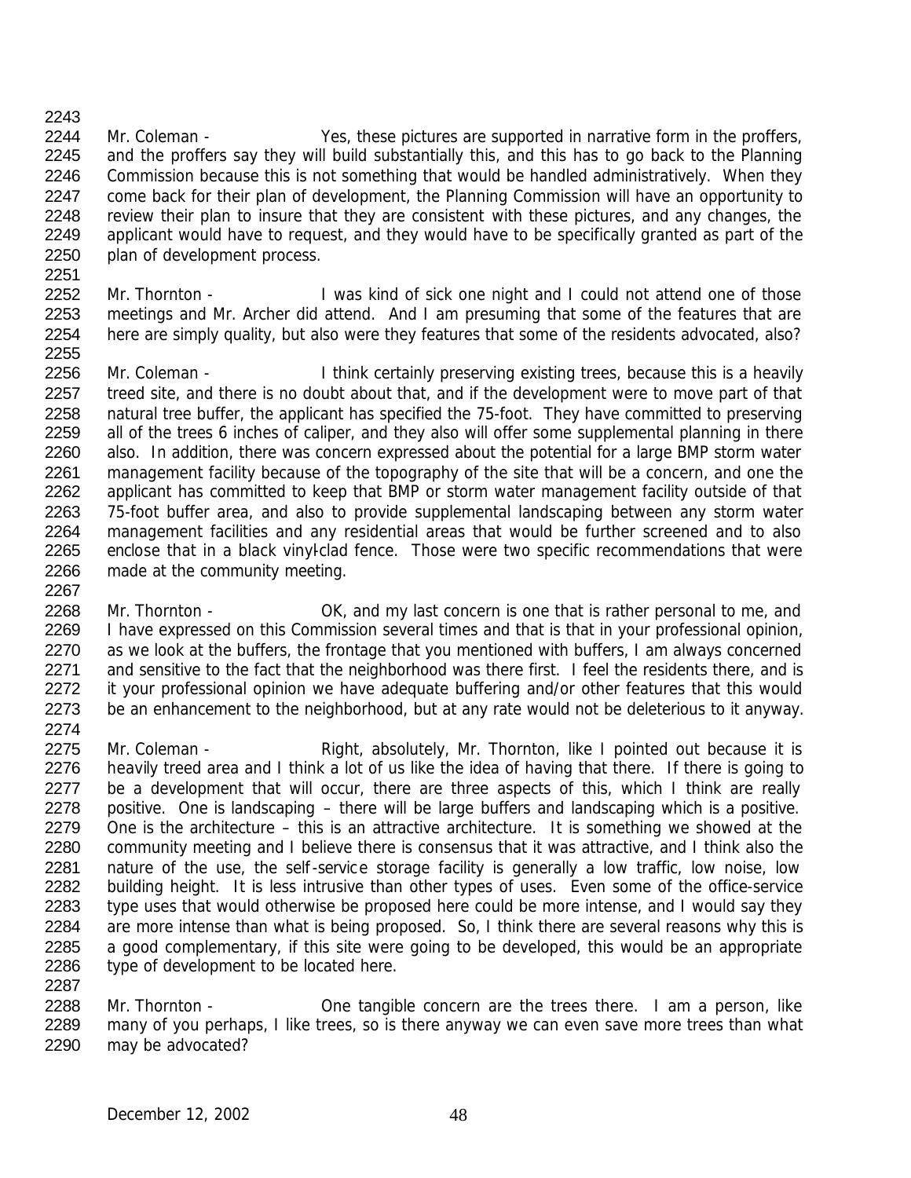Mr. Coleman - Yes, these pictures are supported in narrative form in the proffers, and the proffers say they will build substantially this, and this has to go back to the Planning Commission because this is not something that would be handled administratively. When they come back for their plan of development, the Planning Commission will have an opportunity to review their plan to insure that they are consistent with these pictures, and any changes, the applicant would have to request, and they would have to be specifically granted as part of the plan of development process.

Mr. Thornton - I was kind of sick one night and I could not attend one of those meetings and Mr. Archer did attend. And I am presuming that some of the features that are here are simply quality, but also were they features that some of the residents advocated, also?

Mr. Coleman - I think certainly preserving existing trees, because this is a heavily treed site, and there is no doubt about that, and if the development were to move part of that natural tree buffer, the applicant has specified the 75-foot. They have committed to preserving all of the trees 6 inches of caliper, and they also will offer some supplemental planning in there also. In addition, there was concern expressed about the potential for a large BMP storm water management facility because of the topography of the site that will be a concern, and one the applicant has committed to keep that BMP or storm water management facility outside of that 75-foot buffer area, and also to provide supplemental landscaping between any storm water management facilities and any residential areas that would be further screened and to also enclose that in a black vinyl-clad fence. Those were two specific recommendations that were made at the community meeting.

Mr. Thornton - OK, and my last concern is one that is rather personal to me, and I have expressed on this Commission several times and that is that in your professional opinion, as we look at the buffers, the frontage that you mentioned with buffers, I am always concerned and sensitive to the fact that the neighborhood was there first. I feel the residents there, and is it your professional opinion we have adequate buffering and/or other features that this would be an enhancement to the neighborhood, but at any rate would not be deleterious to it anyway.

Mr. Coleman - Right, absolutely, Mr. Thornton, like I pointed out because it is heavily treed area and I think a lot of us like the idea of having that there. If there is going to be a development that will occur, there are three aspects of this, which I think are really positive. One is landscaping – there will be large buffers and landscaping which is a positive. One is the architecture – this is an attractive architecture. It is something we showed at the community meeting and I believe there is consensus that it was attractive, and I think also the nature of the use, the self-service storage facility is generally a low traffic, low noise, low building height. It is less intrusive than other types of uses. Even some of the office-service type uses that would otherwise be proposed here could be more intense, and I would say they are more intense than what is being proposed. So, I think there are several reasons why this is a good complementary, if this site were going to be developed, this would be an appropriate type of development to be located here.

Mr. Thornton - One tangible concern are the trees there. I am a person, like many of you perhaps, I like trees, so is there anyway we can even save more trees than what may be advocated?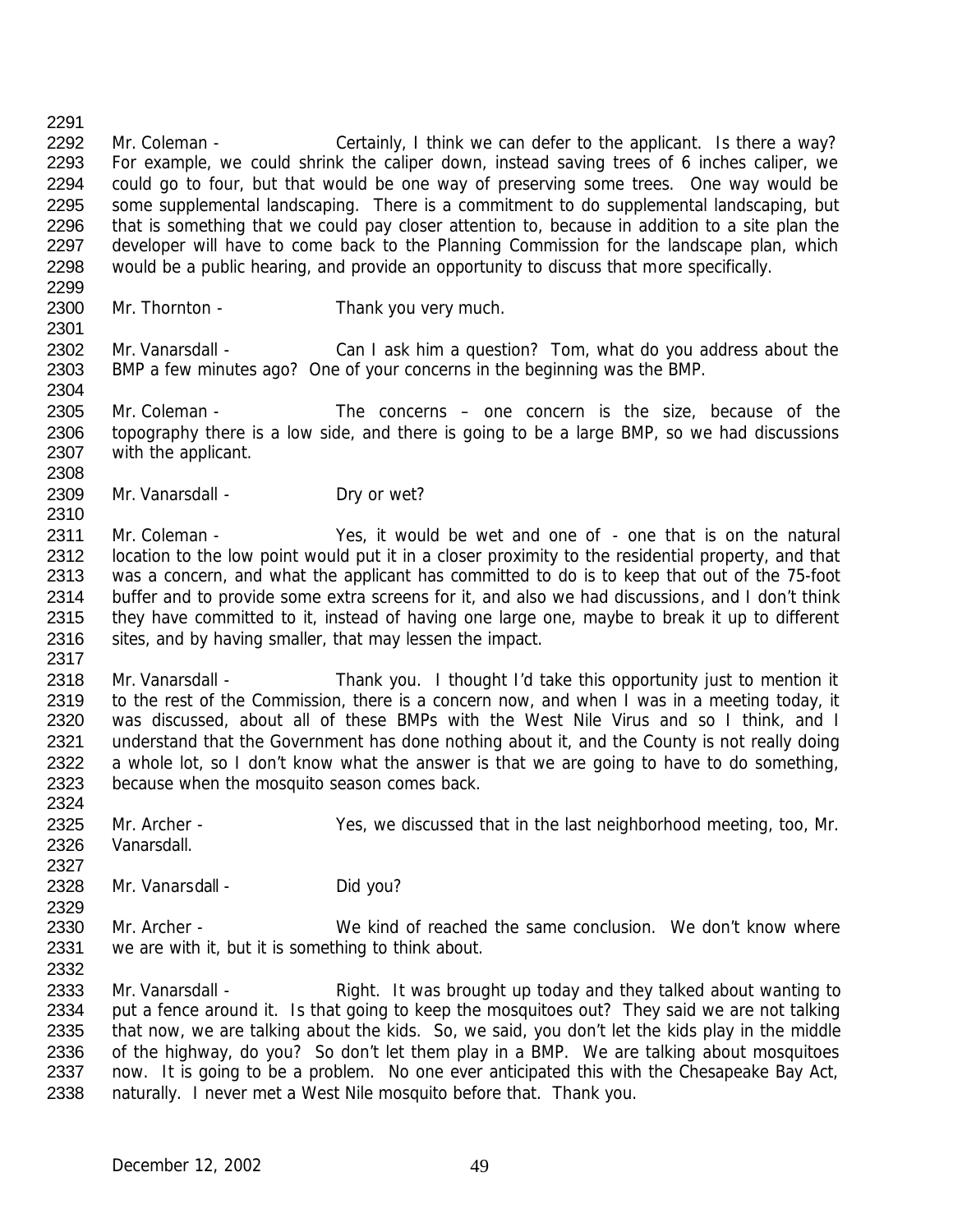Mr. Coleman - Certainly, I think we can defer to the applicant. Is there a way? For example, we could shrink the caliper down, instead saving trees of 6 inches caliper, we could go to four, but that would be one way of preserving some trees. One way would be some supplemental landscaping. There is a commitment to do supplemental landscaping, but that is something that we could pay closer attention to, because in addition to a site plan the developer will have to come back to the Planning Commission for the landscape plan, which would be a public hearing, and provide an opportunity to discuss that more specifically.

Mr. Thornton - Thank you very much.

Mr. Vanarsdall - Can I ask him a question? Tom, what do you address about the BMP a few minutes ago? One of your concerns in the beginning was the BMP.

Mr. Coleman - The concerns – one concern is the size, because of the topography there is a low side, and there is going to be a large BMP, so we had discussions with the applicant.

Mr. Vanarsdall - Dry or wet?

Mr. Coleman - Yes, it would be wet and one of - one that is on the natural location to the low point would put it in a closer proximity to the residential property, and that was a concern, and what the applicant has committed to do is to keep that out of the 75-foot buffer and to provide some extra screens for it, and also we had discussions, and I don't think they have committed to it, instead of having one large one, maybe to break it up to different sites, and by having smaller, that may lessen the impact.

Mr. Vanarsdall - Thank you. I thought I'd take this opportunity just to mention it to the rest of the Commission, there is a concern now, and when I was in a meeting today, it was discussed, about all of these BMPs with the West Nile Virus and so I think, and I understand that the Government has done nothing about it, and the County is not really doing a whole lot, so I don't know what the answer is that we are going to have to do something, because when the mosquito season comes back.

Mr. Archer - Yes, we discussed that in the last neighborhood meeting, too, Mr. Vanarsdall.

Mr. Vanarsdall - Did you?

Mr. Archer - We kind of reached the same conclusion. We don't know where we are with it, but it is something to think about.

Mr. Vanarsdall - Right. It was brought up today and they talked about wanting to put a fence around it. Is that going to keep the mosquitoes out? They said we are not talking that now, we are talking about the kids. So, we said, you don't let the kids play in the middle of the highway, do you? So don't let them play in a BMP. We are talking about mosquitoes now. It is going to be a problem. No one ever anticipated this with the Chesapeake Bay Act, naturally. I never met a West Nile mosquito before that. Thank you.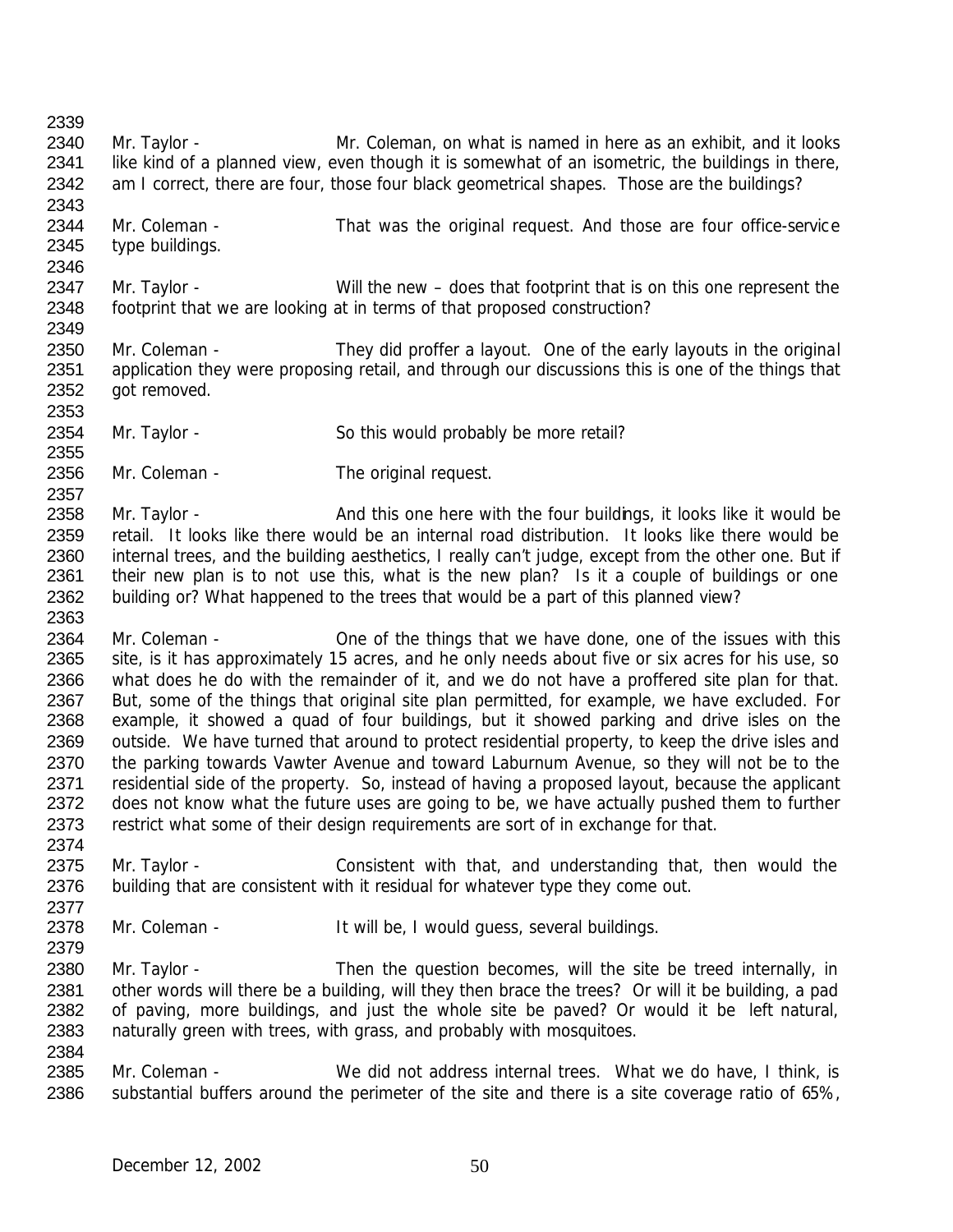Mr. Taylor - Mr. Coleman, on what is named in here as an exhibit, and it looks like kind of a planned view, even though it is somewhat of an isometric, the buildings in there, am I correct, there are four, those four black geometrical shapes. Those are the buildings?

Mr. Coleman - That was the original request. And those are four office-service type buildings.

Mr. Taylor - Will the new – does that footprint that is on this one represent the footprint that we are looking at in terms of that proposed construction?

Mr. Coleman - They did proffer a layout. One of the early layouts in the original application they were proposing retail, and through our discussions this is one of the things that got removed.

Mr. Taylor - So this would probably be more retail?

Mr. Coleman - The original request.

Mr. Taylor - And this one here with the four buildings, it looks like it would be retail. It looks like there would be an internal road distribution. It looks like there would be internal trees, and the building aesthetics, I really can't judge, except from the other one. But if their new plan is to not use this, what is the new plan? Is it a couple of buildings or one building or? What happened to the trees that would be a part of this planned view?

Mr. Coleman - One of the things that we have done, one of the issues with this site, is it has approximately 15 acres, and he only needs about five or six acres for his use, so what does he do with the remainder of it, and we do not have a proffered site plan for that. But, some of the things that original site plan permitted, for example, we have excluded. For example, it showed a quad of four buildings, but it showed parking and drive isles on the outside. We have turned that around to protect residential property, to keep the drive isles and the parking towards Vawter Avenue and toward Laburnum Avenue, so they will not be to the residential side of the property. So, instead of having a proposed layout, because the applicant does not know what the future uses are going to be, we have actually pushed them to further restrict what some of their design requirements are sort of in exchange for that.

Mr. Taylor - Consistent with that, and understanding that, then would the building that are consistent with it residual for whatever type they come out.

Mr. Coleman - It will be, I would guess, several buildings.

Mr. Taylor - Then the question becomes, will the site be treed internally, in other words will there be a building, will they then brace the trees? Or will it be building, a pad of paving, more buildings, and just the whole site be paved? Or would it be left natural, naturally green with trees, with grass, and probably with mosquitoes.

Mr. Coleman - We did not address internal trees. What we do have, I think, is substantial buffers around the perimeter of the site and there is a site coverage ratio of 65%,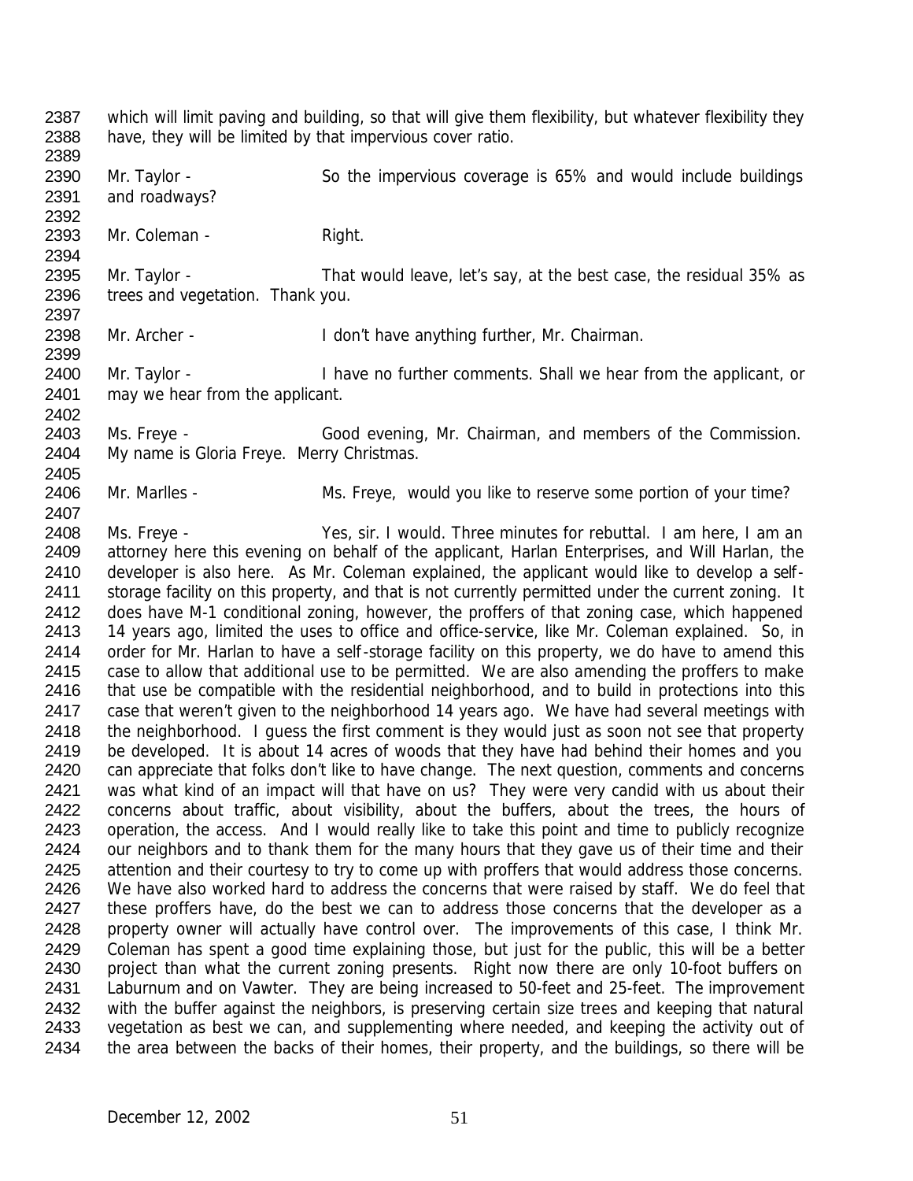which will limit paving and building, so that will give them flexibility, but whatever flexibility they have, they will be limited by that impervious cover ratio.

Mr. Taylor - So the impervious coverage is 65% and would include buildings and roadways?

Mr. Coleman - Right.

Mr. Taylor - That would leave, let's say, at the best case, the residual 35% as trees and vegetation. Thank you.

Mr. Archer - I don't have anything further, Mr. Chairman.

Mr. Taylor - I have no further comments. Shall we hear from the applicant, or may we hear from the applicant.

Ms. Freye - Good evening, Mr. Chairman, and members of the Commission. My name is Gloria Freye. Merry Christmas.

Mr. Marlles - Ms. Freye, would you like to reserve some portion of your time?

Ms. Freye - Yes, sir. I would. Three minutes for rebuttal. I am here, I am an attorney here this evening on behalf of the applicant, Harlan Enterprises, and Will Harlan, the developer is also here. As Mr. Coleman explained, the applicant would like to develop a self-storage facility on this property, and that is not currently permitted under the current zoning. It does have M-1 conditional zoning, however, the proffers of that zoning case, which happened 14 years ago, limited the uses to office and office-service, like Mr. Coleman explained. So, in order for Mr. Harlan to have a self-storage facility on this property, we do have to amend this case to allow that additional use to be permitted. We are also amending the proffers to make that use be compatible with the residential neighborhood, and to build in protections into this case that weren't given to the neighborhood 14 years ago. We have had several meetings with the neighborhood. I guess the first comment is they would just as soon not see that property be developed. It is about 14 acres of woods that they have had behind their homes and you can appreciate that folks don't like to have change. The next question, comments and concerns was what kind of an impact will that have on us? They were very candid with us about their concerns about traffic, about visibility, about the buffers, about the trees, the hours of operation, the access. And I would really like to take this point and time to publicly recognize our neighbors and to thank them for the many hours that they gave us of their time and their attention and their courtesy to try to come up with proffers that would address those concerns. We have also worked hard to address the concerns that were raised by staff. We do feel that these proffers have, do the best we can to address those concerns that the developer as a property owner will actually have control over. The improvements of this case, I think Mr. Coleman has spent a good time explaining those, but just for the public, this will be a better project than what the current zoning presents. Right now there are only 10-foot buffers on Laburnum and on Vawter. They are being increased to 50-feet and 25-feet. The improvement with the buffer against the neighbors, is preserving certain size trees and keeping that natural vegetation as best we can, and supplementing where needed, and keeping the activity out of the area between the backs of their homes, their property, and the buildings, so there will be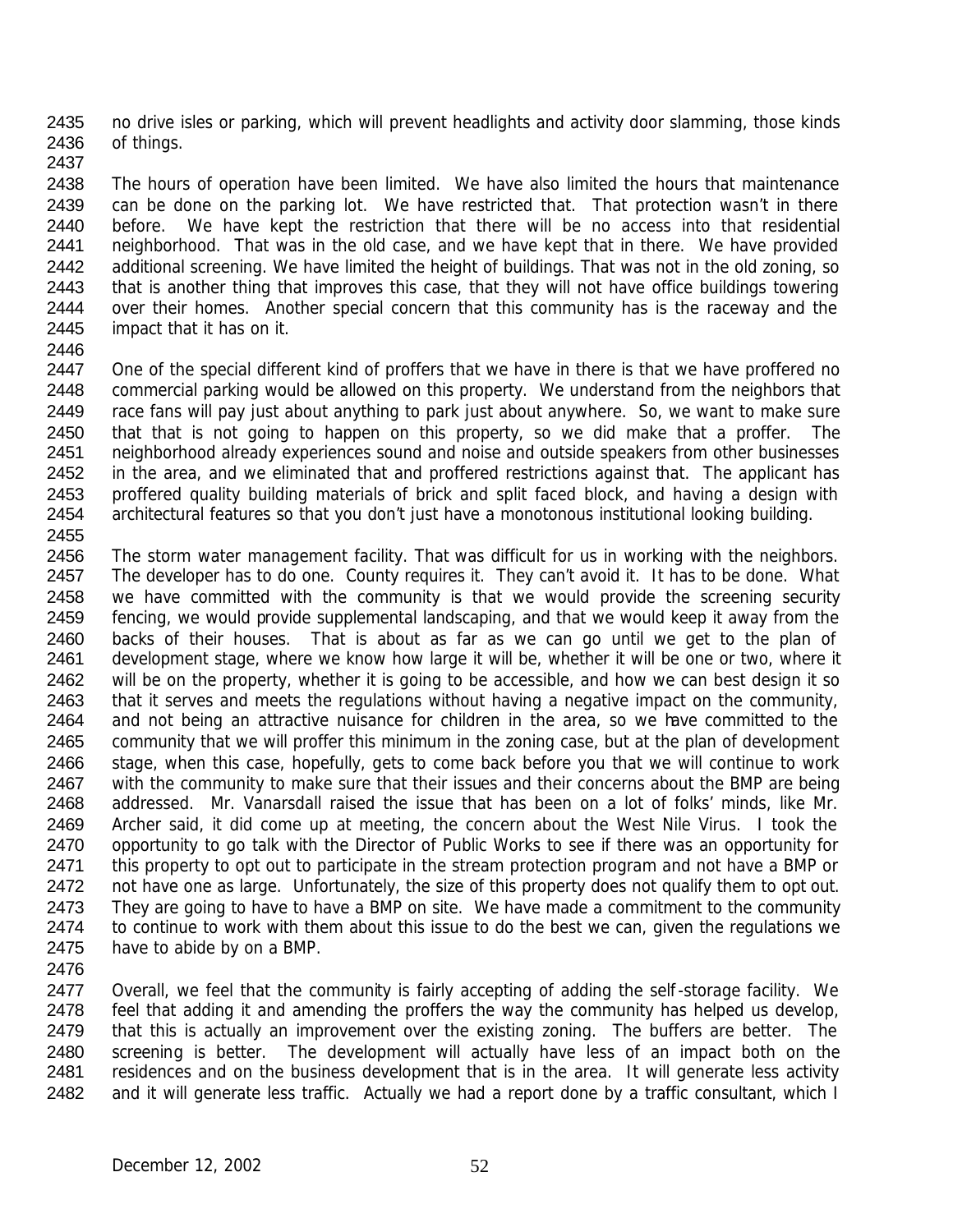no drive isles or parking, which will prevent headlights and activity door slamming, those kinds of things.

The hours of operation have been limited. We have also limited the hours that maintenance can be done on the parking lot. We have restricted that. That protection wasn't in there before. We have kept the restriction that there will be no access into that residential neighborhood. That was in the old case, and we have kept that in there. We have provided additional screening. We have limited the height of buildings. That was not in the old zoning, so that is another thing that improves this case, that they will not have office buildings towering over their homes. Another special concern that this community has is the raceway and the impact that it has on it.

One of the special different kind of proffers that we have in there is that we have proffered no commercial parking would be allowed on this property. We understand from the neighbors that race fans will pay just about anything to park just about anywhere. So, we want to make sure that that is not going to happen on this property, so we did make that a proffer. The neighborhood already experiences sound and noise and outside speakers from other businesses in the area, and we eliminated that and proffered restrictions against that. The applicant has proffered quality building materials of brick and split faced block, and having a design with architectural features so that you don't just have a monotonous institutional looking building.

The storm water management facility. That was difficult for us in working with the neighbors. The developer has to do one. County requires it. They can't avoid it. It has to be done. What we have committed with the community is that we would provide the screening security fencing, we would provide supplemental landscaping, and that we would keep it away from the backs of their houses. That is about as far as we can go until we get to the plan of development stage, where we know how large it will be, whether it will be one or two, where it will be on the property, whether it is going to be accessible, and how we can best design it so that it serves and meets the regulations without having a negative impact on the community, and not being an attractive nuisance for children in the area, so we have committed to the community that we will proffer this minimum in the zoning case, but at the plan of development stage, when this case, hopefully, gets to come back before you that we will continue to work with the community to make sure that their issues and their concerns about the BMP are being addressed. Mr. Vanarsdall raised the issue that has been on a lot of folks' minds, like Mr. Archer said, it did come up at meeting, the concern about the West Nile Virus. I took the opportunity to go talk with the Director of Public Works to see if there was an opportunity for this property to opt out to participate in the stream protection program and not have a BMP or not have one as large. Unfortunately, the size of this property does not qualify them to opt out. They are going to have to have a BMP on site. We have made a commitment to the community to continue to work with them about this issue to do the best we can, given the regulations we have to abide by on a BMP.

Overall, we feel that the community is fairly accepting of adding the self-storage facility. We feel that adding it and amending the proffers the way the community has helped us develop, that this is actually an improvement over the existing zoning. The buffers are better. The screening is better. The development will actually have less of an impact both on the residences and on the business development that is in the area. It will generate less activity and it will generate less traffic. Actually we had a report done by a traffic consultant, which I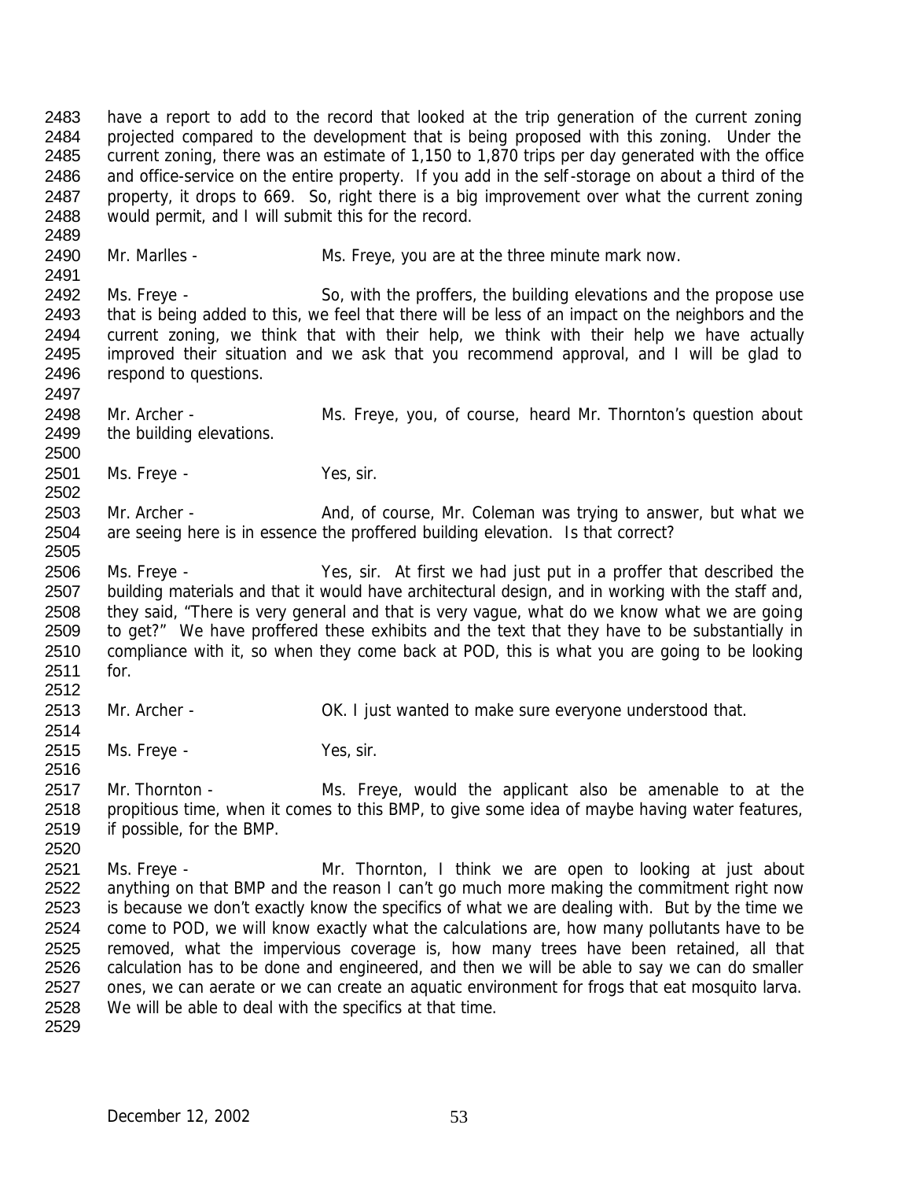have a report to add to the record that looked at the trip generation of the current zoning projected compared to the development that is being proposed with this zoning. Under the current zoning, there was an estimate of 1,150 to 1,870 trips per day generated with the office and office-service on the entire property. If you add in the self-storage on about a third of the property, it drops to 669. So, right there is a big improvement over what the current zoning would permit, and I will submit this for the record.

Mr. Marlles - Ms. Freye, you are at the three minute mark now.

Ms. Freye - So, with the proffers, the building elevations and the propose use that is being added to this, we feel that there will be less of an impact on the neighbors and the current zoning, we think that with their help, we think with their help we have actually improved their situation and we ask that you recommend approval, and I will be glad to respond to questions.

Mr. Archer - Ms. Freye, you, of course, heard Mr. Thornton's question about the building elevations.

Ms. Freye - Yes, sir.

Mr. Archer - And, of course, Mr. Coleman was trying to answer, but what we are seeing here is in essence the proffered building elevation. Is that correct?

Ms. Freye - Yes, sir. At first we had just put in a proffer that described the building materials and that it would have architectural design, and in working with the staff and, they said, "There is very general and that is very vague, what do we know what we are going to get?" We have proffered these exhibits and the text that they have to be substantially in compliance with it, so when they come back at POD, this is what you are going to be looking for.

Mr. Archer - OK. I just wanted to make sure everyone understood that.

Ms. Freye - Yes, sir.

Mr. Thornton - Ms. Freye, would the applicant also be amenable to at the propitious time, when it comes to this BMP, to give some idea of maybe having water features, if possible, for the BMP.

Ms. Freye - Mr. Thornton, I think we are open to looking at just about anything on that BMP and the reason I can't go much more making the commitment right now is because we don't exactly know the specifics of what we are dealing with. But by the time we come to POD, we will know exactly what the calculations are, how many pollutants have to be removed, what the impervious coverage is, how many trees have been retained, all that calculation has to be done and engineered, and then we will be able to say we can do smaller ones, we can aerate or we can create an aquatic environment for frogs that eat mosquito larva. We will be able to deal with the specifics at that time.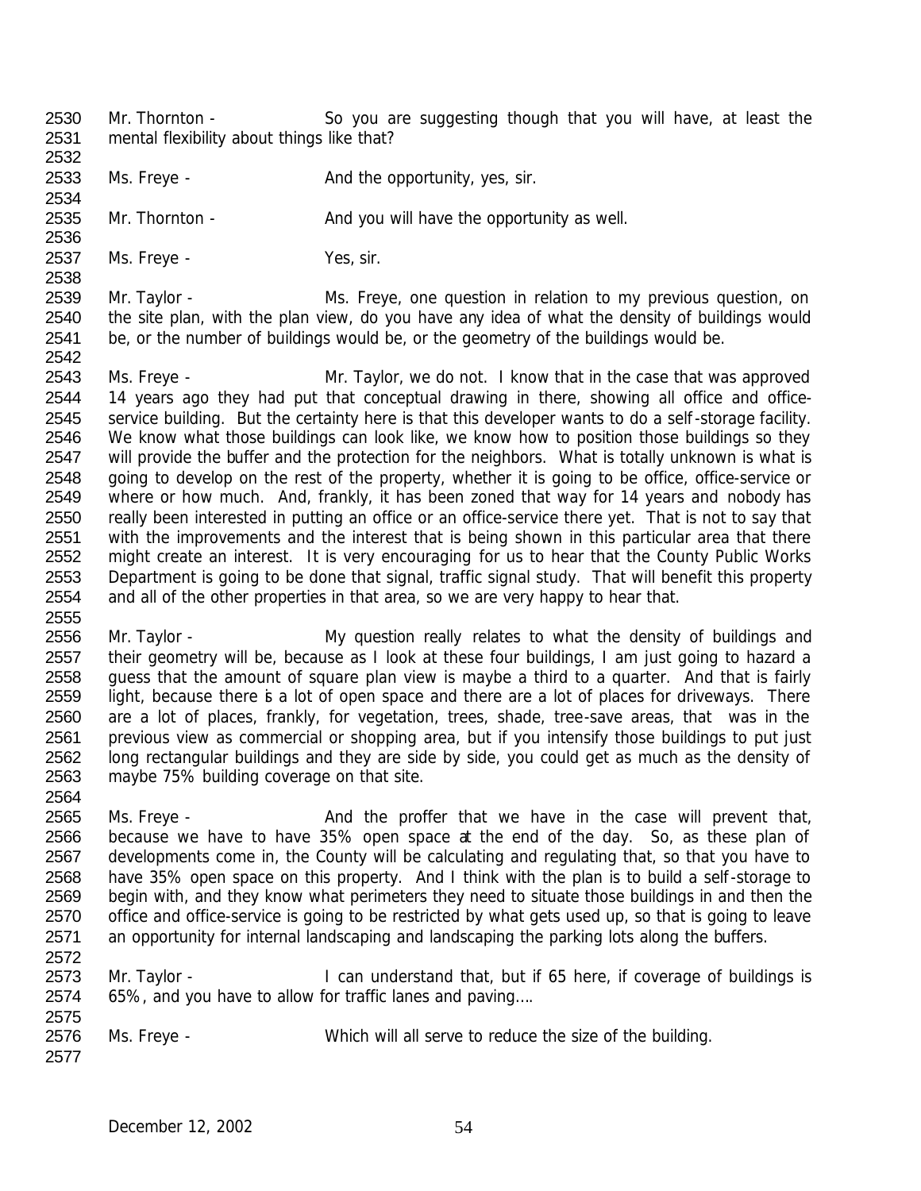2530 Mr. Thornton - So you are suggesting though that you will have, at least the
2531 mental flexibility about things like that?
2532
2533 Ms. Freye - And the opportunity, yes, sir.
2534
2535 Mr. Thornton - And you will have the opportunity as well.
2536
2537 Ms. Freye - Yes, sir.
2538
2539 Mr. Taylor - Ms. Freye, one question in relation to my previous question, on
2540 the site plan, with the plan view, do you have any idea of what the density of buildings would
2541 be, or the number of buildings would be, or the geometry of the buildings would be.
2542
2543 Ms. Freye - Mr. Taylor, we do not. I know that in the case that was approved
2544 14 years ago they had put that conceptual drawing in there, showing all office and office-
2545 service building. But the certainty here is that this developer wants to do a self-storage facility.
2546 We know what those buildings can look like, we know how to position those buildings so they
2547 will provide the buffer and the protection for the neighbors. What is totally unknown is what is
2548 going to develop on the rest of the property, whether it is going to be office, office-service or
2549 where or how much. And, frankly, it has been zoned that way for 14 years and nobody has
2550 really been interested in putting an office or an office-service there yet. That is not to say that
2551 with the improvements and the interest that is being shown in this particular area that there
2552 might create an interest. It is very encouraging for us to hear that the County Public Works
2553 Department is going to be done that signal, traffic signal study. That will benefit this property
2554 and all of the other properties in that area, so we are very happy to hear that.
2555
2556 Mr. Taylor - My question really relates to what the density of buildings and
2557 their geometry will be, because as I look at these four buildings, I am just going to hazard a
2558 guess that the amount of square plan view is maybe a third to a quarter. And that is fairly
2559 light, because there is a lot of open space and there are a lot of places for driveways. There
2560 are a lot of places, frankly, for vegetation, trees, shade, tree-save areas, that was in the
2561 previous view as commercial or shopping area, but if you intensify those buildings to put just
2562 long rectangular buildings and they are side by side, you could get as much as the density of
2563 maybe 75% building coverage on that site.
2564
2565 Ms. Freye - And the proffer that we have in the case will prevent that,
2566 because we have to have 35% open space at the end of the day. So, as these plan of
2567 developments come in, the County will be calculating and regulating that, so that you have to
2568 have 35% open space on this property. And I think with the plan is to build a self-storage to
2569 begin with, and they know what perimeters they need to situate those buildings in and then the
2570 office and office-service is going to be restricted by what gets used up, so that is going to leave
2571 an opportunity for internal landscaping and landscaping the parking lots along the buffers.
2572
2573 Mr. Taylor - I can understand that, but if 65 here, if coverage of buildings is
2574 65%, and you have to allow for traffic lanes and paving….
2575
2576 Ms. Freye - Which will all serve to reduce the size of the building.
2577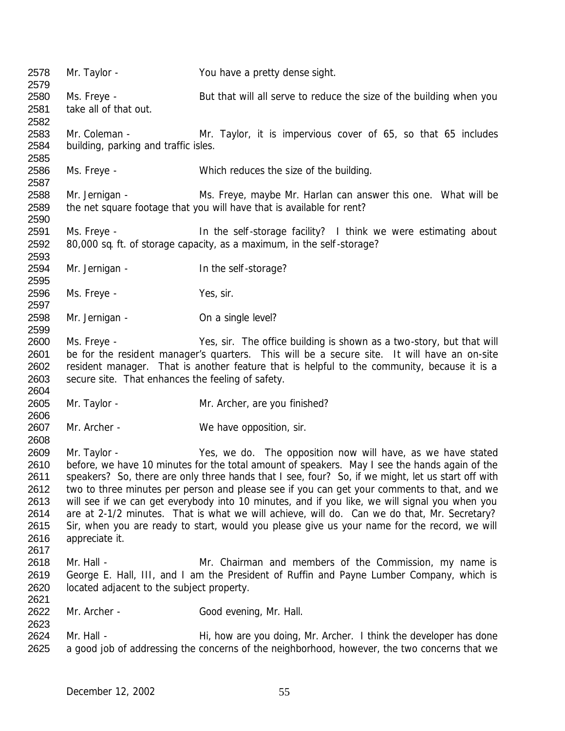Mr. Taylor - You have a pretty dense sight.

Ms. Freye - But that will all serve to reduce the size of the building when you take all of that out.

Mr. Coleman - Mr. Taylor, it is impervious cover of 65, so that 65 includes building, parking and traffic isles.

Ms. Freye - Which reduces the size of the building.

Mr. Jernigan - Ms. Freye, maybe Mr. Harlan can answer this one. What will be the net square footage that you will have that is available for rent?

Ms. Freye - In the self-storage facility? I think we were estimating about 80,000 sq. ft. of storage capacity, as a maximum, in the self-storage?

Mr. Jernigan - In the self-storage?

Ms. Freye - Yes, sir.

Mr. Jernigan - On a single level?

Ms. Freye - Yes, sir. The office building is shown as a two-story, but that will be for the resident manager's quarters. This will be a secure site. It will have an on-site resident manager. That is another feature that is helpful to the community, because it is a secure site. That enhances the feeling of safety.

Mr. Taylor - Mr. Archer, are you finished?

Mr. Archer - We have opposition, sir.

Mr. Taylor - Yes, we do. The opposition now will have, as we have stated before, we have 10 minutes for the total amount of speakers. May I see the hands again of the speakers? So, there are only three hands that I see, four? So, if we might, let us start off with two to three minutes per person and please see if you can get your comments to that, and we will see if we can get everybody into 10 minutes, and if you like, we will signal you when you are at 2-1/2 minutes. That is what we will achieve, will do. Can we do that, Mr. Secretary? Sir, when you are ready to start, would you please give us your name for the record, we will appreciate it.

Mr. Hall - Mr. Chairman and members of the Commission, my name is George E. Hall, III, and I am the President of Ruffin and Payne Lumber Company, which is located adjacent to the subject property.

Mr. Archer - Good evening, Mr. Hall.

Mr. Hall - Hi, how are you doing, Mr. Archer. I think the developer has done a good job of addressing the concerns of the neighborhood, however, the two concerns that we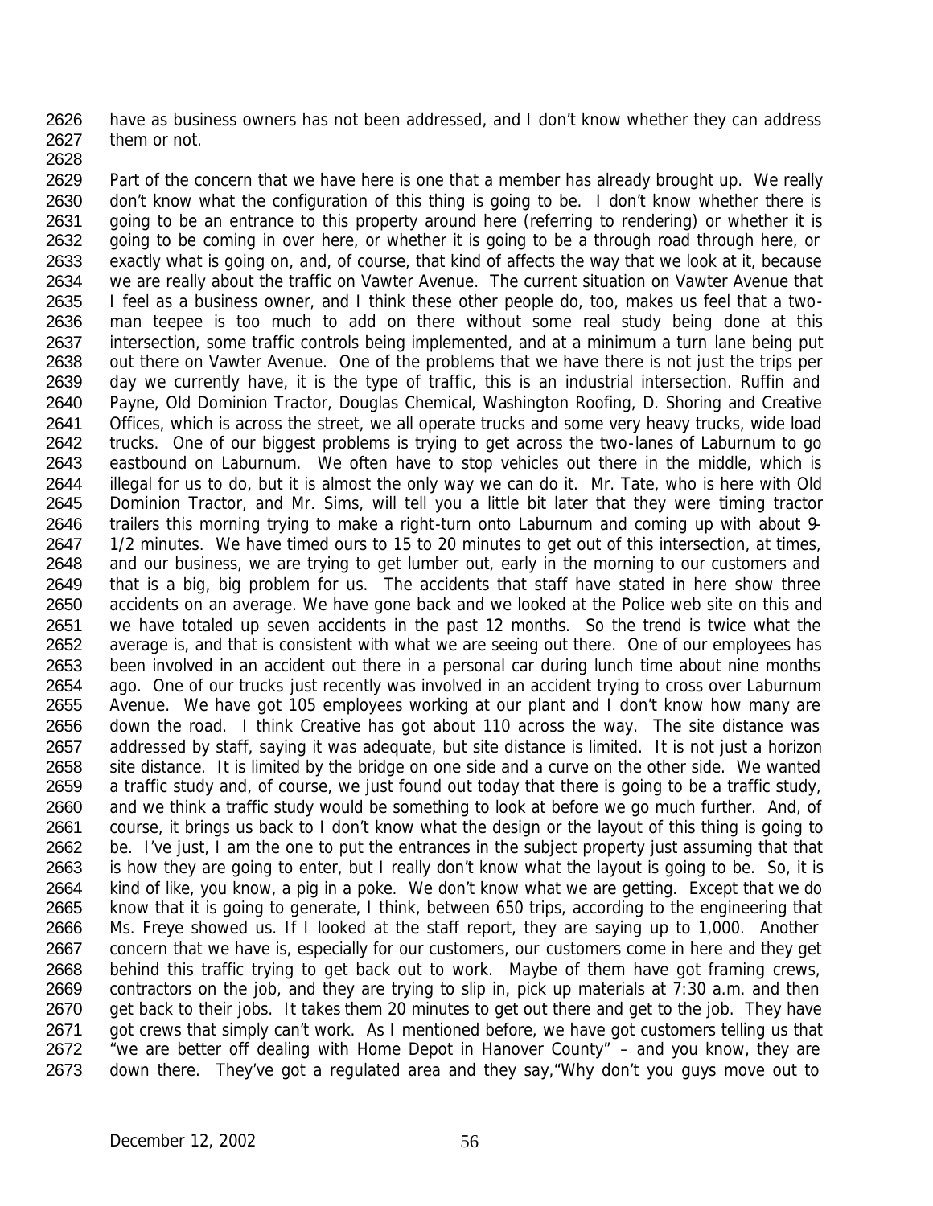have as business owners has not been addressed, and I don't know whether they can address them or not.

Part of the concern that we have here is one that a member has already brought up. We really don't know what the configuration of this thing is going to be. I don't know whether there is going to be an entrance to this property around here (referring to rendering) or whether it is going to be coming in over here, or whether it is going to be a through road through here, or exactly what is going on, and, of course, that kind of affects the way that we look at it, because we are really about the traffic on Vawter Avenue. The current situation on Vawter Avenue that I feel as a business owner, and I think these other people do, too, makes us feel that a two-man teepee is too much to add on there without some real study being done at this intersection, some traffic controls being implemented, and at a minimum a turn lane being put out there on Vawter Avenue. One of the problems that we have there is not just the trips per day we currently have, it is the type of traffic, this is an industrial intersection. Ruffin and Payne, Old Dominion Tractor, Douglas Chemical, Washington Roofing, D. Shoring and Creative Offices, which is across the street, we all operate trucks and some very heavy trucks, wide load trucks. One of our biggest problems is trying to get across the two-lanes of Laburnum to go eastbound on Laburnum. We often have to stop vehicles out there in the middle, which is illegal for us to do, but it is almost the only way we can do it. Mr. Tate, who is here with Old Dominion Tractor, and Mr. Sims, will tell you a little bit later that they were timing tractor trailers this morning trying to make a right-turn onto Laburnum and coming up with about 9-1/2 minutes. We have timed ours to 15 to 20 minutes to get out of this intersection, at times, and our business, we are trying to get lumber out, early in the morning to our customers and that is a big, big problem for us. The accidents that staff have stated in here show three accidents on an average. We have gone back and we looked at the Police web site on this and we have totaled up seven accidents in the past 12 months. So the trend is twice what the average is, and that is consistent with what we are seeing out there. One of our employees has been involved in an accident out there in a personal car during lunch time about nine months ago. One of our trucks just recently was involved in an accident trying to cross over Laburnum Avenue. We have got 105 employees working at our plant and I don't know how many are down the road. I think Creative has got about 110 across the way. The site distance was addressed by staff, saying it was adequate, but site distance is limited. It is not just a horizon site distance. It is limited by the bridge on one side and a curve on the other side. We wanted a traffic study and, of course, we just found out today that there is going to be a traffic study, and we think a traffic study would be something to look at before we go much further. And, of course, it brings us back to I don't know what the design or the layout of this thing is going to be. I've just, I am the one to put the entrances in the subject property just assuming that that is how they are going to enter, but I really don't know what the layout is going to be. So, it is kind of like, you know, a pig in a poke. We don't know what we are getting. Except that we do know that it is going to generate, I think, between 650 trips, according to the engineering that Ms. Freye showed us. If I looked at the staff report, they are saying up to 1,000. Another concern that we have is, especially for our customers, our customers come in here and they get behind this traffic trying to get back out to work. Maybe of them have got framing crews, contractors on the job, and they are trying to slip in, pick up materials at 7:30 a.m. and then get back to their jobs. It takes them 20 minutes to get out there and get to the job. They have got crews that simply can't work. As I mentioned before, we have got customers telling us that "we are better off dealing with Home Depot in Hanover County" – and you know, they are down there. They've got a regulated area and they say,"Why don't you guys move out to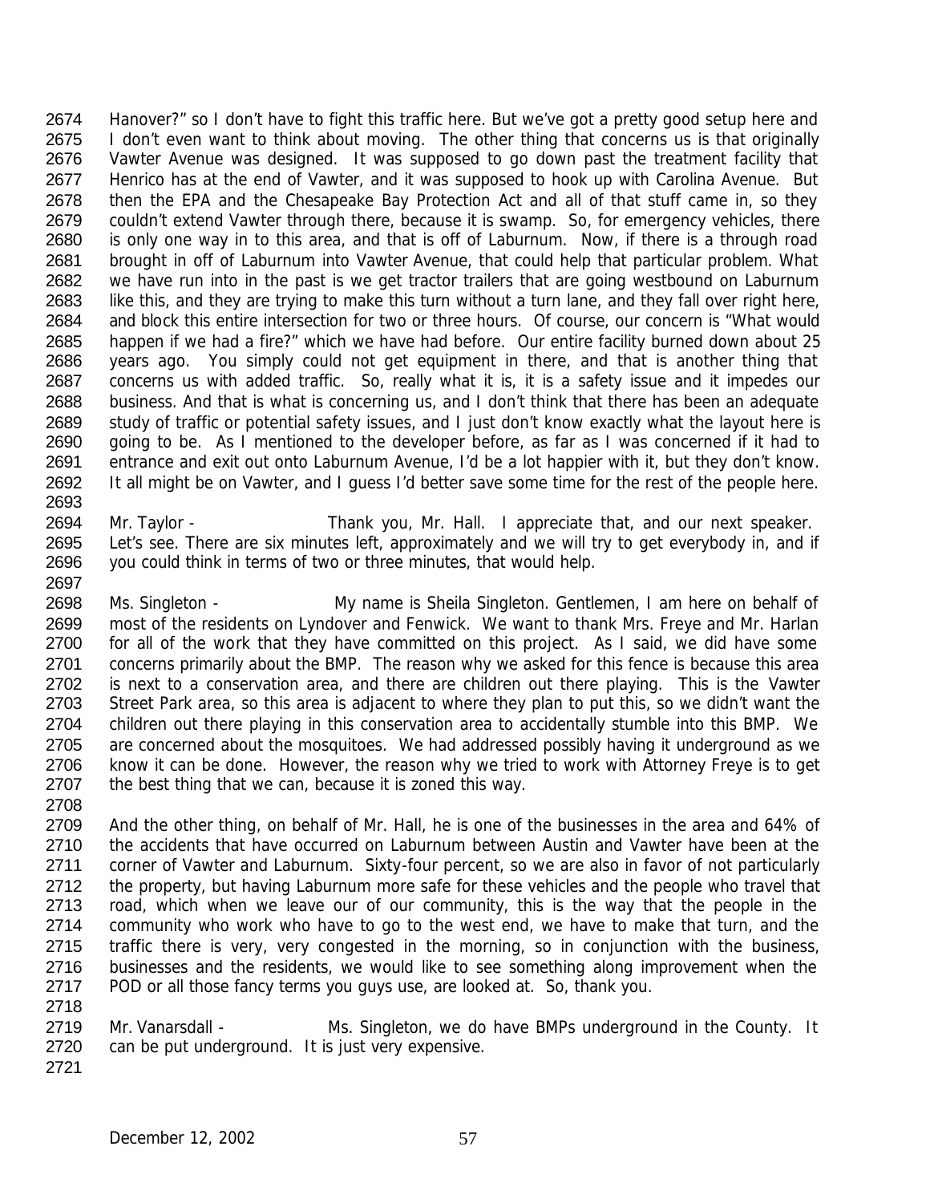Hanover?" so I don't have to fight this traffic here. But we've got a pretty good setup here and I don't even want to think about moving. The other thing that concerns us is that originally Vawter Avenue was designed. It was supposed to go down past the treatment facility that Henrico has at the end of Vawter, and it was supposed to hook up with Carolina Avenue. But then the EPA and the Chesapeake Bay Protection Act and all of that stuff came in, so they couldn't extend Vawter through there, because it is swamp. So, for emergency vehicles, there is only one way in to this area, and that is off of Laburnum. Now, if there is a through road brought in off of Laburnum into Vawter Avenue, that could help that particular problem. What we have run into in the past is we get tractor trailers that are going westbound on Laburnum like this, and they are trying to make this turn without a turn lane, and they fall over right here, and block this entire intersection for two or three hours. Of course, our concern is "What would happen if we had a fire?" which we have had before. Our entire facility burned down about 25 years ago. You simply could not get equipment in there, and that is another thing that concerns us with added traffic. So, really what it is, it is a safety issue and it impedes our business. And that is what is concerning us, and I don't think that there has been an adequate study of traffic or potential safety issues, and I just don't know exactly what the layout here is going to be. As I mentioned to the developer before, as far as I was concerned if it had to entrance and exit out onto Laburnum Avenue, I'd be a lot happier with it, but they don't know. It all might be on Vawter, and I guess I'd better save some time for the rest of the people here.

Mr. Taylor - Thank you, Mr. Hall. I appreciate that, and our next speaker. Let's see. There are six minutes left, approximately and we will try to get everybody in, and if you could think in terms of two or three minutes, that would help.

Ms. Singleton - My name is Sheila Singleton. Gentlemen, I am here on behalf of most of the residents on Lyndover and Fenwick. We want to thank Mrs. Freye and Mr. Harlan for all of the work that they have committed on this project. As I said, we did have some concerns primarily about the BMP. The reason why we asked for this fence is because this area is next to a conservation area, and there are children out there playing. This is the Vawter Street Park area, so this area is adjacent to where they plan to put this, so we didn't want the children out there playing in this conservation area to accidentally stumble into this BMP. We are concerned about the mosquitoes. We had addressed possibly having it underground as we know it can be done. However, the reason why we tried to work with Attorney Freye is to get the best thing that we can, because it is zoned this way.

And the other thing, on behalf of Mr. Hall, he is one of the businesses in the area and 64% of the accidents that have occurred on Laburnum between Austin and Vawter have been at the corner of Vawter and Laburnum. Sixty-four percent, so we are also in favor of not particularly the property, but having Laburnum more safe for these vehicles and the people who travel that road, which when we leave our of our community, this is the way that the people in the community who work who have to go to the west end, we have to make that turn, and the traffic there is very, very congested in the morning, so in conjunction with the business, businesses and the residents, we would like to see something along improvement when the POD or all those fancy terms you guys use, are looked at. So, thank you.

Mr. Vanarsdall - Ms. Singleton, we do have BMPs underground in the County. It can be put underground. It is just very expensive.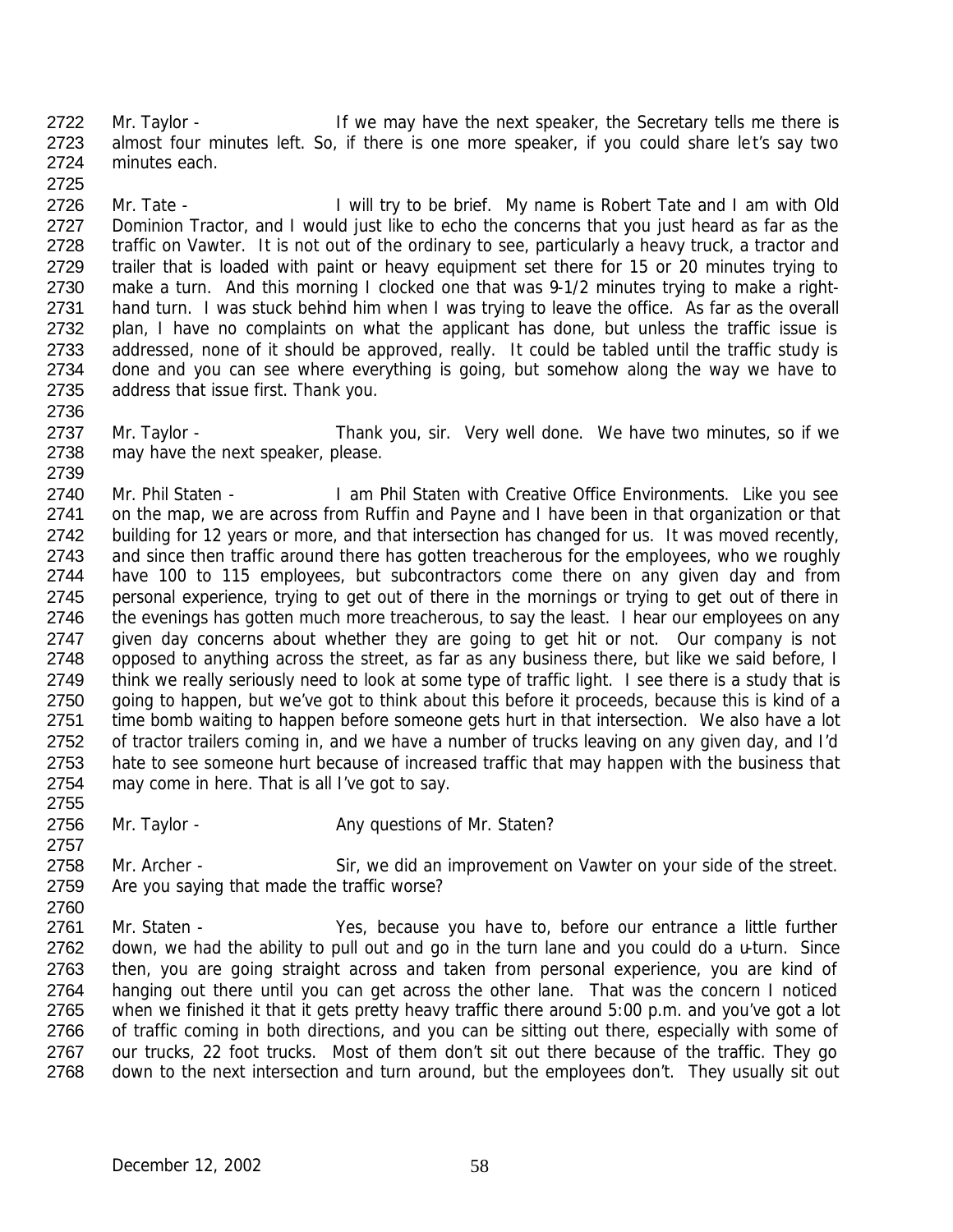Mr. Taylor - If we may have the next speaker, the Secretary tells me there is almost four minutes left. So, if there is one more speaker, if you could share let's say two minutes each.

Mr. Tate - I will try to be brief. My name is Robert Tate and I am with Old Dominion Tractor, and I would just like to echo the concerns that you just heard as far as the traffic on Vawter. It is not out of the ordinary to see, particularly a heavy truck, a tractor and trailer that is loaded with paint or heavy equipment set there for 15 or 20 minutes trying to make a turn. And this morning I clocked one that was 9-1/2 minutes trying to make a right-hand turn. I was stuck behind him when I was trying to leave the office. As far as the overall plan, I have no complaints on what the applicant has done, but unless the traffic issue is addressed, none of it should be approved, really. It could be tabled until the traffic study is done and you can see where everything is going, but somehow along the way we have to address that issue first. Thank you.

Mr. Taylor - Thank you, sir. Very well done. We have two minutes, so if we may have the next speaker, please.

Mr. Phil Staten - I am Phil Staten with Creative Office Environments. Like you see on the map, we are across from Ruffin and Payne and I have been in that organization or that building for 12 years or more, and that intersection has changed for us. It was moved recently, and since then traffic around there has gotten treacherous for the employees, who we roughly have 100 to 115 employees, but subcontractors come there on any given day and from personal experience, trying to get out of there in the mornings or trying to get out of there in the evenings has gotten much more treacherous, to say the least. I hear our employees on any given day concerns about whether they are going to get hit or not. Our company is not opposed to anything across the street, as far as any business there, but like we said before, I think we really seriously need to look at some type of traffic light. I see there is a study that is going to happen, but we've got to think about this before it proceeds, because this is kind of a time bomb waiting to happen before someone gets hurt in that intersection. We also have a lot of tractor trailers coming in, and we have a number of trucks leaving on any given day, and I'd hate to see someone hurt because of increased traffic that may happen with the business that may come in here. That is all I've got to say.

Mr. Taylor - Any questions of Mr. Staten?

Mr. Archer - Sir, we did an improvement on Vawter on your side of the street. Are you saying that made the traffic worse?

Mr. Staten - Yes, because you have to, before our entrance a little further down, we had the ability to pull out and go in the turn lane and you could do a u-turn. Since then, you are going straight across and taken from personal experience, you are kind of hanging out there until you can get across the other lane. That was the concern I noticed when we finished it that it gets pretty heavy traffic there around 5:00 p.m. and you've got a lot of traffic coming in both directions, and you can be sitting out there, especially with some of our trucks, 22 foot trucks. Most of them don't sit out there because of the traffic. They go down to the next intersection and turn around, but the employees don't. They usually sit out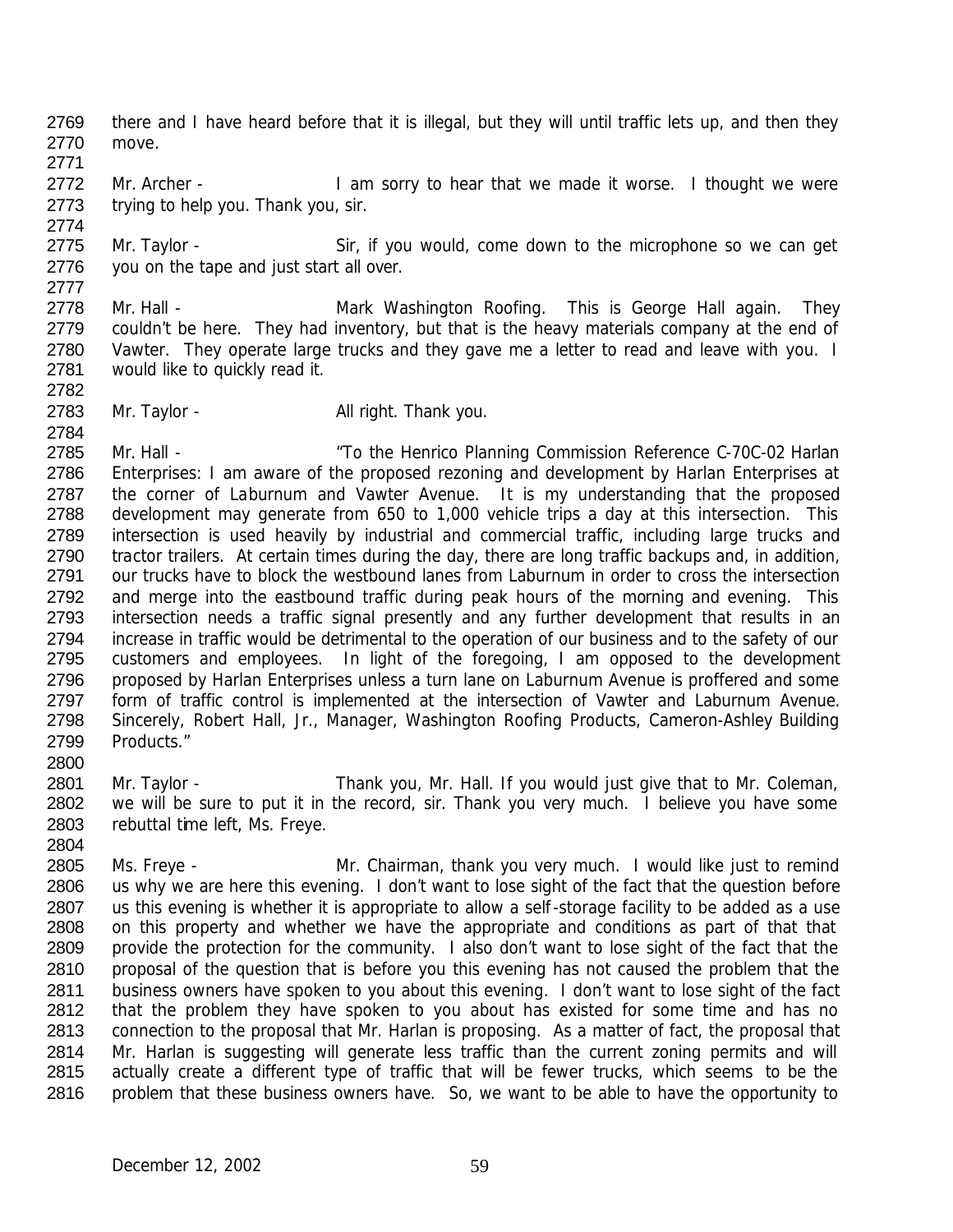there and I have heard before that it is illegal, but they will until traffic lets up, and then they move.

Mr. Archer - I am sorry to hear that we made it worse. I thought we were trying to help you. Thank you, sir.

Mr. Taylor - Sir, if you would, come down to the microphone so we can get you on the tape and just start all over.

Mr. Hall - Mark Washington Roofing. This is George Hall again. They couldn't be here. They had inventory, but that is the heavy materials company at the end of Vawter. They operate large trucks and they gave me a letter to read and leave with you. I would like to quickly read it.

Mr. Taylor - All right. Thank you.

Mr. Hall - "To the Henrico Planning Commission Reference C-70C-02 Harlan Enterprises: I am aware of the proposed rezoning and development by Harlan Enterprises at the corner of Laburnum and Vawter Avenue. It is my understanding that the proposed development may generate from 650 to 1,000 vehicle trips a day at this intersection. This intersection is used heavily by industrial and commercial traffic, including large trucks and tractor trailers. At certain times during the day, there are long traffic backups and, in addition, our trucks have to block the westbound lanes from Laburnum in order to cross the intersection and merge into the eastbound traffic during peak hours of the morning and evening. This intersection needs a traffic signal presently and any further development that results in an increase in traffic would be detrimental to the operation of our business and to the safety of our customers and employees. In light of the foregoing, I am opposed to the development proposed by Harlan Enterprises unless a turn lane on Laburnum Avenue is proffered and some form of traffic control is implemented at the intersection of Vawter and Laburnum Avenue. Sincerely, Robert Hall, Jr., Manager, Washington Roofing Products, Cameron-Ashley Building Products."

Mr. Taylor - Thank you, Mr. Hall. If you would just give that to Mr. Coleman, we will be sure to put it in the record, sir. Thank you very much. I believe you have some rebuttal time left, Ms. Freye.

Ms. Freye - Mr. Chairman, thank you very much. I would like just to remind us why we are here this evening. I don't want to lose sight of the fact that the question before us this evening is whether it is appropriate to allow a self-storage facility to be added as a use on this property and whether we have the appropriate and conditions as part of that that provide the protection for the community. I also don't want to lose sight of the fact that the proposal of the question that is before you this evening has not caused the problem that the business owners have spoken to you about this evening. I don't want to lose sight of the fact that the problem they have spoken to you about has existed for some time and has no connection to the proposal that Mr. Harlan is proposing. As a matter of fact, the proposal that Mr. Harlan is suggesting will generate less traffic than the current zoning permits and will actually create a different type of traffic that will be fewer trucks, which seems to be the problem that these business owners have. So, we want to be able to have the opportunity to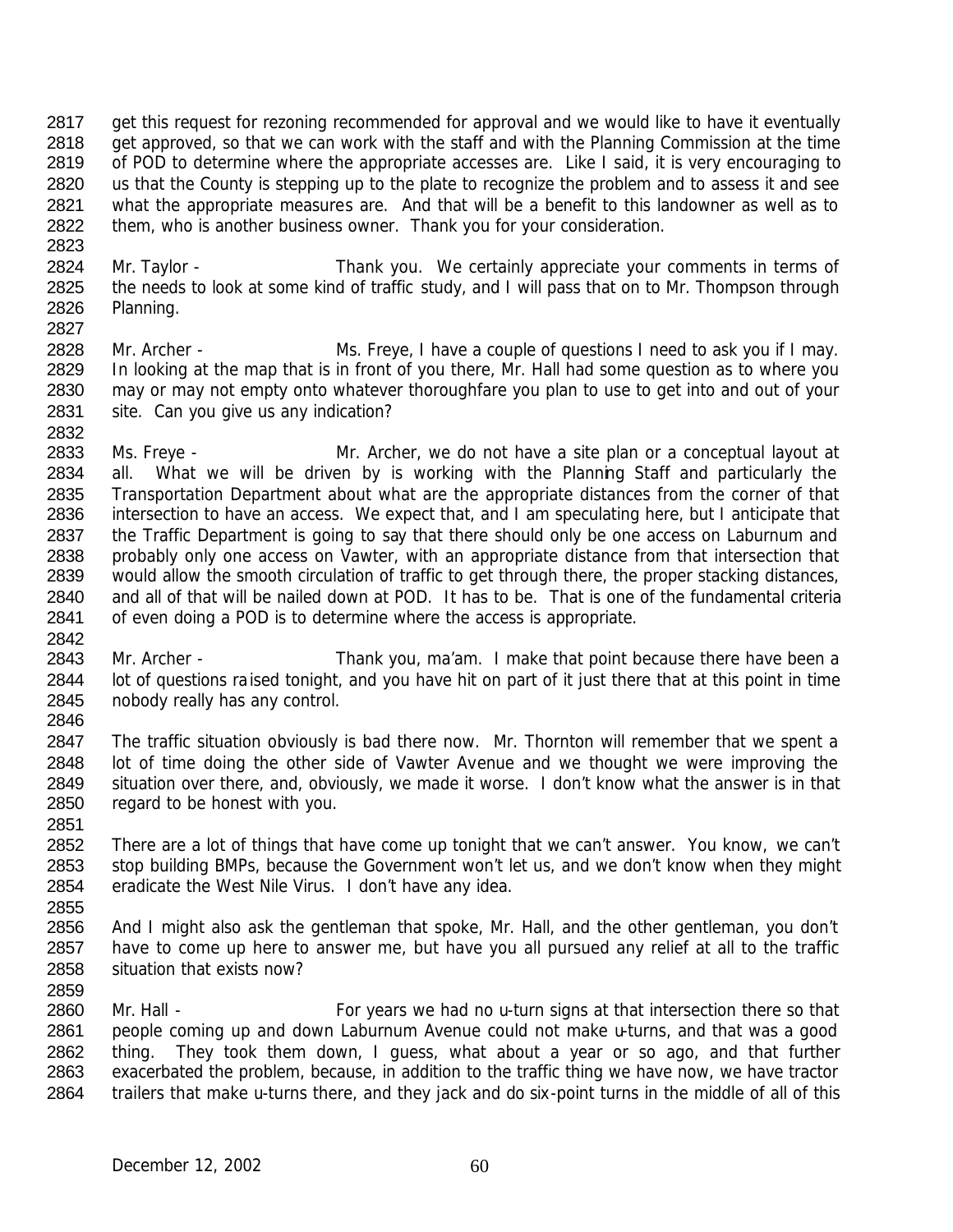2817 get this request for rezoning recommended for approval and we would like to have it eventually
2818 get approved, so that we can work with the staff and with the Planning Commission at the time
2819 of POD to determine where the appropriate accesses are. Like I said, it is very encouraging to
2820 us that the County is stepping up to the plate to recognize the problem and to assess it and see
2821 what the appropriate measures are. And that will be a benefit to this landowner as well as to
2822 them, who is another business owner. Thank you for your consideration.
2823
2824 Mr. Taylor - Thank you. We certainly appreciate your comments in terms of
2825 the needs to look at some kind of traffic study, and I will pass that on to Mr. Thompson through
2826 Planning.
2827
2828 Mr. Archer - Ms. Freye, I have a couple of questions I need to ask you if I may.
2829 In looking at the map that is in front of you there, Mr. Hall had some question as to where you
2830 may or may not empty onto whatever thoroughfare you plan to use to get into and out of your
2831 site. Can you give us any indication?
2832
2833 Ms. Freye - Mr. Archer, we do not have a site plan or a conceptual layout at
2834 all. What we will be driven by is working with the Planning Staff and particularly the
2835 Transportation Department about what are the appropriate distances from the corner of that
2836 intersection to have an access. We expect that, and I am speculating here, but I anticipate that
2837 the Traffic Department is going to say that there should only be one access on Laburnum and
2838 probably only one access on Vawter, with an appropriate distance from that intersection that
2839 would allow the smooth circulation of traffic to get through there, the proper stacking distances,
2840 and all of that will be nailed down at POD. It has to be. That is one of the fundamental criteria
2841 of even doing a POD is to determine where the access is appropriate.
2842
2843 Mr. Archer - Thank you, ma'am. I make that point because there have been a
2844 lot of questions raised tonight, and you have hit on part of it just there that at this point in time
2845 nobody really has any control.
2846
2847 The traffic situation obviously is bad there now. Mr. Thornton will remember that we spent a
2848 lot of time doing the other side of Vawter Avenue and we thought we were improving the
2849 situation over there, and, obviously, we made it worse. I don't know what the answer is in that
2850 regard to be honest with you.
2851
2852 There are a lot of things that have come up tonight that we can't answer. You know, we can't
2853 stop building BMPs, because the Government won't let us, and we don't know when they might
2854 eradicate the West Nile Virus. I don't have any idea.
2855
2856 And I might also ask the gentleman that spoke, Mr. Hall, and the other gentleman, you don't
2857 have to come up here to answer me, but have you all pursued any relief at all to the traffic
2858 situation that exists now?
2859
2860 Mr. Hall - For years we had no u-turn signs at that intersection there so that
2861 people coming up and down Laburnum Avenue could not make u-turns, and that was a good
2862 thing. They took them down, I guess, what about a year or so ago, and that further
2863 exacerbated the problem, because, in addition to the traffic thing we have now, we have tractor
2864 trailers that make u-turns there, and they jack and do six-point turns in the middle of all of this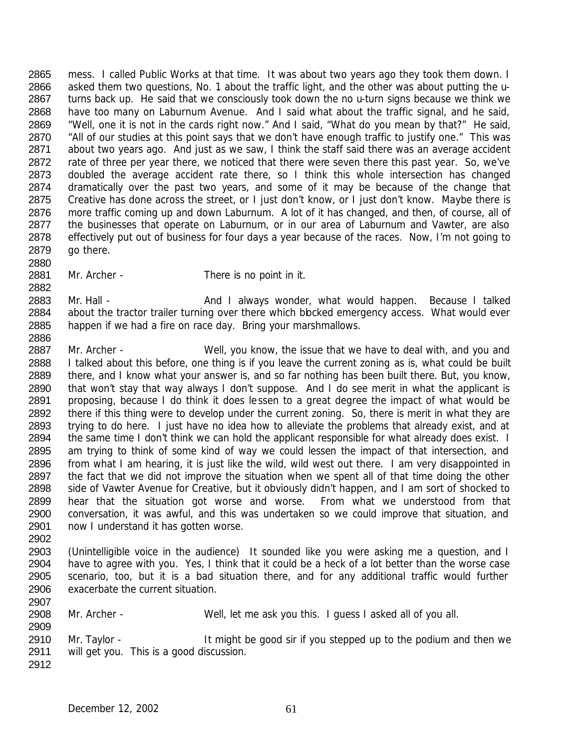mess. I called Public Works at that time. It was about two years ago they took them down. I asked them two questions, No. 1 about the traffic light, and the other was about putting the u-turns back up. He said that we consciously took down the no u-turn signs because we think we have too many on Laburnum Avenue. And I said what about the traffic signal, and he said, "Well, one it is not in the cards right now." And I said, "What do you mean by that?" He said, "All of our studies at this point says that we don't have enough traffic to justify one." This was about two years ago. And just as we saw, I think the staff said there was an average accident rate of three per year there, we noticed that there were seven there this past year. So, we've doubled the average accident rate there, so I think this whole intersection has changed dramatically over the past two years, and some of it may be because of the change that Creative has done across the street, or I just don't know, or I just don't know. Maybe there is more traffic coming up and down Laburnum. A lot of it has changed, and then, of course, all of the businesses that operate on Laburnum, or in our area of Laburnum and Vawter, are also effectively put out of business for four days a year because of the races. Now, I'm not going to go there.

Mr. Archer - There is no point in it.

Mr. Hall - And I always wonder, what would happen. Because I talked about the tractor trailer turning over there which blocked emergency access. What would ever happen if we had a fire on race day. Bring your marshmallows.

Mr. Archer - Well, you know, the issue that we have to deal with, and you and I talked about this before, one thing is if you leave the current zoning as is, what could be built there, and I know what your answer is, and so far nothing has been built there. But, you know, that won't stay that way always I don't suppose. And I do see merit in what the applicant is proposing, because I do think it does lessen to a great degree the impact of what would be there if this thing were to develop under the current zoning. So, there is merit in what they are trying to do here. I just have no idea how to alleviate the problems that already exist, and at the same time I don't think we can hold the applicant responsible for what already does exist. I am trying to think of some kind of way we could lessen the impact of that intersection, and from what I am hearing, it is just like the wild, wild west out there. I am very disappointed in the fact that we did not improve the situation when we spent all of that time doing the other side of Vawter Avenue for Creative, but it obviously didn't happen, and I am sort of shocked to hear that the situation got worse and worse. From what we understood from that conversation, it was awful, and this was undertaken so we could improve that situation, and now I understand it has gotten worse.

(Unintelligible voice in the audience) It sounded like you were asking me a question, and I have to agree with you. Yes, I think that it could be a heck of a lot better than the worse case scenario, too, but it is a bad situation there, and for any additional traffic would further exacerbate the current situation.

Mr. Archer - Well, let me ask you this. I guess I asked all of you all.

Mr. Taylor - It might be good sir if you stepped up to the podium and then we will get you. This is a good discussion.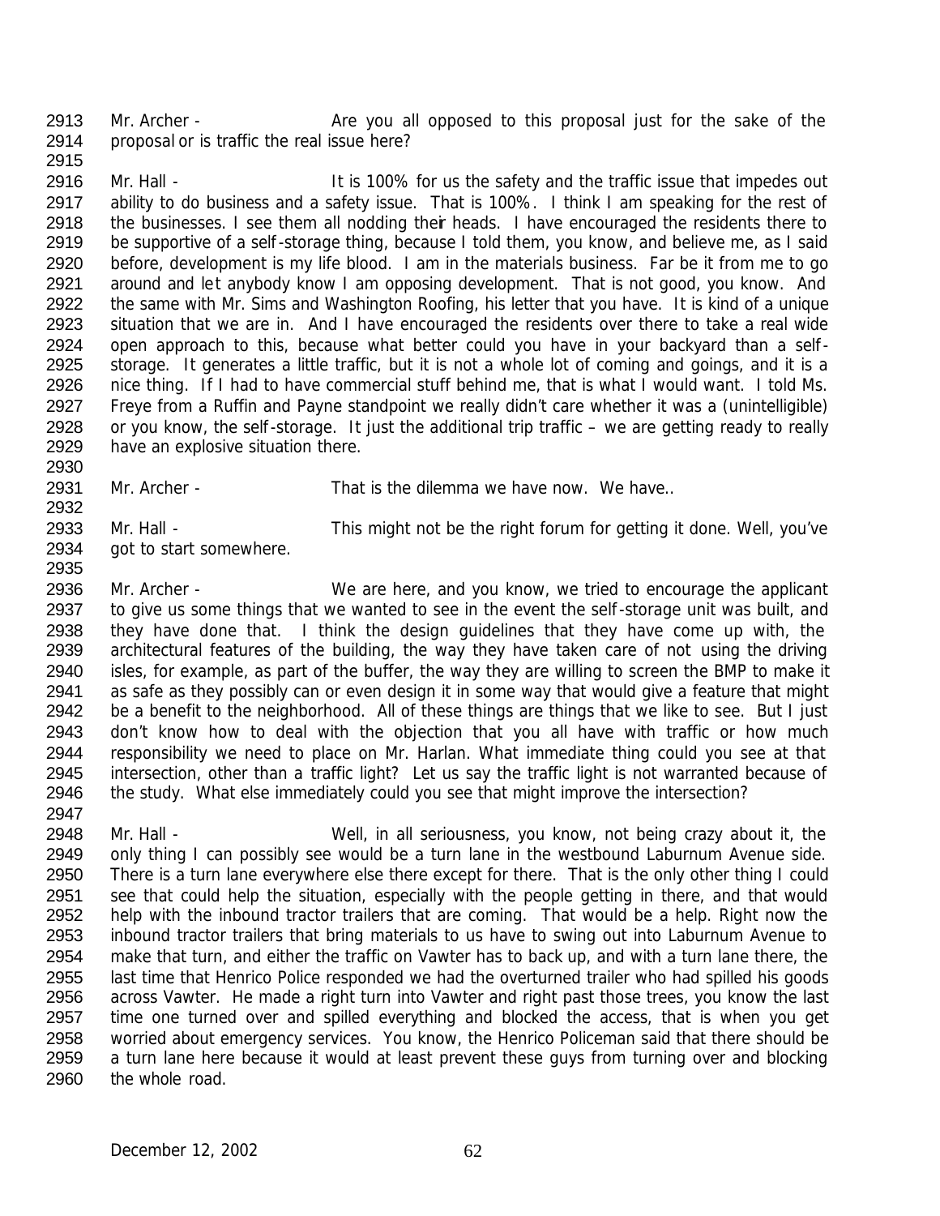Mr. Archer - Are you all opposed to this proposal just for the sake of the proposal or is traffic the real issue here?

Mr. Hall - It is 100% for us the safety and the traffic issue that impedes out ability to do business and a safety issue. That is 100%. I think I am speaking for the rest of the businesses. I see them all nodding their heads. I have encouraged the residents there to be supportive of a self-storage thing, because I told them, you know, and believe me, as I said before, development is my life blood. I am in the materials business. Far be it from me to go around and let anybody know I am opposing development. That is not good, you know. And the same with Mr. Sims and Washington Roofing, his letter that you have. It is kind of a unique situation that we are in. And I have encouraged the residents over there to take a real wide open approach to this, because what better could you have in your backyard than a self-storage. It generates a little traffic, but it is not a whole lot of coming and goings, and it is a nice thing. If I had to have commercial stuff behind me, that is what I would want. I told Ms. Freye from a Ruffin and Payne standpoint we really didn't care whether it was a (unintelligible) or you know, the self-storage. It just the additional trip traffic – we are getting ready to really have an explosive situation there.

Mr. Archer - That is the dilemma we have now. We have..

Mr. Hall - This might not be the right forum for getting it done. Well, you've got to start somewhere.

Mr. Archer - We are here, and you know, we tried to encourage the applicant to give us some things that we wanted to see in the event the self-storage unit was built, and they have done that. I think the design guidelines that they have come up with, the architectural features of the building, the way they have taken care of not using the driving isles, for example, as part of the buffer, the way they are willing to screen the BMP to make it as safe as they possibly can or even design it in some way that would give a feature that might be a benefit to the neighborhood. All of these things are things that we like to see. But I just don't know how to deal with the objection that you all have with traffic or how much responsibility we need to place on Mr. Harlan. What immediate thing could you see at that intersection, other than a traffic light? Let us say the traffic light is not warranted because of the study. What else immediately could you see that might improve the intersection?

Mr. Hall - Well, in all seriousness, you know, not being crazy about it, the only thing I can possibly see would be a turn lane in the westbound Laburnum Avenue side. There is a turn lane everywhere else there except for there. That is the only other thing I could see that could help the situation, especially with the people getting in there, and that would help with the inbound tractor trailers that are coming. That would be a help. Right now the inbound tractor trailers that bring materials to us have to swing out into Laburnum Avenue to make that turn, and either the traffic on Vawter has to back up, and with a turn lane there, the last time that Henrico Police responded we had the overturned trailer who had spilled his goods across Vawter. He made a right turn into Vawter and right past those trees, you know the last time one turned over and spilled everything and blocked the access, that is when you get worried about emergency services. You know, the Henrico Policeman said that there should be a turn lane here because it would at least prevent these guys from turning over and blocking the whole road.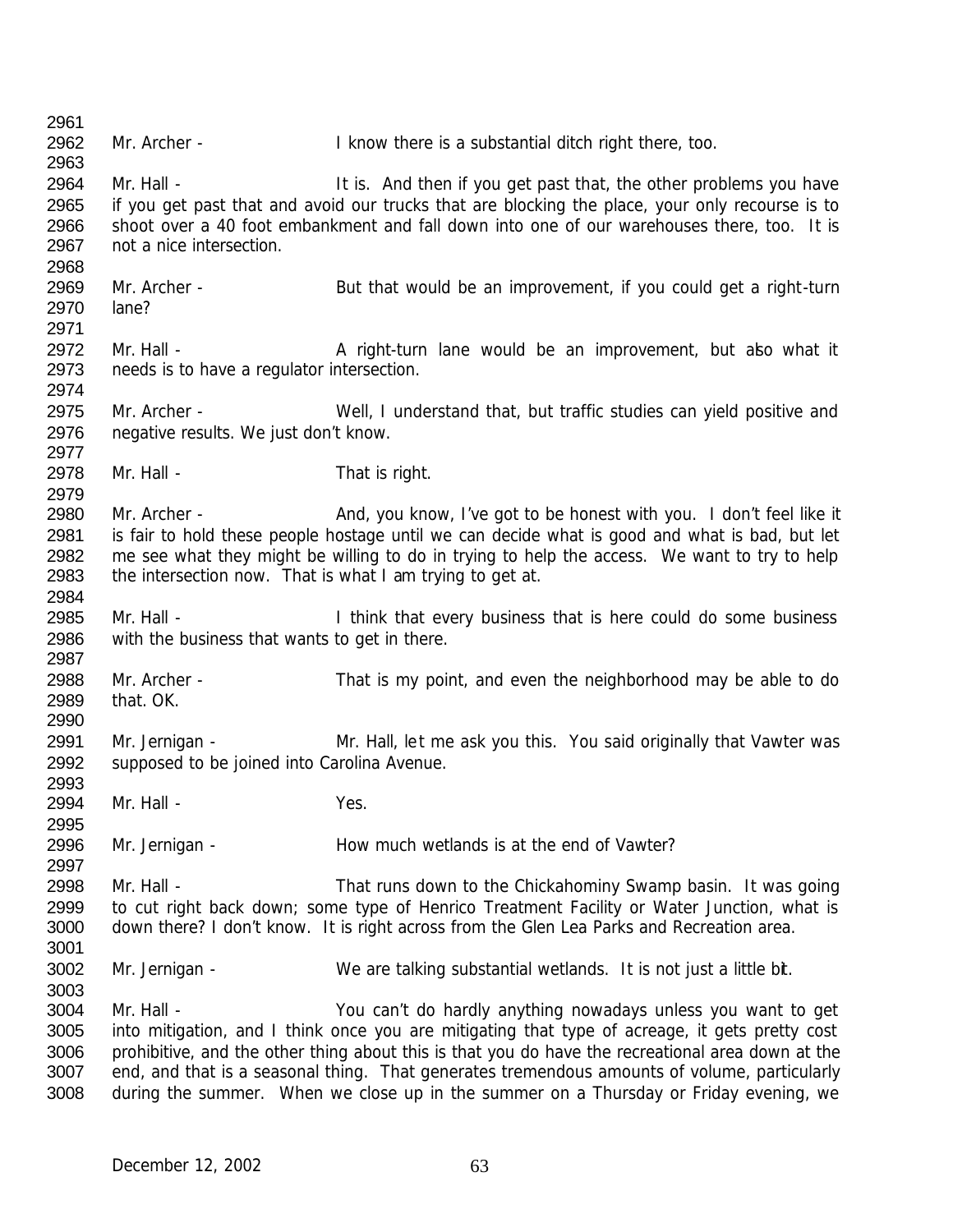Mr. Archer - I know there is a substantial ditch right there, too.

Mr. Hall - It is. And then if you get past that, the other problems you have if you get past that and avoid our trucks that are blocking the place, your only recourse is to shoot over a 40 foot embankment and fall down into one of our warehouses there, too. It is not a nice intersection.

Mr. Archer - But that would be an improvement, if you could get a right-turn lane?

Mr. Hall - A right-turn lane would be an improvement, but also what it needs is to have a regulator intersection.

Mr. Archer - Well, I understand that, but traffic studies can yield positive and negative results. We just don't know.

Mr. Hall - That is right.

Mr. Archer - And, you know, I've got to be honest with you. I don't feel like it is fair to hold these people hostage until we can decide what is good and what is bad, but let me see what they might be willing to do in trying to help the access. We want to try to help the intersection now. That is what I am trying to get at.

Mr. Hall - I think that every business that is here could do some business with the business that wants to get in there.

Mr. Archer - That is my point, and even the neighborhood may be able to do that. OK.

Mr. Jernigan - Mr. Hall, let me ask you this. You said originally that Vawter was supposed to be joined into Carolina Avenue.

Mr. Hall - Yes.

Mr. Jernigan - How much wetlands is at the end of Vawter?

Mr. Hall - That runs down to the Chickahominy Swamp basin. It was going to cut right back down; some type of Henrico Treatment Facility or Water Junction, what is down there? I don't know. It is right across from the Glen Lea Parks and Recreation area.

Mr. Jernigan - We are talking substantial wetlands. It is not just a little bit.

Mr. Hall - You can't do hardly anything nowadays unless you want to get into mitigation, and I think once you are mitigating that type of acreage, it gets pretty cost prohibitive, and the other thing about this is that you do have the recreational area down at the end, and that is a seasonal thing. That generates tremendous amounts of volume, particularly during the summer. When we close up in the summer on a Thursday or Friday evening, we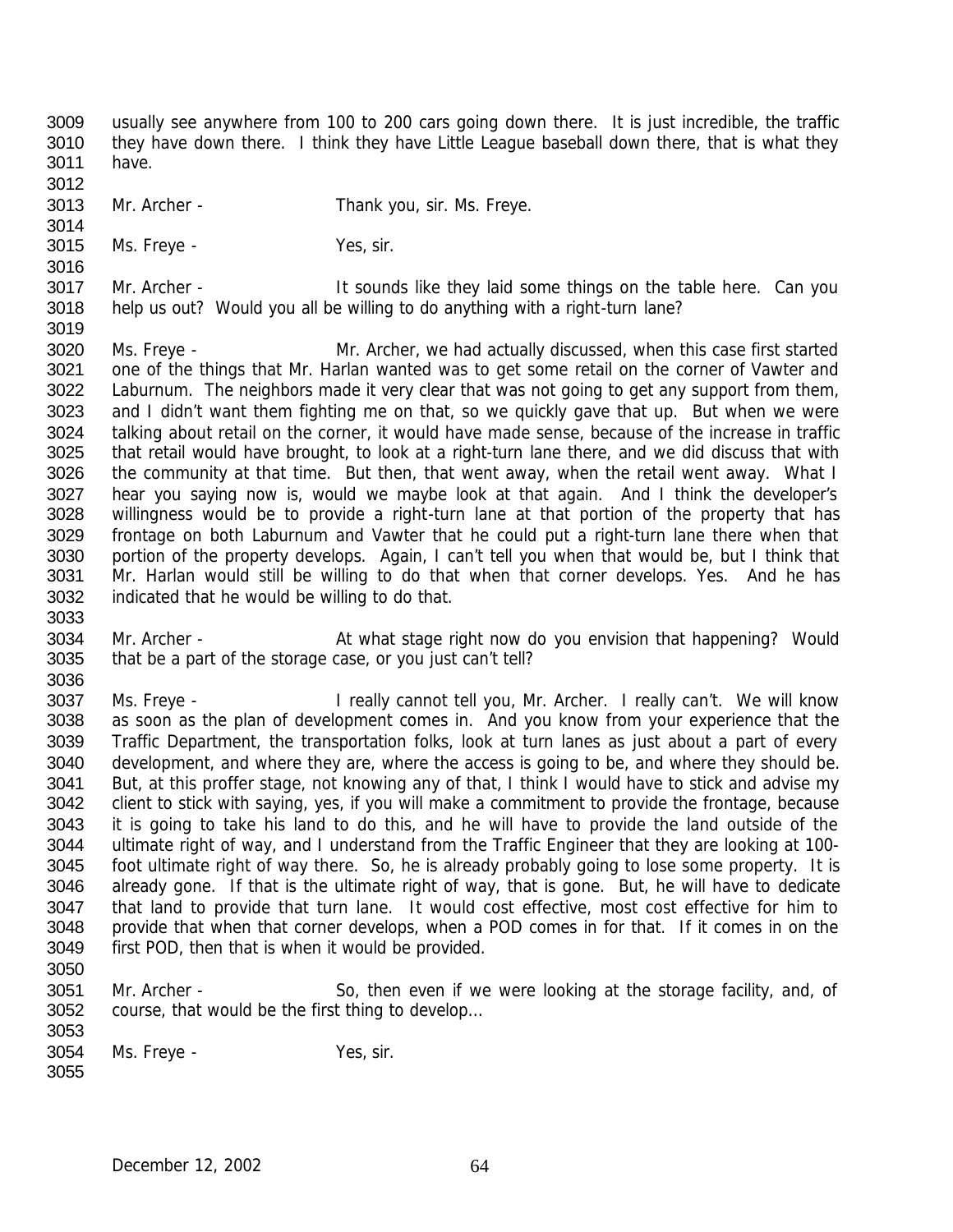usually see anywhere from 100 to 200 cars going down there. It is just incredible, the traffic they have down there. I think they have Little League baseball down there, that is what they have.

Mr. Archer - Thank you, sir. Ms. Freye.

Ms. Freye - Yes, sir.

Mr. Archer - It sounds like they laid some things on the table here. Can you help us out? Would you all be willing to do anything with a right-turn lane?

Ms. Freye - Mr. Archer, we had actually discussed, when this case first started one of the things that Mr. Harlan wanted was to get some retail on the corner of Vawter and Laburnum. The neighbors made it very clear that was not going to get any support from them, and I didn't want them fighting me on that, so we quickly gave that up. But when we were talking about retail on the corner, it would have made sense, because of the increase in traffic that retail would have brought, to look at a right-turn lane there, and we did discuss that with the community at that time. But then, that went away, when the retail went away. What I hear you saying now is, would we maybe look at that again. And I think the developer's willingness would be to provide a right-turn lane at that portion of the property that has frontage on both Laburnum and Vawter that he could put a right-turn lane there when that portion of the property develops. Again, I can't tell you when that would be, but I think that Mr. Harlan would still be willing to do that when that corner develops. Yes. And he has indicated that he would be willing to do that.

Mr. Archer - At what stage right now do you envision that happening? Would that be a part of the storage case, or you just can't tell?

Ms. Freye - I really cannot tell you, Mr. Archer. I really can't. We will know as soon as the plan of development comes in. And you know from your experience that the Traffic Department, the transportation folks, look at turn lanes as just about a part of every development, and where they are, where the access is going to be, and where they should be. But, at this proffer stage, not knowing any of that, I think I would have to stick and advise my client to stick with saying, yes, if you will make a commitment to provide the frontage, because it is going to take his land to do this, and he will have to provide the land outside of the ultimate right of way, and I understand from the Traffic Engineer that they are looking at 100-foot ultimate right of way there. So, he is already probably going to lose some property. It is already gone. If that is the ultimate right of way, that is gone. But, he will have to dedicate that land to provide that turn lane. It would cost effective, most cost effective for him to provide that when that corner develops, when a POD comes in for that. If it comes in on the first POD, then that is when it would be provided.

Mr. Archer - So, then even if we were looking at the storage facility, and, of course, that would be the first thing to develop...

Ms. Freye - Yes, sir.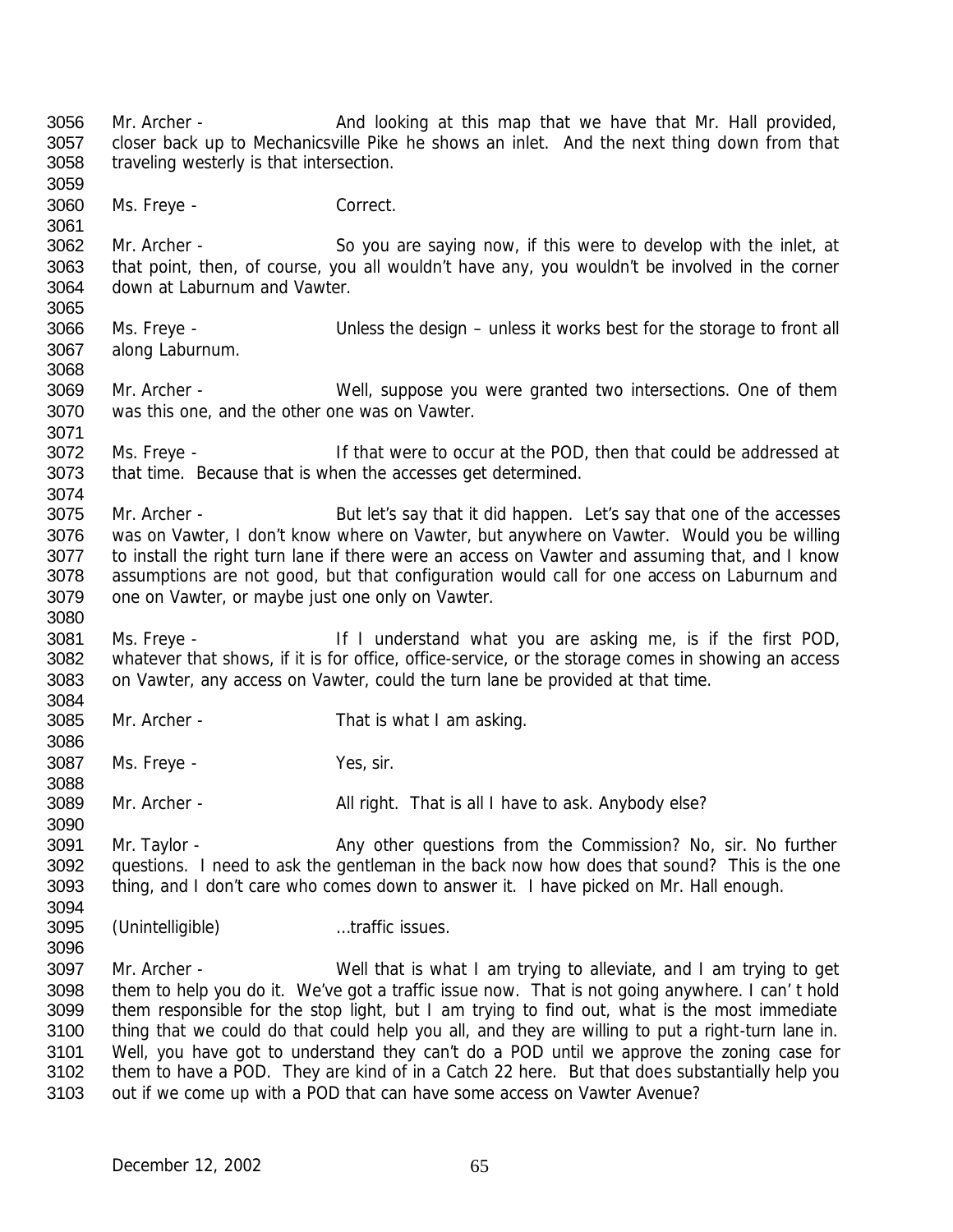Mr. Archer - And looking at this map that we have that Mr. Hall provided, closer back up to Mechanicsville Pike he shows an inlet. And the next thing down from that traveling westerly is that intersection.

Ms. Freye - Correct.

Mr. Archer - So you are saying now, if this were to develop with the inlet, at that point, then, of course, you all wouldn't have any, you wouldn't be involved in the corner down at Laburnum and Vawter.

Ms. Freye - Unless the design – unless it works best for the storage to front all along Laburnum.

Mr. Archer - Well, suppose you were granted two intersections. One of them was this one, and the other one was on Vawter.

Ms. Freye - If that were to occur at the POD, then that could be addressed at that time. Because that is when the accesses get determined.

Mr. Archer - But let's say that it did happen. Let's say that one of the accesses was on Vawter, I don't know where on Vawter, but anywhere on Vawter. Would you be willing to install the right turn lane if there were an access on Vawter and assuming that, and I know assumptions are not good, but that configuration would call for one access on Laburnum and one on Vawter, or maybe just one only on Vawter.

Ms. Freye - If I understand what you are asking me, is if the first POD, whatever that shows, if it is for office, office-service, or the storage comes in showing an access on Vawter, any access on Vawter, could the turn lane be provided at that time.

Mr. Archer - That is what I am asking.

Ms. Freye - Yes, sir.

Mr. Archer - All right. That is all I have to ask. Anybody else?

Mr. Taylor - Any other questions from the Commission? No, sir. No further questions. I need to ask the gentleman in the back now how does that sound? This is the one thing, and I don't care who comes down to answer it. I have picked on Mr. Hall enough.

(Unintelligible) ...traffic issues.

Mr. Archer - Well that is what I am trying to alleviate, and I am trying to get them to help you do it. We've got a traffic issue now. That is not going anywhere. I can' t hold them responsible for the stop light, but I am trying to find out, what is the most immediate thing that we could do that could help you all, and they are willing to put a right-turn lane in. Well, you have got to understand they can't do a POD until we approve the zoning case for them to have a POD. They are kind of in a Catch 22 here. But that does substantially help you out if we come up with a POD that can have some access on Vawter Avenue?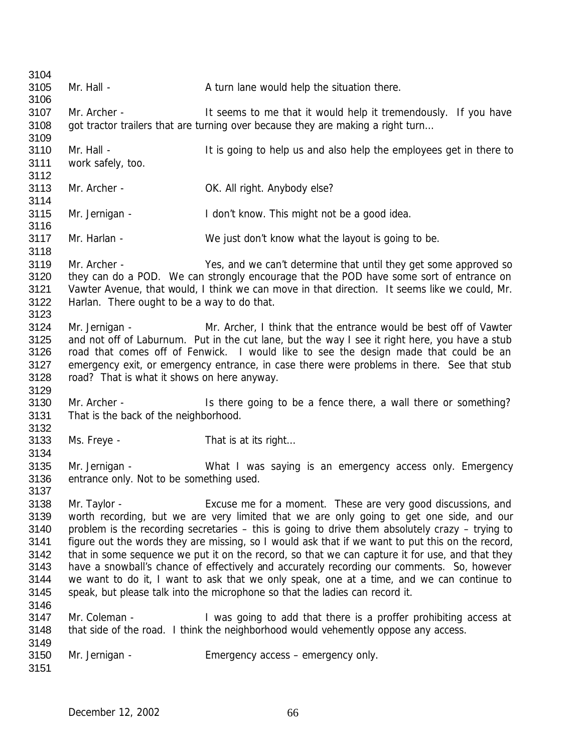Mr. Hall - A turn lane would help the situation there.

Mr. Archer - It seems to me that it would help it tremendously. If you have got tractor trailers that are turning over because they are making a right turn…

Mr. Hall - It is going to help us and also help the employees get in there to work safely, too.

Mr. Archer - OK. All right. Anybody else?

Mr. Jernigan - I don't know. This might not be a good idea.

Mr. Harlan - We just don't know what the layout is going to be.

Mr. Archer - Yes, and we can't determine that until they get some approved so they can do a POD. We can strongly encourage that the POD have some sort of entrance on Vawter Avenue, that would, I think we can move in that direction. It seems like we could, Mr. Harlan. There ought to be a way to do that.

Mr. Jernigan - Mr. Archer, I think that the entrance would be best off of Vawter and not off of Laburnum. Put in the cut lane, but the way I see it right here, you have a stub road that comes off of Fenwick. I would like to see the design made that could be an emergency exit, or emergency entrance, in case there were problems in there. See that stub road? That is what it shows on here anyway.

Mr. Archer - Is there going to be a fence there, a wall there or something? That is the back of the neighborhood.

Ms. Freye - That is at its right…

Mr. Jernigan - What I was saying is an emergency access only. Emergency entrance only. Not to be something used.

Mr. Taylor - Excuse me for a moment. These are very good discussions, and worth recording, but we are very limited that we are only going to get one side, and our problem is the recording secretaries – this is going to drive them absolutely crazy – trying to figure out the words they are missing, so I would ask that if we want to put this on the record, that in some sequence we put it on the record, so that we can capture it for use, and that they have a snowball's chance of effectively and accurately recording our comments. So, however we want to do it, I want to ask that we only speak, one at a time, and we can continue to speak, but please talk into the microphone so that the ladies can record it.

Mr. Coleman - I was going to add that there is a proffer prohibiting access at that side of the road. I think the neighborhood would vehemently oppose any access.

Mr. Jernigan - Emergency access – emergency only.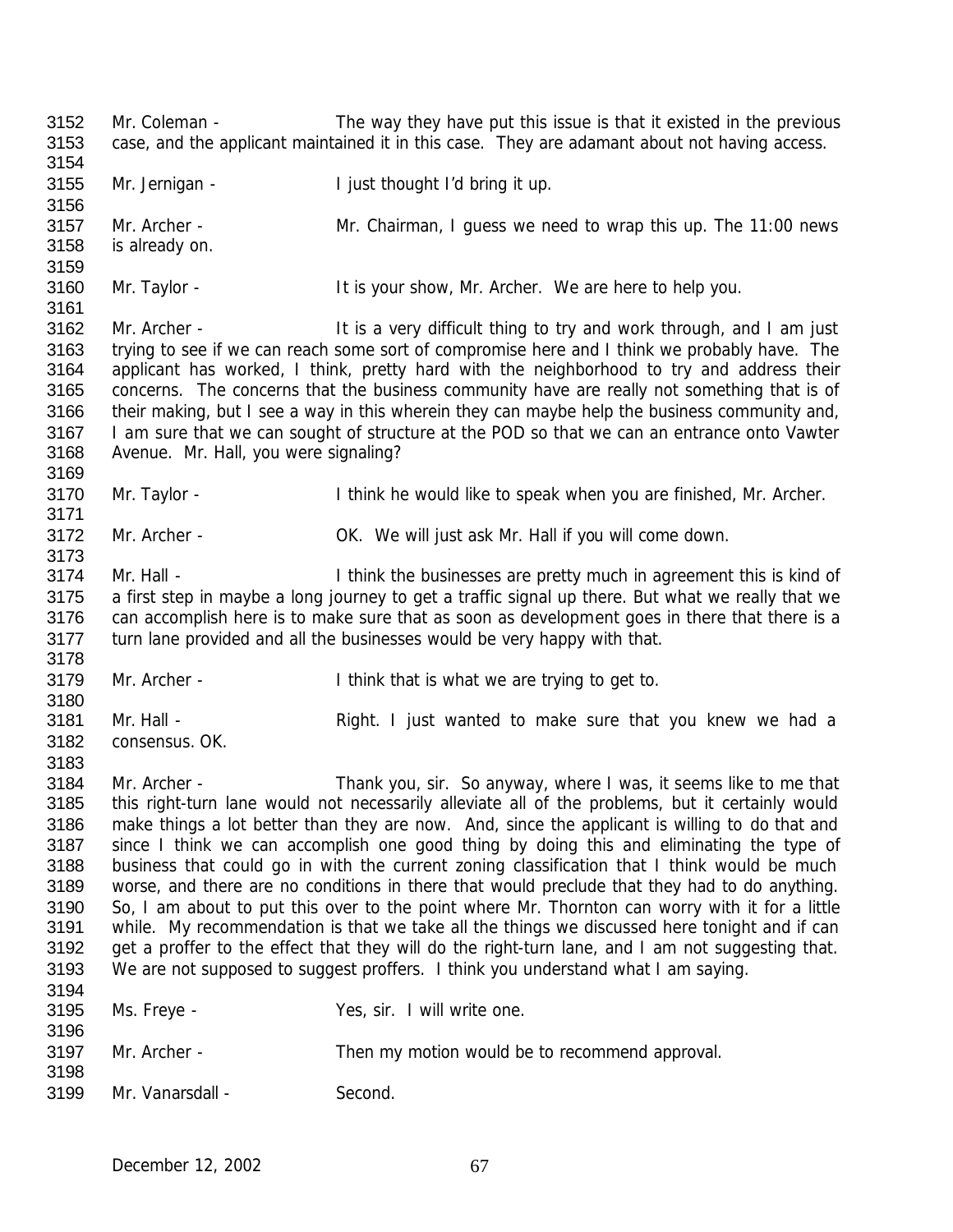3152 Mr. Coleman - The way they have put this issue is that it existed in the previous
3153 case, and the applicant maintained it in this case. They are adamant about not having access.
3154
3155 Mr. Jernigan - I just thought I'd bring it up.
3156
3157 Mr. Archer - Mr. Chairman, I guess we need to wrap this up. The 11:00 news
3158 is already on.
3159
3160 Mr. Taylor - It is your show, Mr. Archer. We are here to help you.
3161
3162 Mr. Archer - It is a very difficult thing to try and work through, and I am just
3163 trying to see if we can reach some sort of compromise here and I think we probably have. The
3164 applicant has worked, I think, pretty hard with the neighborhood to try and address their
3165 concerns. The concerns that the business community have are really not something that is of
3166 their making, but I see a way in this wherein they can maybe help the business community and,
3167 I am sure that we can sought of structure at the POD so that we can an entrance onto Vawter
3168 Avenue. Mr. Hall, you were signaling?
3169
3170 Mr. Taylor - I think he would like to speak when you are finished, Mr. Archer.
3171
3172 Mr. Archer - OK. We will just ask Mr. Hall if you will come down.
3173
3174 Mr. Hall - I think the businesses are pretty much in agreement this is kind of
3175 a first step in maybe a long journey to get a traffic signal up there. But what we really that we
3176 can accomplish here is to make sure that as soon as development goes in there that there is a
3177 turn lane provided and all the businesses would be very happy with that.
3178
3179 Mr. Archer - I think that is what we are trying to get to.
3180
3181 Mr. Hall - Right. I just wanted to make sure that you knew we had a
3182 consensus. OK.
3183
3184 Mr. Archer - Thank you, sir. So anyway, where I was, it seems like to me that
3185 this right-turn lane would not necessarily alleviate all of the problems, but it certainly would
3186 make things a lot better than they are now. And, since the applicant is willing to do that and
3187 since I think we can accomplish one good thing by doing this and eliminating the type of
3188 business that could go in with the current zoning classification that I think would be much
3189 worse, and there are no conditions in there that would preclude that they had to do anything.
3190 So, I am about to put this over to the point where Mr. Thornton can worry with it for a little
3191 while. My recommendation is that we take all the things we discussed here tonight and if can
3192 get a proffer to the effect that they will do the right-turn lane, and I am not suggesting that.
3193 We are not supposed to suggest proffers. I think you understand what I am saying.
3194
3195 Ms. Freye - Yes, sir. I will write one.
3196
3197 Mr. Archer - Then my motion would be to recommend approval.
3198
3199 Mr. Vanarsdall - Second.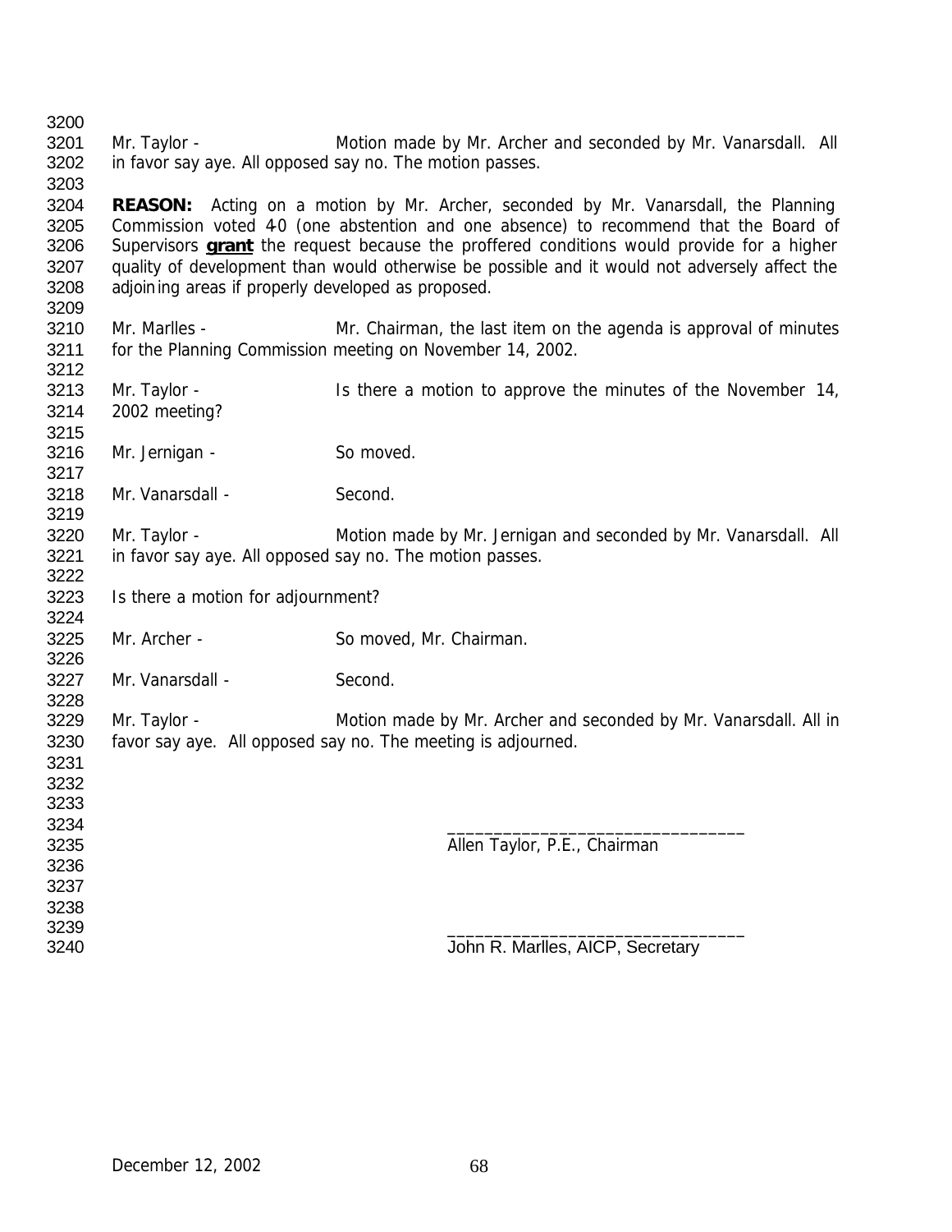Mr. Taylor - Motion made by Mr. Archer and seconded by Mr. Vanarsdall. All in favor say aye. All opposed say no. The motion passes.

**REASON:** Acting on a motion by Mr. Archer, seconded by Mr. Vanarsdall, the Planning Commission voted 4-0 (one abstention and one absence) to recommend that the Board of Supervisors **grant** the request because the proffered conditions would provide for a higher quality of development than would otherwise be possible and it would not adversely affect the adjoining areas if properly developed as proposed.

Mr. Marlles - Mr. Chairman, the last item on the agenda is approval of minutes for the Planning Commission meeting on November 14, 2002.

Mr. Taylor - Is there a motion to approve the minutes of the November 14, 2002 meeting?

Mr. Jernigan - So moved.

Mr. Vanarsdall - Second.

Mr. Taylor - Motion made by Mr. Jernigan and seconded by Mr. Vanarsdall. All in favor say aye. All opposed say no. The motion passes.

Is there a motion for adjournment?

Mr. Archer - So moved, Mr. Chairman.

Mr. Vanarsdall - Second.

Mr. Taylor - Motion made by Mr. Archer and seconded by Mr. Vanarsdall. All in favor say aye. All opposed say no. The meeting is adjourned.

\_\_\_\_\_\_\_\_\_\_\_\_\_\_\_\_\_\_\_\_\_\_\_\_\_\_\_\_\_\_\_\_
Allen Taylor, P.E., Chairman

\_\_\_\_\_\_\_\_\_\_\_\_\_\_\_\_\_\_\_\_\_\_\_\_\_\_\_\_\_\_\_\_
John R. Marlles, AICP, Secretary